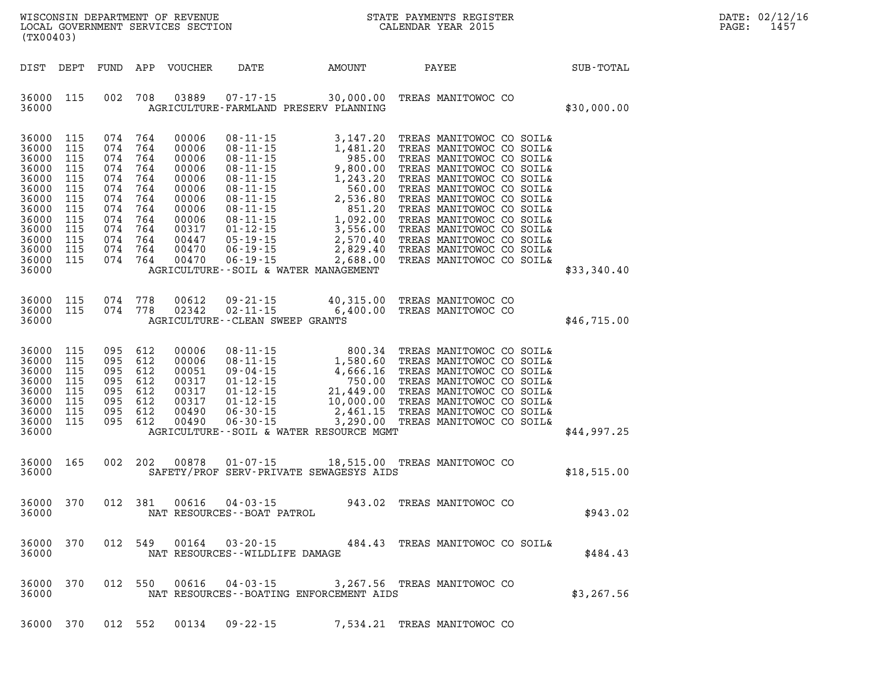WISCONSIN DEPARTMENT OF REVENUE
LOCAL GOVERNMENT SERVICES SECTION
(TX00403)

STATE PAYMENTS REGISTER
CALENDAR YEAR 2015

DATE: 02/12/16
PAGE: 1457

| DIST | DEPT | FUND | APP | VOUCHER | DATE | AMOUNT | PAYEE | SUB-TOTAL |
|---|---|---|---|---|---|---|---|---|
| 36000 | 115 | 002 | 708 | 03889 | 07-17-15 | 30,000.00 | TREAS MANITOWOC CO | |
| 36000 | | | | | AGRICULTURE-FARMLAND PRESERV PLANNING | | | $30,000.00 |
| 36000 | 115 | 074 | 764 | 00006 | 08-11-15 | 3,147.20 | TREAS MANITOWOC CO SOIL& | |
| 36000 | 115 | 074 | 764 | 00006 | 08-11-15 | 1,481.20 | TREAS MANITOWOC CO SOIL& | |
| 36000 | 115 | 074 | 764 | 00006 | 08-11-15 | 985.00 | TREAS MANITOWOC CO SOIL& | |
| 36000 | 115 | 074 | 764 | 00006 | 08-11-15 | 9,800.00 | TREAS MANITOWOC CO SOIL& | |
| 36000 | 115 | 074 | 764 | 00006 | 08-11-15 | 1,243.20 | TREAS MANITOWOC CO SOIL& | |
| 36000 | 115 | 074 | 764 | 00006 | 08-11-15 | 560.00 | TREAS MANITOWOC CO SOIL& | |
| 36000 | 115 | 074 | 764 | 00006 | 08-11-15 | 2,536.80 | TREAS MANITOWOC CO SOIL& | |
| 36000 | 115 | 074 | 764 | 00006 | 08-11-15 | 851.20 | TREAS MANITOWOC CO SOIL& | |
| 36000 | 115 | 074 | 764 | 00006 | 08-11-15 | 1,092.00 | TREAS MANITOWOC CO SOIL& | |
| 36000 | 115 | 074 | 764 | 00317 | 01-12-15 | 3,556.00 | TREAS MANITOWOC CO SOIL& | |
| 36000 | 115 | 074 | 764 | 00447 | 05-19-15 | 2,570.40 | TREAS MANITOWOC CO SOIL& | |
| 36000 | 115 | 074 | 764 | 00470 | 06-19-15 | 2,829.40 | TREAS MANITOWOC CO SOIL& | |
| 36000 | 115 | 074 | 764 | 00470 | 06-19-15 | 2,688.00 | TREAS MANITOWOC CO SOIL& | |
| 36000 | | | | | AGRICULTURE--SOIL & WATER MANAGEMENT | | | $33,340.40 |
| 36000 | 115 | 074 | 778 | 00612 | 09-21-15 | 40,315.00 | TREAS MANITOWOC CO | |
| 36000 | 115 | 074 | 778 | 02342 | 02-11-15 | 6,400.00 | TREAS MANITOWOC CO | |
| 36000 | | | | | AGRICULTURE--CLEAN SWEEP GRANTS | | | $46,715.00 |
| 36000 | 115 | 095 | 612 | 00006 | 08-11-15 | 800.34 | TREAS MANITOWOC CO SOIL& | |
| 36000 | 115 | 095 | 612 | 00006 | 08-11-15 | 1,580.60 | TREAS MANITOWOC CO SOIL& | |
| 36000 | 115 | 095 | 612 | 00051 | 09-04-15 | 4,666.16 | TREAS MANITOWOC CO SOIL& | |
| 36000 | 115 | 095 | 612 | 00317 | 01-12-15 | 750.00 | TREAS MANITOWOC CO SOIL& | |
| 36000 | 115 | 095 | 612 | 00317 | 01-12-15 | 21,449.00 | TREAS MANITOWOC CO SOIL& | |
| 36000 | 115 | 095 | 612 | 00317 | 01-12-15 | 10,000.00 | TREAS MANITOWOC CO SOIL& | |
| 36000 | 115 | 095 | 612 | 00490 | 06-30-15 | 2,461.15 | TREAS MANITOWOC CO SOIL& | |
| 36000 | 115 | 095 | 612 | 00490 | 06-30-15 | 3,290.00 | TREAS MANITOWOC CO SOIL& | |
| 36000 | | | | | AGRICULTURE--SOIL & WATER RESOURCE MGMT | | | $44,997.25 |
| 36000 | 165 | 002 | 202 | 00878 | 01-07-15 | 18,515.00 | TREAS MANITOWOC CO | |
| 36000 | | | | | SAFETY/PROF SERV-PRIVATE SEWAGESYS AIDS | | | $18,515.00 |
| 36000 | 370 | 012 | 381 | 00616 | 04-03-15 | 943.02 | TREAS MANITOWOC CO | |
| 36000 | | | | | NAT RESOURCES--BOAT PATROL | | | $943.02 |
| 36000 | 370 | 012 | 549 | 00164 | 03-20-15 | 484.43 | TREAS MANITOWOC CO SOIL& | |
| 36000 | | | | | NAT RESOURCES--WILDLIFE DAMAGE | | | $484.43 |
| 36000 | 370 | 012 | 550 | 00616 | 04-03-15 | 3,267.56 | TREAS MANITOWOC CO | |
| 36000 | | | | | NAT RESOURCES--BOATING ENFORCEMENT AIDS | | | $3,267.56 |
| 36000 | 370 | 012 | 552 | 00134 | 09-22-15 | 7,534.21 | TREAS MANITOWOC CO | |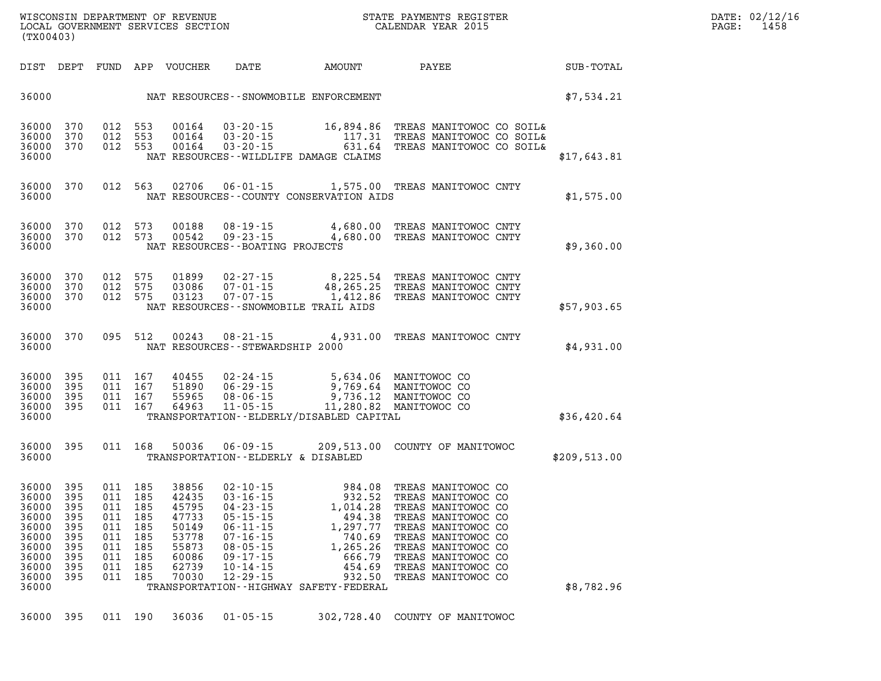| DIST | DEPT | FUND | APP | VOUCHER | DATE | AMOUNT | PAYEE | SUB-TOTAL |
|---|---|---|---|---|---|---|---|---|
| 36000 | | | | | NAT RESOURCES--SNOWMOBILE ENFORCEMENT | | | $7,534.21 |
| 36000 | 370 | 012 | 553 | 00164 | 03-20-15 | 16,894.86 | TREAS MANITOWOC CO SOIL& | |
| 36000 | 370 | 012 | 553 | 00164 | 03-20-15 | 117.31 | TREAS MANITOWOC CO SOIL& | |
| 36000 | 370 | 012 | 553 | 00164 | 03-20-15 | 631.64 | TREAS MANITOWOC CO SOIL& | |
| 36000 | | | | | NAT RESOURCES--WILDLIFE DAMAGE CLAIMS | | | $17,643.81 |
| 36000 | 370 | 012 | 563 | 02706 | 06-01-15 | 1,575.00 | TREAS MANITOWOC CNTY | |
| 36000 | | | | | NAT RESOURCES--COUNTY CONSERVATION AIDS | | | $1,575.00 |
| 36000 | 370 | 012 | 573 | 00188 | 08-19-15 | 4,680.00 | TREAS MANITOWOC CNTY | |
| 36000 | 370 | 012 | 573 | 00542 | 09-23-15 | 4,680.00 | TREAS MANITOWOC CNTY | |
| 36000 | | | | | NAT RESOURCES--BOATING PROJECTS | | | $9,360.00 |
| 36000 | 370 | 012 | 575 | 01899 | 02-27-15 | 8,225.54 | TREAS MANITOWOC CNTY | |
| 36000 | 370 | 012 | 575 | 03086 | 07-01-15 | 48,265.25 | TREAS MANITOWOC CNTY | |
| 36000 | 370 | 012 | 575 | 03123 | 07-07-15 | 1,412.86 | TREAS MANITOWOC CNTY | |
| 36000 | | | | | NAT RESOURCES--SNOWMOBILE TRAIL AIDS | | | $57,903.65 |
| 36000 | 370 | 095 | 512 | 00243 | 08-21-15 | 4,931.00 | TREAS MANITOWOC CNTY | |
| 36000 | | | | | NAT RESOURCES--STEWARDSHIP 2000 | | | $4,931.00 |
| 36000 | 395 | 011 | 167 | 40455 | 02-24-15 | 5,634.06 | MANITOWOC CO | |
| 36000 | 395 | 011 | 167 | 51890 | 06-29-15 | 9,769.64 | MANITOWOC CO | |
| 36000 | 395 | 011 | 167 | 55965 | 08-06-15 | 9,736.12 | MANITOWOC CO | |
| 36000 | 395 | 011 | 167 | 64963 | 11-05-15 | 11,280.82 | MANITOWOC CO | |
| 36000 | | | | | TRANSPORTATION--ELDERLY/DISABLED CAPITAL | | | $36,420.64 |
| 36000 | 395 | 011 | 168 | 50036 | 06-09-15 | 209,513.00 | COUNTY OF MANITOWOC | |
| 36000 | | | | | TRANSPORTATION--ELDERLY & DISABLED | | | $209,513.00 |
| 36000 | 395 | 011 | 185 | 38856 | 02-10-15 | 984.08 | TREAS MANITOWOC CO | |
| 36000 | 395 | 011 | 185 | 42435 | 03-16-15 | 932.52 | TREAS MANITOWOC CO | |
| 36000 | 395 | 011 | 185 | 45795 | 04-23-15 | 1,014.28 | TREAS MANITOWOC CO | |
| 36000 | 395 | 011 | 185 | 47733 | 05-15-15 | 494.38 | TREAS MANITOWOC CO | |
| 36000 | 395 | 011 | 185 | 50149 | 06-11-15 | 1,297.77 | TREAS MANITOWOC CO | |
| 36000 | 395 | 011 | 185 | 53778 | 07-16-15 | 740.69 | TREAS MANITOWOC CO | |
| 36000 | 395 | 011 | 185 | 55873 | 08-05-15 | 1,265.26 | TREAS MANITOWOC CO | |
| 36000 | 395 | 011 | 185 | 60086 | 09-17-15 | 666.79 | TREAS MANITOWOC CO | |
| 36000 | 395 | 011 | 185 | 62739 | 10-14-15 | 454.69 | TREAS MANITOWOC CO | |
| 36000 | 395 | 011 | 185 | 70030 | 12-29-15 | 932.50 | TREAS MANITOWOC CO | |
| 36000 | | | | | TRANSPORTATION--HIGHWAY SAFETY-FEDERAL | | | $8,782.96 |
| 36000 | 395 | 011 | 190 | 36036 | 01-05-15 | 302,728.40 | COUNTY OF MANITOWOC | |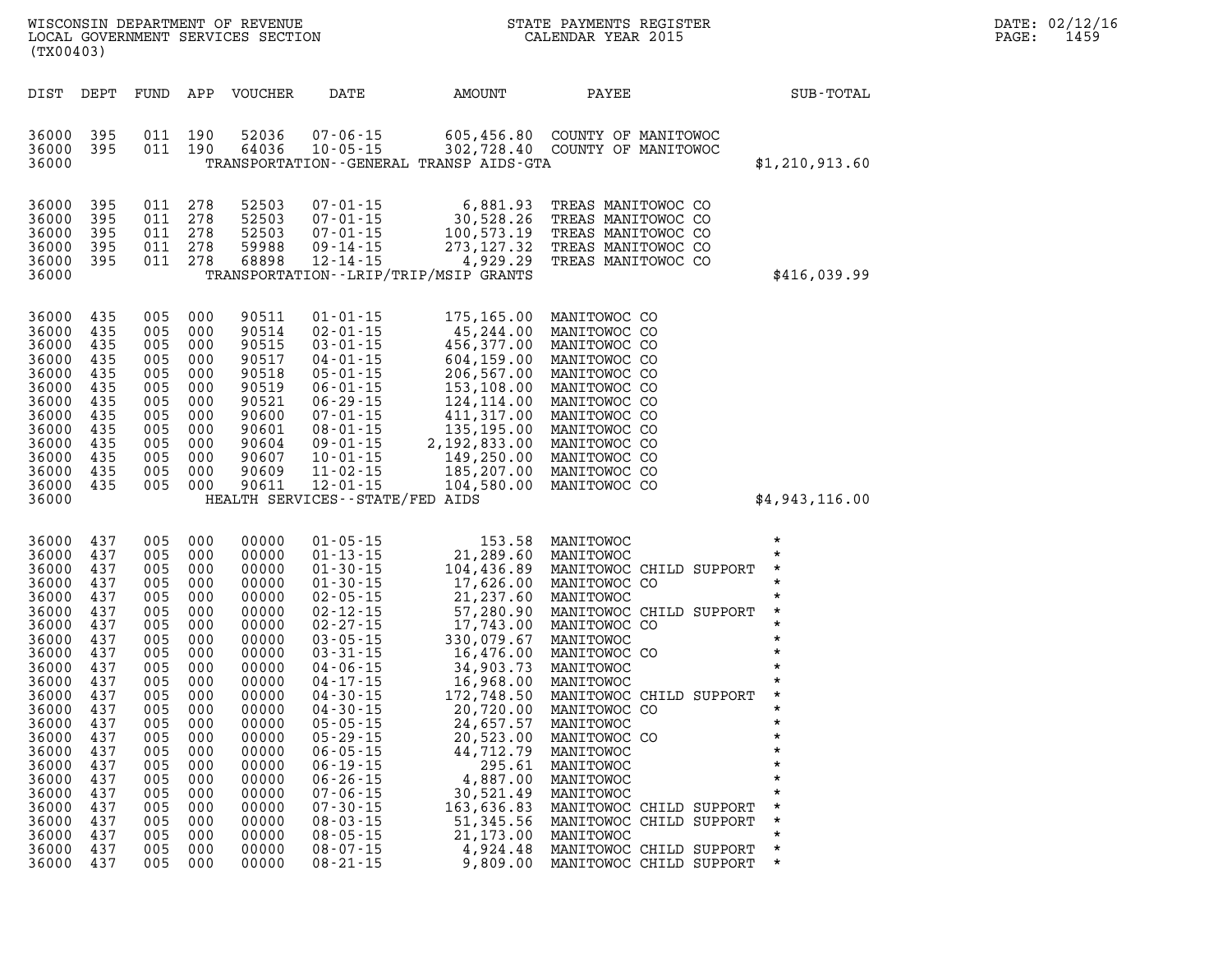| DIST | DEPT | FUND | APP | VOUCHER | DATE | AMOUNT | PAYEE | SUB-TOTAL |
|---|---|---|---|---|---|---|---|---|
| 36000 | 395 | 011 | 190 | 52036 | 07-06-15 | 605,456.80 | COUNTY OF MANITOWOC | |
| 36000 | 395 | 011 | 190 | 64036 | 10-05-15 | 302,728.40 | COUNTY OF MANITOWOC | |
| 36000 | | | | | | TRANSPORTATION--GENERAL TRANSP AIDS-GTA | | $1,210,913.60 |
| 36000 | 395 | 011 | 278 | 52503 | 07-01-15 | 6,881.93 | TREAS MANITOWOC CO | |
| 36000 | 395 | 011 | 278 | 52503 | 07-01-15 | 30,528.26 | TREAS MANITOWOC CO | |
| 36000 | 395 | 011 | 278 | 52503 | 07-01-15 | 100,573.19 | TREAS MANITOWOC CO | |
| 36000 | 395 | 011 | 278 | 59988 | 09-14-15 | 273,127.32 | TREAS MANITOWOC CO | |
| 36000 | 395 | 011 | 278 | 68898 | 12-14-15 | 4,929.29 | TREAS MANITOWOC CO | |
| 36000 | | | | | | TRANSPORTATION--LRIP/TRIP/MSIP GRANTS | | $416,039.99 |
| 36000 | 435 | 005 | 000 | 90511 | 01-01-15 | 175,165.00 | MANITOWOC CO | |
| 36000 | 435 | 005 | 000 | 90514 | 02-01-15 | 45,244.00 | MANITOWOC CO | |
| 36000 | 435 | 005 | 000 | 90515 | 03-01-15 | 456,377.00 | MANITOWOC CO | |
| 36000 | 435 | 005 | 000 | 90517 | 04-01-15 | 604,159.00 | MANITOWOC CO | |
| 36000 | 435 | 005 | 000 | 90518 | 05-01-15 | 206,567.00 | MANITOWOC CO | |
| 36000 | 435 | 005 | 000 | 90519 | 06-01-15 | 153,108.00 | MANITOWOC CO | |
| 36000 | 435 | 005 | 000 | 90521 | 06-29-15 | 124,114.00 | MANITOWOC CO | |
| 36000 | 435 | 005 | 000 | 90600 | 07-01-15 | 411,317.00 | MANITOWOC CO | |
| 36000 | 435 | 005 | 000 | 90601 | 08-01-15 | 135,195.00 | MANITOWOC CO | |
| 36000 | 435 | 005 | 000 | 90604 | 09-01-15 | 2,192,833.00 | MANITOWOC CO | |
| 36000 | 435 | 005 | 000 | 90607 | 10-01-15 | 149,250.00 | MANITOWOC CO | |
| 36000 | 435 | 005 | 000 | 90609 | 11-02-15 | 185,207.00 | MANITOWOC CO | |
| 36000 | 435 | 005 | 000 | 90611 | 12-01-15 | 104,580.00 | MANITOWOC CO | |
| 36000 | | | | | | HEALTH SERVICES--STATE/FED AIDS | | $4,943,116.00 |
| 36000 | 437 | 005 | 000 | 00000 | 01-05-15 | 153.58 | MANITOWOC | * |
| 36000 | 437 | 005 | 000 | 00000 | 01-13-15 | 21,289.60 | MANITOWOC | * |
| 36000 | 437 | 005 | 000 | 00000 | 01-30-15 | 104,436.89 | MANITOWOC CHILD SUPPORT | * |
| 36000 | 437 | 005 | 000 | 00000 | 01-30-15 | 17,626.00 | MANITOWOC CO | * |
| 36000 | 437 | 005 | 000 | 00000 | 02-05-15 | 21,237.60 | MANITOWOC | * |
| 36000 | 437 | 005 | 000 | 00000 | 02-12-15 | 57,280.90 | MANITOWOC CHILD SUPPORT | * |
| 36000 | 437 | 005 | 000 | 00000 | 02-27-15 | 17,743.00 | MANITOWOC CO | * |
| 36000 | 437 | 005 | 000 | 00000 | 03-05-15 | 330,079.67 | MANITOWOC | * |
| 36000 | 437 | 005 | 000 | 00000 | 03-31-15 | 16,476.00 | MANITOWOC CO | * |
| 36000 | 437 | 005 | 000 | 00000 | 04-06-15 | 34,903.73 | MANITOWOC | * |
| 36000 | 437 | 005 | 000 | 00000 | 04-17-15 | 16,968.00 | MANITOWOC | * |
| 36000 | 437 | 005 | 000 | 00000 | 04-30-15 | 172,748.50 | MANITOWOC CHILD SUPPORT | * |
| 36000 | 437 | 005 | 000 | 00000 | 04-30-15 | 20,720.00 | MANITOWOC CO | * |
| 36000 | 437 | 005 | 000 | 00000 | 05-05-15 | 24,657.57 | MANITOWOC | * |
| 36000 | 437 | 005 | 000 | 00000 | 05-29-15 | 20,523.00 | MANITOWOC CO | * |
| 36000 | 437 | 005 | 000 | 00000 | 06-05-15 | 44,712.79 | MANITOWOC | * |
| 36000 | 437 | 005 | 000 | 00000 | 06-19-15 | 295.61 | MANITOWOC | * |
| 36000 | 437 | 005 | 000 | 00000 | 06-26-15 | 4,887.00 | MANITOWOC | * |
| 36000 | 437 | 005 | 000 | 00000 | 07-06-15 | 30,521.49 | MANITOWOC | * |
| 36000 | 437 | 005 | 000 | 00000 | 07-30-15 | 163,636.83 | MANITOWOC CHILD SUPPORT | * |
| 36000 | 437 | 005 | 000 | 00000 | 08-03-15 | 51,345.56 | MANITOWOC CHILD SUPPORT | * |
| 36000 | 437 | 005 | 000 | 00000 | 08-05-15 | 21,173.00 | MANITOWOC | * |
| 36000 | 437 | 005 | 000 | 00000 | 08-07-15 | 4,924.48 | MANITOWOC CHILD SUPPORT | * |
| 36000 | 437 | 005 | 000 | 00000 | 08-21-15 | 9,809.00 | MANITOWOC CHILD SUPPORT | * |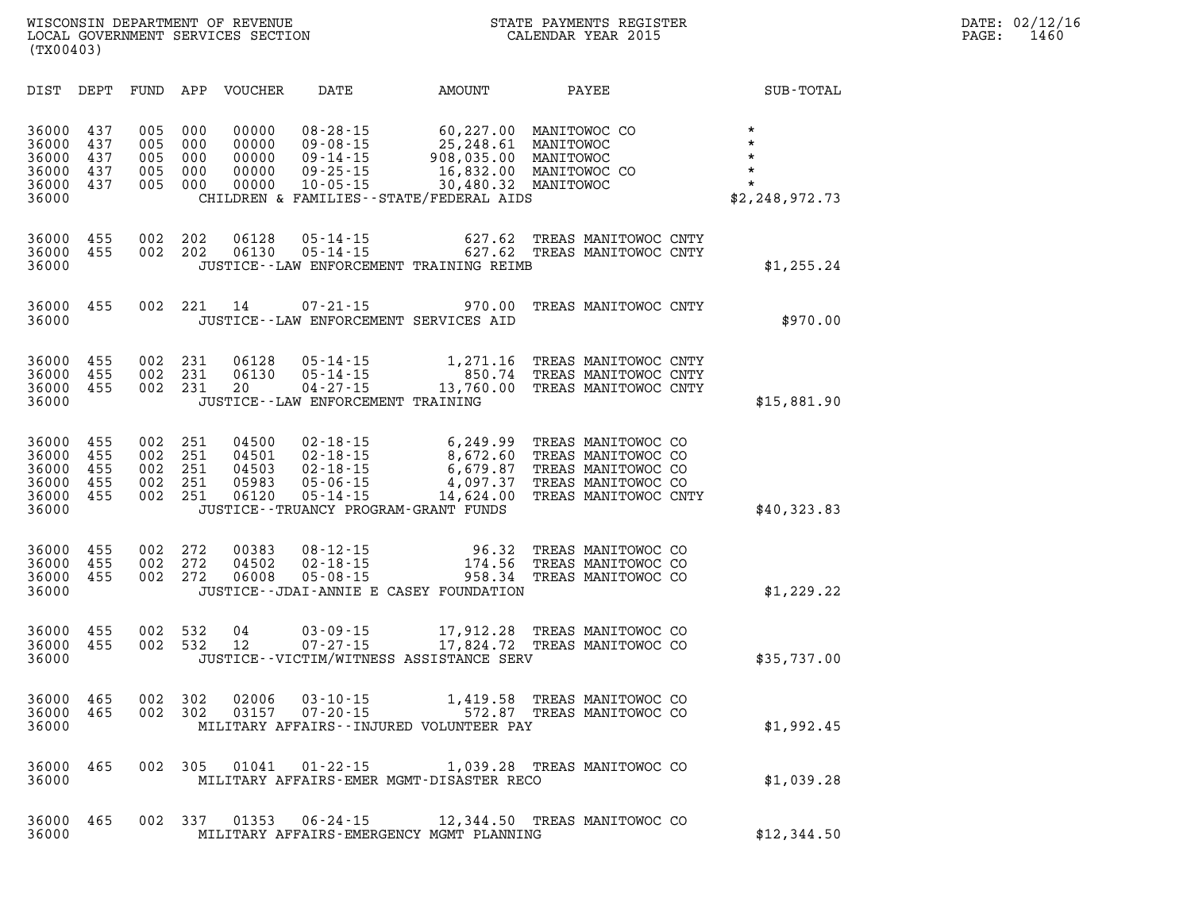WISCONSIN DEPARTMENT OF REVENUE
LOCAL GOVERNMENT SERVICES SECTION
(TX00403)

STATE PAYMENTS REGISTER
CALENDAR YEAR 2015

DATE: 02/12/16
PAGE: 1460

| DIST | DEPT | FUND | APP | VOUCHER | DATE | AMOUNT | PAYEE | SUB-TOTAL |
|---|---|---|---|---|---|---|---|---|
| 36000 | 437 | 005 | 000 | 00000 | 08-28-15 | 60,227.00 | MANITOWOC CO | * |
| 36000 | 437 | 005 | 000 | 00000 | 09-08-15 | 25,248.61 | MANITOWOC | * |
| 36000 | 437 | 005 | 000 | 00000 | 09-14-15 | 908,035.00 | MANITOWOC | * |
| 36000 | 437 | 005 | 000 | 00000 | 09-25-15 | 16,832.00 | MANITOWOC CO | * |
| 36000 | 437 | 005 | 000 | 00000 | 10-05-15 | 30,480.32 | MANITOWOC | * |
| 36000 | | | | | CHILDREN & FAMILIES--STATE/FEDERAL AIDS | | | $2,248,972.73 |
| 36000 | 455 | 002 | 202 | 06128 | 05-14-15 | 627.62 | TREAS MANITOWOC CNTY | |
| 36000 | 455 | 002 | 202 | 06130 | 05-14-15 | 627.62 | TREAS MANITOWOC CNTY | |
| 36000 | | | | | JUSTICE--LAW ENFORCEMENT TRAINING REIMB | | | $1,255.24 |
| 36000 | 455 | 002 | 221 | 14 | 07-21-15 | 970.00 | TREAS MANITOWOC CNTY | |
| 36000 | | | | | JUSTICE--LAW ENFORCEMENT SERVICES AID | | | $970.00 |
| 36000 | 455 | 002 | 231 | 06128 | 05-14-15 | 1,271.16 | TREAS MANITOWOC CNTY | |
| 36000 | 455 | 002 | 231 | 06130 | 05-14-15 | 850.74 | TREAS MANITOWOC CNTY | |
| 36000 | 455 | 002 | 231 | 20 | 04-27-15 | 13,760.00 | TREAS MANITOWOC CNTY | |
| 36000 | | | | | JUSTICE--LAW ENFORCEMENT TRAINING | | | $15,881.90 |
| 36000 | 455 | 002 | 251 | 04500 | 02-18-15 | 6,249.99 | TREAS MANITOWOC CO | |
| 36000 | 455 | 002 | 251 | 04501 | 02-18-15 | 8,672.60 | TREAS MANITOWOC CO | |
| 36000 | 455 | 002 | 251 | 04503 | 02-18-15 | 6,679.87 | TREAS MANITOWOC CO | |
| 36000 | 455 | 002 | 251 | 05983 | 05-06-15 | 4,097.37 | TREAS MANITOWOC CO | |
| 36000 | 455 | 002 | 251 | 06120 | 05-14-15 | 14,624.00 | TREAS MANITOWOC CNTY | |
| 36000 | | | | | JUSTICE--TRUANCY PROGRAM-GRANT FUNDS | | | $40,323.83 |
| 36000 | 455 | 002 | 272 | 00383 | 08-12-15 | 96.32 | TREAS MANITOWOC CO | |
| 36000 | 455 | 002 | 272 | 04502 | 02-18-15 | 174.56 | TREAS MANITOWOC CO | |
| 36000 | 455 | 002 | 272 | 06008 | 05-08-15 | 958.34 | TREAS MANITOWOC CO | |
| 36000 | | | | | JUSTICE--JDAI-ANNIE E CASEY FOUNDATION | | | $1,229.22 |
| 36000 | 455 | 002 | 532 | 04 | 03-09-15 | 17,912.28 | TREAS MANITOWOC CO | |
| 36000 | 455 | 002 | 532 | 12 | 07-27-15 | 17,824.72 | TREAS MANITOWOC CO | |
| 36000 | | | | | JUSTICE--VICTIM/WITNESS ASSISTANCE SERV | | | $35,737.00 |
| 36000 | 465 | 002 | 302 | 02006 | 03-10-15 | 1,419.58 | TREAS MANITOWOC CO | |
| 36000 | 465 | 002 | 302 | 03157 | 07-20-15 | 572.87 | TREAS MANITOWOC CO | |
| 36000 | | | | | MILITARY AFFAIRS--INJURED VOLUNTEER PAY | | | $1,992.45 |
| 36000 | 465 | 002 | 305 | 01041 | 01-22-15 | 1,039.28 | TREAS MANITOWOC CO | |
| 36000 | | | | | MILITARY AFFAIRS-EMER MGMT-DISASTER RECO | | | $1,039.28 |
| 36000 | 465 | 002 | 337 | 01353 | 06-24-15 | 12,344.50 | TREAS MANITOWOC CO | |
| 36000 | | | | | MILITARY AFFAIRS-EMERGENCY MGMT PLANNING | | | $12,344.50 |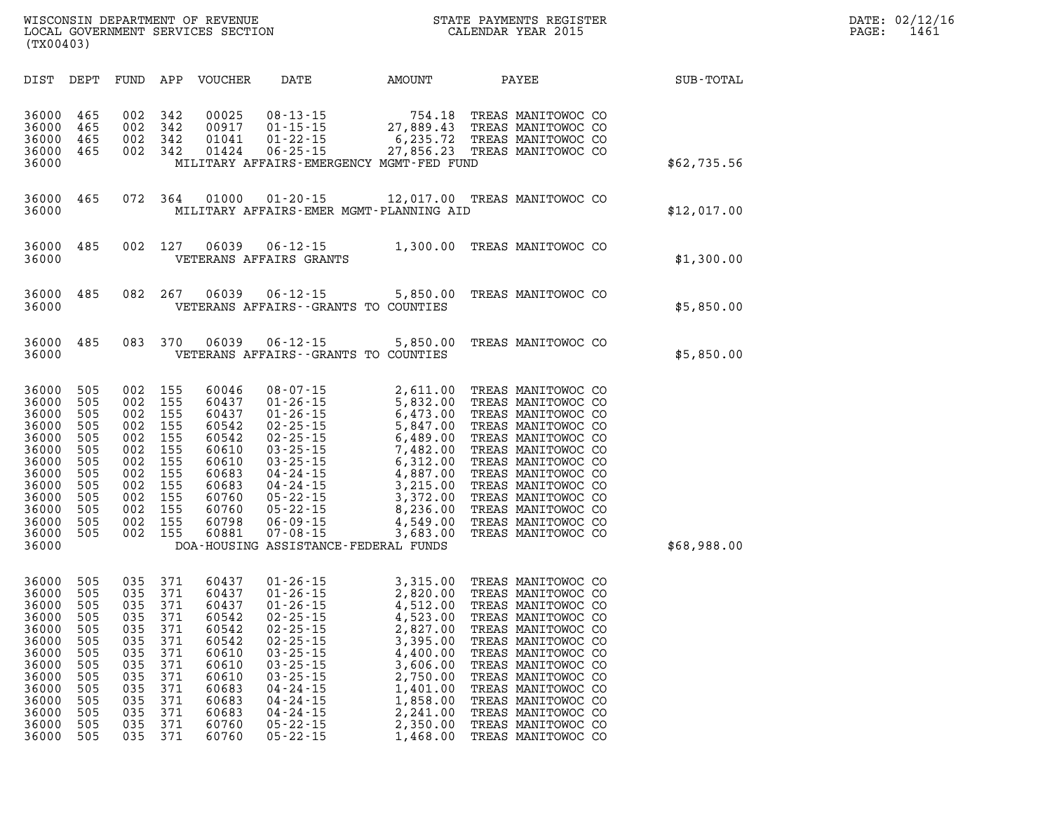WISCONSIN DEPARTMENT OF REVENUE
LOCAL GOVERNMENT SERVICES SECTION
(TX00403)

STATE PAYMENTS REGISTER
CALENDAR YEAR 2015

DATE: 02/12/16

| DIST | DEPT | FUND | APP | VOUCHER | DATE | AMOUNT | PAYEE | SUB-TOTAL |
|---|---|---|---|---|---|---|---|---|
| 36000 | 465 | 002 | 342 | 00025 | 08-13-15 | 754.18 | TREAS MANITOWOC CO | |
| 36000 | 465 | 002 | 342 | 00917 | 01-15-15 | 27,889.43 | TREAS MANITOWOC CO | |
| 36000 | 465 | 002 | 342 | 01041 | 01-22-15 | 6,235.72 | TREAS MANITOWOC CO | |
| 36000 | 465 | 002 | 342 | 01424 | 06-25-15 | 27,856.23 | TREAS MANITOWOC CO | |
| 36000 | | | | | MILITARY AFFAIRS-EMERGENCY MGMT-FED FUND | | | $62,735.56 |
| 36000 | 465 | 072 | 364 | 01000 | 01-20-15 | 12,017.00 | TREAS MANITOWOC CO | |
| 36000 | | | | | MILITARY AFFAIRS-EMER MGMT-PLANNING AID | | | $12,017.00 |
| 36000 | 485 | 002 | 127 | 06039 | 06-12-15 | 1,300.00 | TREAS MANITOWOC CO | |
| 36000 | | | | | VETERANS AFFAIRS GRANTS | | | $1,300.00 |
| 36000 | 485 | 082 | 267 | 06039 | 06-12-15 | 5,850.00 | TREAS MANITOWOC CO | |
| 36000 | | | | | VETERANS AFFAIRS--GRANTS TO COUNTIES | | | $5,850.00 |
| 36000 | 485 | 083 | 370 | 06039 | 06-12-15 | 5,850.00 | TREAS MANITOWOC CO | |
| 36000 | | | | | VETERANS AFFAIRS--GRANTS TO COUNTIES | | | $5,850.00 |
| 36000 | 505 | 002 | 155 | 60046 | 08-07-15 | 2,611.00 | TREAS MANITOWOC CO | |
| 36000 | 505 | 002 | 155 | 60437 | 01-26-15 | 5,832.00 | TREAS MANITOWOC CO | |
| 36000 | 505 | 002 | 155 | 60437 | 01-26-15 | 6,473.00 | TREAS MANITOWOC CO | |
| 36000 | 505 | 002 | 155 | 60542 | 02-25-15 | 5,847.00 | TREAS MANITOWOC CO | |
| 36000 | 505 | 002 | 155 | 60542 | 02-25-15 | 6,489.00 | TREAS MANITOWOC CO | |
| 36000 | 505 | 002 | 155 | 60610 | 03-25-15 | 7,482.00 | TREAS MANITOWOC CO | |
| 36000 | 505 | 002 | 155 | 60610 | 03-25-15 | 6,312.00 | TREAS MANITOWOC CO | |
| 36000 | 505 | 002 | 155 | 60683 | 04-24-15 | 4,887.00 | TREAS MANITOWOC CO | |
| 36000 | 505 | 002 | 155 | 60683 | 04-24-15 | 3,215.00 | TREAS MANITOWOC CO | |
| 36000 | 505 | 002 | 155 | 60760 | 05-22-15 | 3,372.00 | TREAS MANITOWOC CO | |
| 36000 | 505 | 002 | 155 | 60760 | 05-22-15 | 8,236.00 | TREAS MANITOWOC CO | |
| 36000 | 505 | 002 | 155 | 60798 | 06-09-15 | 4,549.00 | TREAS MANITOWOC CO | |
| 36000 | 505 | 002 | 155 | 60881 | 07-08-15 | 3,683.00 | TREAS MANITOWOC CO | |
| 36000 | | | | | DOA-HOUSING ASSISTANCE-FEDERAL FUNDS | | | $68,988.00 |
| 36000 | 505 | 035 | 371 | 60437 | 01-26-15 | 3,315.00 | TREAS MANITOWOC CO | |
| 36000 | 505 | 035 | 371 | 60437 | 01-26-15 | 2,820.00 | TREAS MANITOWOC CO | |
| 36000 | 505 | 035 | 371 | 60437 | 01-26-15 | 4,512.00 | TREAS MANITOWOC CO | |
| 36000 | 505 | 035 | 371 | 60542 | 02-25-15 | 4,523.00 | TREAS MANITOWOC CO | |
| 36000 | 505 | 035 | 371 | 60542 | 02-25-15 | 2,827.00 | TREAS MANITOWOC CO | |
| 36000 | 505 | 035 | 371 | 60542 | 02-25-15 | 3,395.00 | TREAS MANITOWOC CO | |
| 36000 | 505 | 035 | 371 | 60610 | 03-25-15 | 4,400.00 | TREAS MANITOWOC CO | |
| 36000 | 505 | 035 | 371 | 60610 | 03-25-15 | 3,606.00 | TREAS MANITOWOC CO | |
| 36000 | 505 | 035 | 371 | 60610 | 03-25-15 | 2,750.00 | TREAS MANITOWOC CO | |
| 36000 | 505 | 035 | 371 | 60683 | 04-24-15 | 1,401.00 | TREAS MANITOWOC CO | |
| 36000 | 505 | 035 | 371 | 60683 | 04-24-15 | 1,858.00 | TREAS MANITOWOC CO | |
| 36000 | 505 | 035 | 371 | 60683 | 04-24-15 | 2,241.00 | TREAS MANITOWOC CO | |
| 36000 | 505 | 035 | 371 | 60760 | 05-22-15 | 2,350.00 | TREAS MANITOWOC CO | |
| 36000 | 505 | 035 | 371 | 60760 | 05-22-15 | 1,468.00 | TREAS MANITOWOC CO | |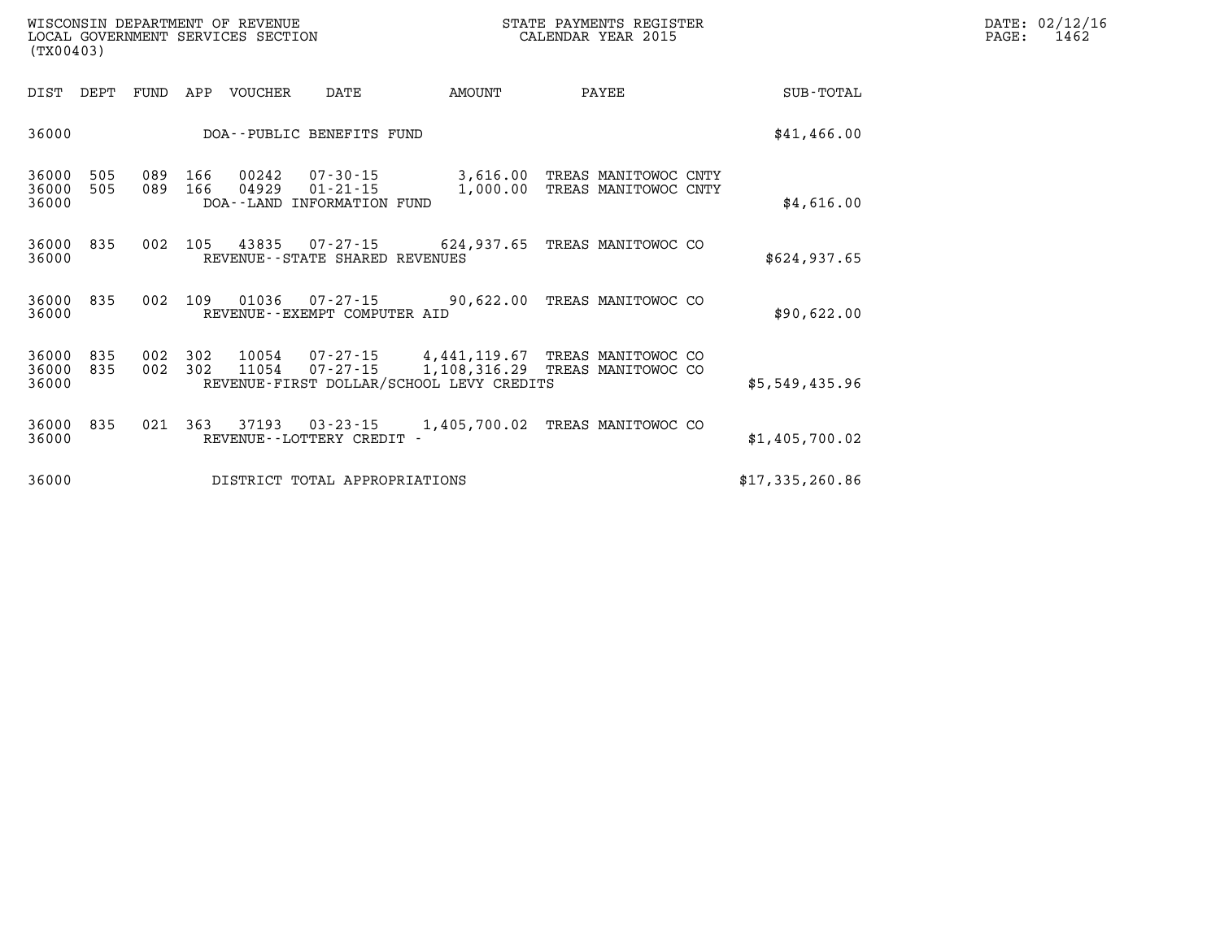WISCONSIN DEPARTMENT OF REVENUE
LOCAL GOVERNMENT SERVICES SECTION
(TX00403)

STATE PAYMENTS REGISTER
CALENDAR YEAR 2015

DATE: 02/12/16
PAGE: 1462

| DIST | DEPT | FUND | APP | VOUCHER | DATE | AMOUNT | PAYEE | SUB-TOTAL |
|---|---|---|---|---|---|---|---|---|
| 36000 | | | | DOA--PUBLIC BENEFITS FUND | | | | $41,466.00 |
| 36000 | 505 | 089 | 166 | 00242 | 07-30-15 | 3,616.00 | TREAS MANITOWOC CNTY | |
| 36000 | 505 | 089 | 166 | 04929 | 01-21-15 | 1,000.00 | TREAS MANITOWOC CNTY | |
| 36000 | | | | DOA--LAND INFORMATION FUND | | | | $4,616.00 |
| 36000 | 835 | 002 | 105 | 43835 | 07-27-15 | 624,937.65 | TREAS MANITOWOC CO | |
| 36000 | | | | REVENUE--STATE SHARED REVENUES | | | | $624,937.65 |
| 36000 | 835 | 002 | 109 | 01036 | 07-27-15 | 90,622.00 | TREAS MANITOWOC CO | |
| 36000 | | | | REVENUE--EXEMPT COMPUTER AID | | | | $90,622.00 |
| 36000 | 835 | 002 | 302 | 10054 | 07-27-15 | 4,441,119.67 | TREAS MANITOWOC CO | |
| 36000 | 835 | 002 | 302 | 11054 | 07-27-15 | 1,108,316.29 | TREAS MANITOWOC CO | |
| 36000 | | | | REVENUE-FIRST DOLLAR/SCHOOL LEVY CREDITS | | | | $5,549,435.96 |
| 36000 | 835 | 021 | 363 | 37193 | 03-23-15 | 1,405,700.02 | TREAS MANITOWOC CO | |
| 36000 | | | | REVENUE--LOTTERY CREDIT - | | | | $1,405,700.02 |
| 36000 | | | | DISTRICT TOTAL APPROPRIATIONS | | | | $17,335,260.86 |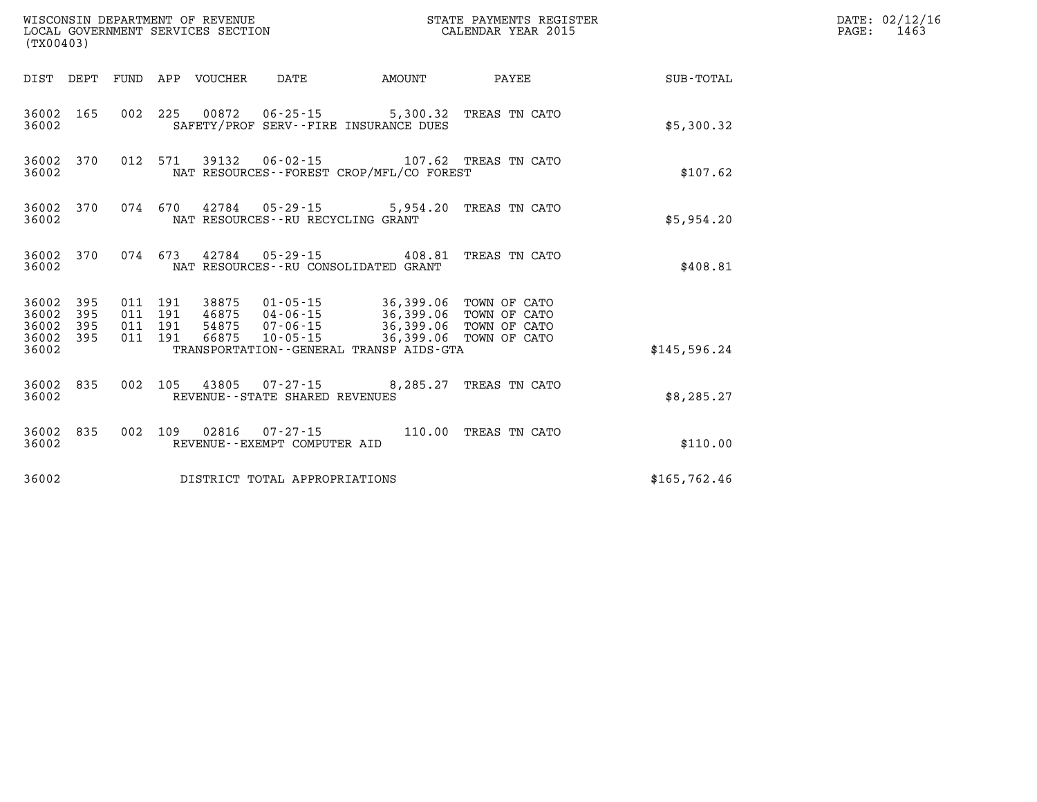WISCONSIN DEPARTMENT OF REVENUE
LOCAL GOVERNMENT SERVICES SECTION
(TX00403)

STATE PAYMENTS REGISTER
CALENDAR YEAR 2015

DATE: 02/12/16

| DIST | DEPT | FUND | APP | VOUCHER | DATE | AMOUNT | PAYEE | SUB-TOTAL |
|---|---|---|---|---|---|---|---|---|
| 36002 | 165 | 002 | 225 | 00872 | 06-25-15 | 5,300.32 | TREAS TN CATO | |
| 36002 | | | | SAFETY/PROF SERV--FIRE INSURANCE DUES | | | | $5,300.32 |
| 36002 | 370 | 012 | 571 | 39132 | 06-02-15 | 107.62 | TREAS TN CATO | |
| 36002 | | | | NAT RESOURCES--FOREST CROP/MFL/CO FOREST | | | | $107.62 |
| 36002 | 370 | 074 | 670 | 42784 | 05-29-15 | 5,954.20 | TREAS TN CATO | |
| 36002 | | | | NAT RESOURCES--RU RECYCLING GRANT | | | | $5,954.20 |
| 36002 | 370 | 074 | 673 | 42784 | 05-29-15 | 408.81 | TREAS TN CATO | |
| 36002 | | | | NAT RESOURCES--RU CONSOLIDATED GRANT | | | | $408.81 |
| 36002 | 395 | 011 | 191 | 38875 | 01-05-15 | 36,399.06 | TOWN OF CATO | |
| 36002 | 395 | 011 | 191 | 46875 | 04-06-15 | 36,399.06 | TOWN OF CATO | |
| 36002 | 395 | 011 | 191 | 54875 | 07-06-15 | 36,399.06 | TOWN OF CATO | |
| 36002 | 395 | 011 | 191 | 66875 | 10-05-15 | 36,399.06 | TOWN OF CATO | |
| 36002 | | | | TRANSPORTATION--GENERAL TRANSP AIDS-GTA | | | | $145,596.24 |
| 36002 | 835 | 002 | 105 | 43805 | 07-27-15 | 8,285.27 | TREAS TN CATO | |
| 36002 | | | | REVENUE--STATE SHARED REVENUES | | | | $8,285.27 |
| 36002 | 835 | 002 | 109 | 02816 | 07-27-15 | 110.00 | TREAS TN CATO | |
| 36002 | | | | REVENUE--EXEMPT COMPUTER AID | | | | $110.00 |
| 36002 | | | | DISTRICT TOTAL APPROPRIATIONS | | | | $165,762.46 |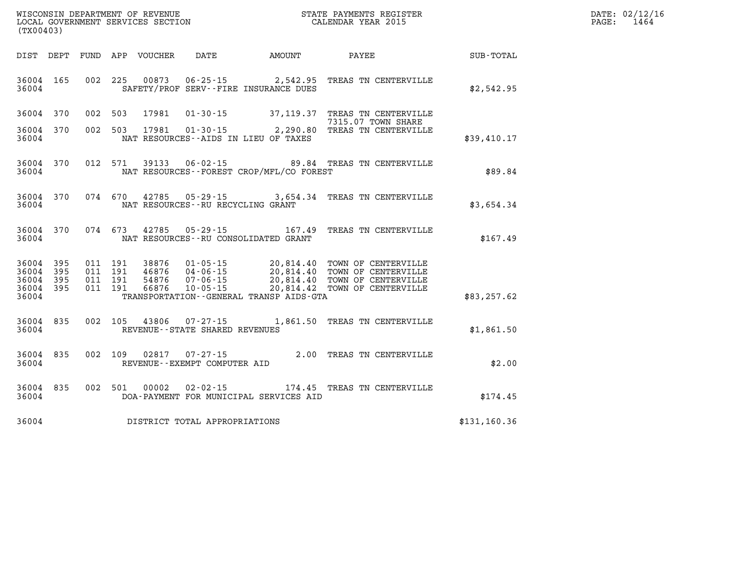WISCONSIN DEPARTMENT OF REVENUE
LOCAL GOVERNMENT SERVICES SECTION
(TX00403)

STATE PAYMENTS REGISTER
CALENDAR YEAR 2015

DATE: 02/12/16

| DIST | DEPT | FUND | APP | VOUCHER | DATE | AMOUNT | PAYEE | SUB-TOTAL |
|---|---|---|---|---|---|---|---|---|
| 36004 | 165 | 002 | 225 | 00873 | 06-25-15 | 2,542.95 | TREAS TN CENTERVILLE | |
| 36004 | | | | | SAFETY/PROF SERV--FIRE INSURANCE DUES | | | $2,542.95 |
| 36004 | 370 | 002 | 503 | 17981 | 01-30-15 | 37,119.37 | TREAS TN CENTERVILLE 7315.07 TOWN SHARE | |
| 36004 | 370 | 002 | 503 | 17981 | 01-30-15 | 2,290.80 | TREAS TN CENTERVILLE | |
| 36004 | | | | | NAT RESOURCES--AIDS IN LIEU OF TAXES | | | $39,410.17 |
| 36004 | 370 | 012 | 571 | 39133 | 06-02-15 | 89.84 | TREAS TN CENTERVILLE | |
| 36004 | | | | | NAT RESOURCES--FOREST CROP/MFL/CO FOREST | | | $89.84 |
| 36004 | 370 | 074 | 670 | 42785 | 05-29-15 | 3,654.34 | TREAS TN CENTERVILLE | |
| 36004 | | | | | NAT RESOURCES--RU RECYCLING GRANT | | | $3,654.34 |
| 36004 | 370 | 074 | 673 | 42785 | 05-29-15 | 167.49 | TREAS TN CENTERVILLE | |
| 36004 | | | | | NAT RESOURCES--RU CONSOLIDATED GRANT | | | $167.49 |
| 36004 | 395 | 011 | 191 | 38876 | 01-05-15 | 20,814.40 | TOWN OF CENTERVILLE | |
| 36004 | 395 | 011 | 191 | 46876 | 04-06-15 | 20,814.40 | TOWN OF CENTERVILLE | |
| 36004 | 395 | 011 | 191 | 54876 | 07-06-15 | 20,814.40 | TOWN OF CENTERVILLE | |
| 36004 | 395 | 011 | 191 | 66876 | 10-05-15 | 20,814.42 | TOWN OF CENTERVILLE | |
| 36004 | | | | | TRANSPORTATION--GENERAL TRANSP AIDS-GTA | | | $83,257.62 |
| 36004 | 835 | 002 | 105 | 43806 | 07-27-15 | 1,861.50 | TREAS TN CENTERVILLE | |
| 36004 | | | | | REVENUE--STATE SHARED REVENUES | | | $1,861.50 |
| 36004 | 835 | 002 | 109 | 02817 | 07-27-15 | 2.00 | TREAS TN CENTERVILLE | |
| 36004 | | | | | REVENUE--EXEMPT COMPUTER AID | | | $2.00 |
| 36004 | 835 | 002 | 501 | 00002 | 02-02-15 | 174.45 | TREAS TN CENTERVILLE | |
| 36004 | | | | | DOA-PAYMENT FOR MUNICIPAL SERVICES AID | | | $174.45 |
| 36004 | | | | | DISTRICT TOTAL APPROPRIATIONS | | | $131,160.36 |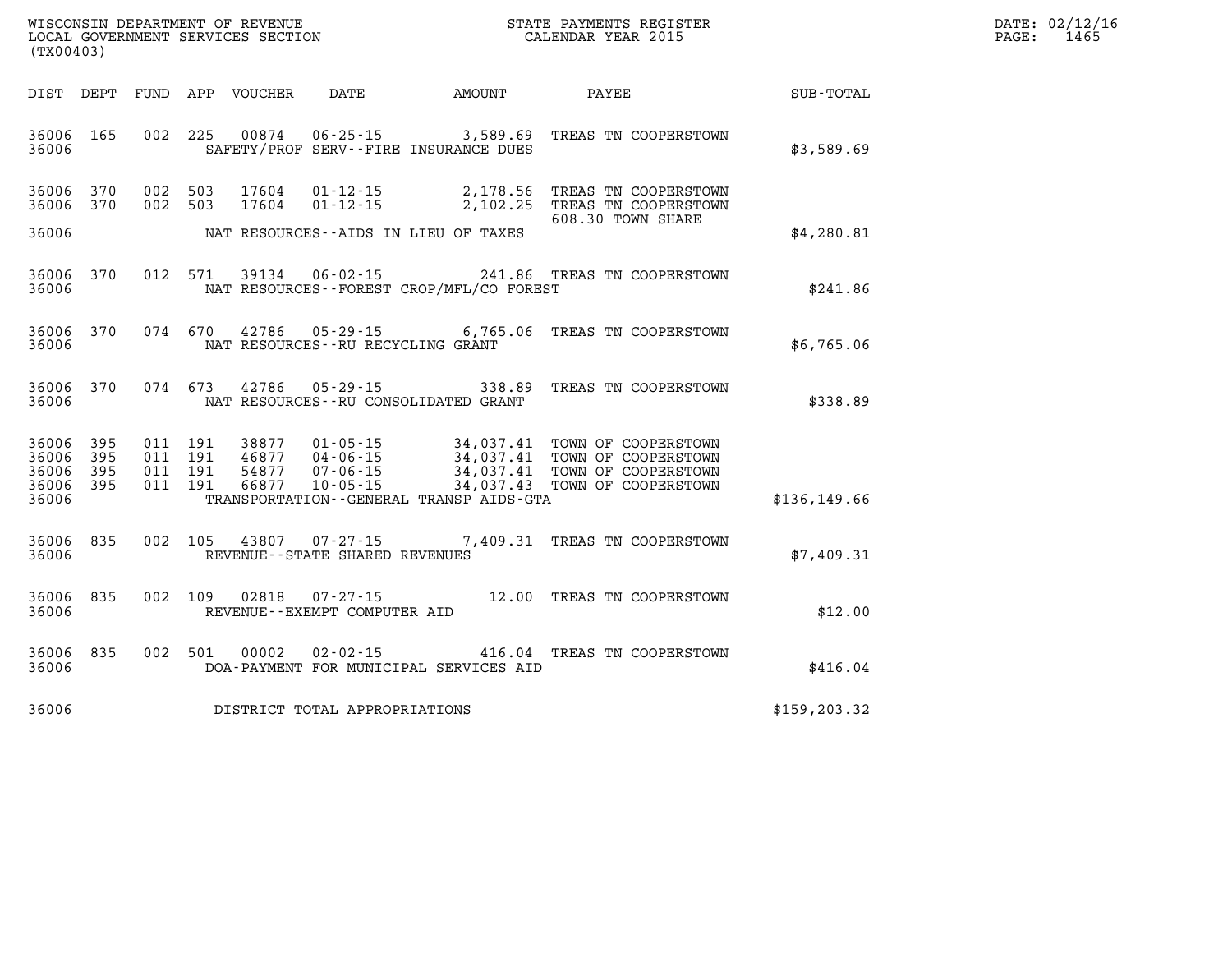WISCONSIN DEPARTMENT OF REVENUE
LOCAL GOVERNMENT SERVICES SECTION
(TX00403)

STATE PAYMENTS REGISTER
CALENDAR YEAR 2015

DATE: 02/12/16
PAGE: 1465

| DIST | DEPT | FUND | APP | VOUCHER | DATE | AMOUNT | PAYEE | SUB-TOTAL |
|---|---|---|---|---|---|---|---|---|
| 36006 | 165 | 002 | 225 | 00874 | 06-25-15 | 3,589.69 | TREAS TN COOPERSTOWN | |
| 36006 | | | | | SAFETY/PROF SERV--FIRE INSURANCE DUES | | | $3,589.69 |
| 36006 | 370 | 002 | 503 | 17604 | 01-12-15 | 2,178.56 | TREAS TN COOPERSTOWN | |
| 36006 | 370 | 002 | 503 | 17604 | 01-12-15 | 2,102.25 | TREAS TN COOPERSTOWN 608.30 TOWN SHARE | |
| 36006 | | | | | NAT RESOURCES--AIDS IN LIEU OF TAXES | | | $4,280.81 |
| 36006 | 370 | 012 | 571 | 39134 | 06-02-15 | 241.86 | TREAS TN COOPERSTOWN | |
| 36006 | | | | | NAT RESOURCES--FOREST CROP/MFL/CO FOREST | | | $241.86 |
| 36006 | 370 | 074 | 670 | 42786 | 05-29-15 | 6,765.06 | TREAS TN COOPERSTOWN | |
| 36006 | | | | | NAT RESOURCES--RU RECYCLING GRANT | | | $6,765.06 |
| 36006 | 370 | 074 | 673 | 42786 | 05-29-15 | 338.89 | TREAS TN COOPERSTOWN | |
| 36006 | | | | | NAT RESOURCES--RU CONSOLIDATED GRANT | | | $338.89 |
| 36006 | 395 | 011 | 191 | 38877 | 01-05-15 | 34,037.41 | TOWN OF COOPERSTOWN | |
| 36006 | 395 | 011 | 191 | 46877 | 04-06-15 | 34,037.41 | TOWN OF COOPERSTOWN | |
| 36006 | 395 | 011 | 191 | 54877 | 07-06-15 | 34,037.41 | TOWN OF COOPERSTOWN | |
| 36006 | 395 | 011 | 191 | 66877 | 10-05-15 | 34,037.43 | TOWN OF COOPERSTOWN | |
| 36006 | | | | | TRANSPORTATION--GENERAL TRANSP AIDS-GTA | | | $136,149.66 |
| 36006 | 835 | 002 | 105 | 43807 | 07-27-15 | 7,409.31 | TREAS TN COOPERSTOWN | |
| 36006 | | | | | REVENUE--STATE SHARED REVENUES | | | $7,409.31 |
| 36006 | 835 | 002 | 109 | 02818 | 07-27-15 | 12.00 | TREAS TN COOPERSTOWN | |
| 36006 | | | | | REVENUE--EXEMPT COMPUTER AID | | | $12.00 |
| 36006 | 835 | 002 | 501 | 00002 | 02-02-15 | 416.04 | TREAS TN COOPERSTOWN | |
| 36006 | | | | | DOA-PAYMENT FOR MUNICIPAL SERVICES AID | | | $416.04 |
| 36006 | | | | | DISTRICT TOTAL APPROPRIATIONS | | | $159,203.32 |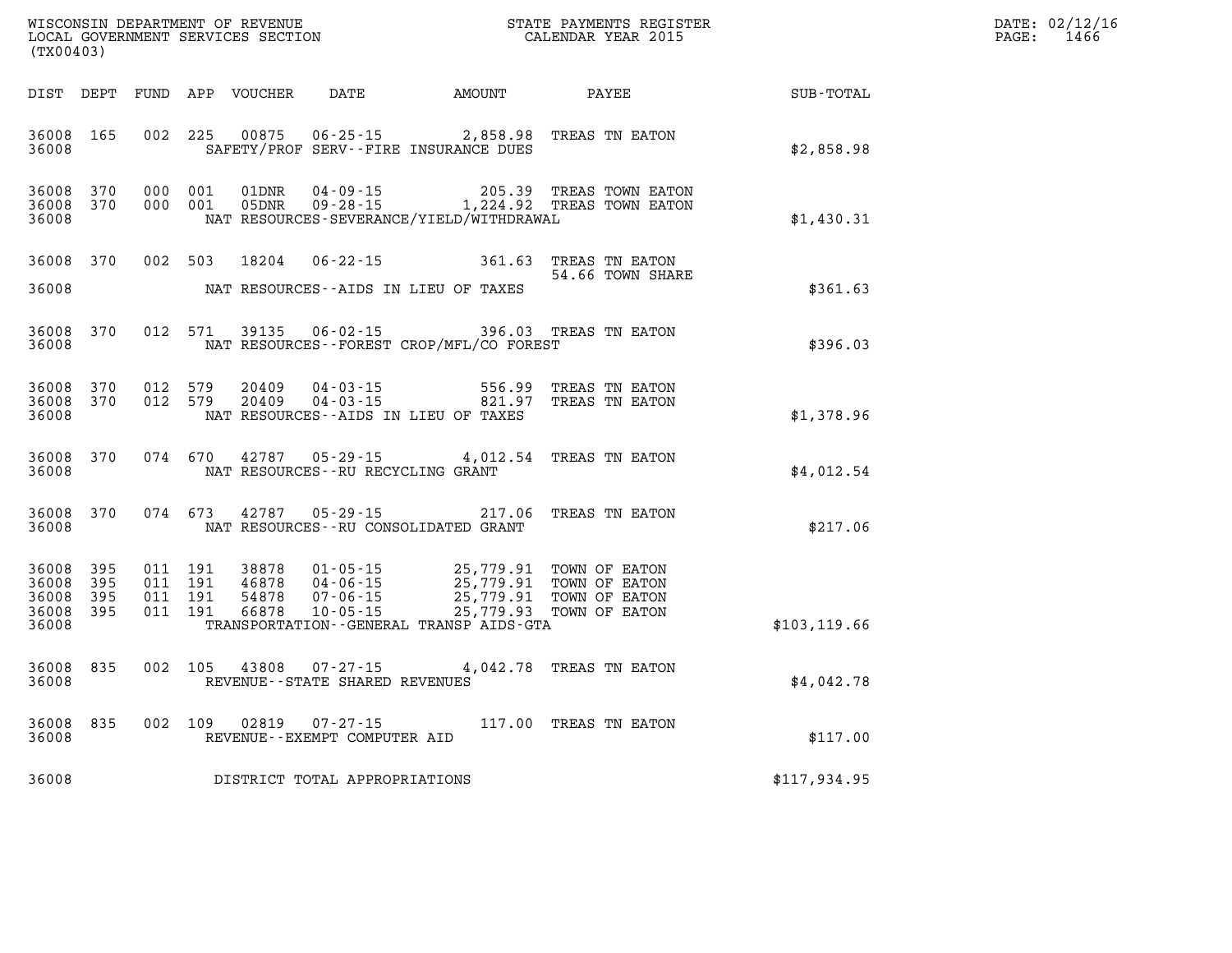WISCONSIN DEPARTMENT OF REVENUE
LOCAL GOVERNMENT SERVICES SECTION
(TX00403)

STATE PAYMENTS REGISTER
CALENDAR YEAR 2015

DATE: 02/12/16

| DIST | DEPT | FUND | APP | VOUCHER | DATE | AMOUNT | PAYEE | SUB-TOTAL |
|---|---|---|---|---|---|---|---|---|
| 36008 | 165 | 002 | 225 | 00875 | 06-25-15 | 2,858.98 | TREAS TN EATON | |
| 36008 | | | | | SAFETY/PROF SERV--FIRE INSURANCE DUES | | | $2,858.98 |
| 36008 | 370 | 000 | 001 | 01DNR | 04-09-15 | 205.39 | TREAS TOWN EATON | |
| 36008 | 370 | 000 | 001 | 05DNR | 09-28-15 | 1,224.92 | TREAS TOWN EATON | |
| 36008 | | | | | NAT RESOURCES-SEVERANCE/YIELD/WITHDRAWAL | | | $1,430.31 |
| 36008 | 370 | 002 | 503 | 18204 | 06-22-15 | 361.63 | TREAS TN EATON | |
| | | | | | | 54.66 | TOWN SHARE | |
| 36008 | | | | | NAT RESOURCES--AIDS IN LIEU OF TAXES | | | $361.63 |
| 36008 | 370 | 012 | 571 | 39135 | 06-02-15 | 396.03 | TREAS TN EATON | |
| 36008 | | | | | NAT RESOURCES--FOREST CROP/MFL/CO FOREST | | | $396.03 |
| 36008 | 370 | 012 | 579 | 20409 | 04-03-15 | 556.99 | TREAS TN EATON | |
| 36008 | 370 | 012 | 579 | 20409 | 04-03-15 | 821.97 | TREAS TN EATON | |
| 36008 | | | | | NAT RESOURCES--AIDS IN LIEU OF TAXES | | | $1,378.96 |
| 36008 | 370 | 074 | 670 | 42787 | 05-29-15 | 4,012.54 | TREAS TN EATON | |
| 36008 | | | | | NAT RESOURCES--RU RECYCLING GRANT | | | $4,012.54 |
| 36008 | 370 | 074 | 673 | 42787 | 05-29-15 | 217.06 | TREAS TN EATON | |
| 36008 | | | | | NAT RESOURCES--RU CONSOLIDATED GRANT | | | $217.06 |
| 36008 | 395 | 011 | 191 | 38878 | 01-05-15 | 25,779.91 | TOWN OF EATON | |
| 36008 | 395 | 011 | 191 | 46878 | 04-06-15 | 25,779.91 | TOWN OF EATON | |
| 36008 | 395 | 011 | 191 | 54878 | 07-06-15 | 25,779.91 | TOWN OF EATON | |
| 36008 | 395 | 011 | 191 | 66878 | 10-05-15 | 25,779.93 | TOWN OF EATON | |
| 36008 | | | | | TRANSPORTATION--GENERAL TRANSP AIDS-GTA | | | $103,119.66 |
| 36008 | 835 | 002 | 105 | 43808 | 07-27-15 | 4,042.78 | TREAS TN EATON | |
| 36008 | | | | | REVENUE--STATE SHARED REVENUES | | | $4,042.78 |
| 36008 | 835 | 002 | 109 | 02819 | 07-27-15 | 117.00 | TREAS TN EATON | |
| 36008 | | | | | REVENUE--EXEMPT COMPUTER AID | | | $117.00 |
| 36008 | | | | | DISTRICT TOTAL APPROPRIATIONS | | | $117,934.95 |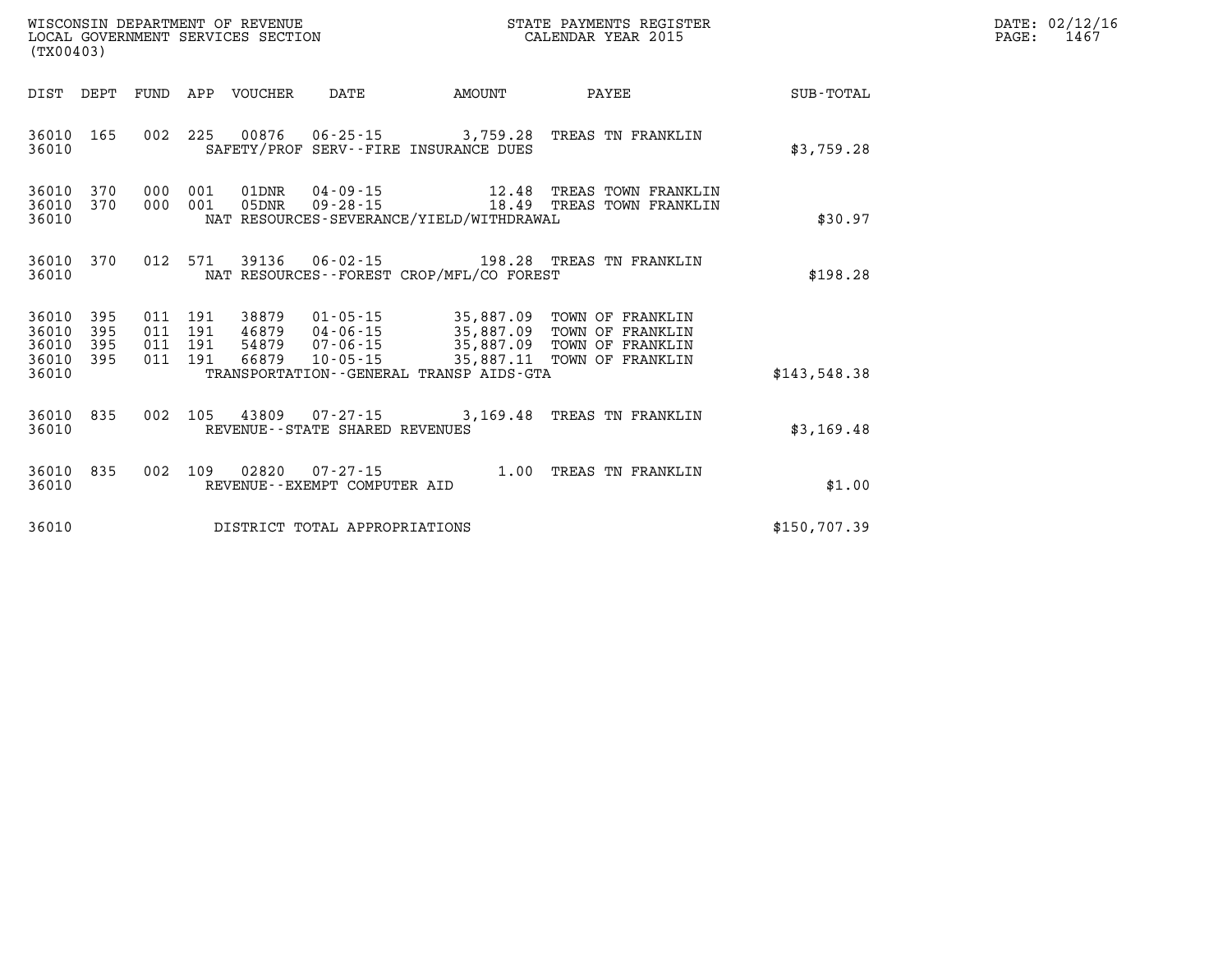WISCONSIN DEPARTMENT OF REVENUE
LOCAL GOVERNMENT SERVICES SECTION
(TX00403)

STATE PAYMENTS REGISTER
CALENDAR YEAR 2015

| DIST | DEPT | FUND | APP | VOUCHER | DATE | AMOUNT | PAYEE | SUB-TOTAL |
|---|---|---|---|---|---|---|---|---|
| 36010 | 165 | 002 | 225 | 00876 | 06-25-15 | 3,759.28 | TREAS TN FRANKLIN | |
| 36010 | | | | SAFETY/PROF SERV--FIRE INSURANCE DUES | | | | $3,759.28 |
| 36010 | 370 | 000 | 001 | 01DNR | 04-09-15 | 12.48 | TREAS TOWN FRANKLIN | |
| 36010 | 370 | 000 | 001 | 05DNR | 09-28-15 | 18.49 | TREAS TOWN FRANKLIN | |
| 36010 | | | | NAT RESOURCES-SEVERANCE/YIELD/WITHDRAWAL | | | | $30.97 |
| 36010 | 370 | 012 | 571 | 39136 | 06-02-15 | 198.28 | TREAS TN FRANKLIN | |
| 36010 | | | | NAT RESOURCES--FOREST CROP/MFL/CO FOREST | | | | $198.28 |
| 36010 | 395 | 011 | 191 | 38879 | 01-05-15 | 35,887.09 | TOWN OF FRANKLIN | |
| 36010 | 395 | 011 | 191 | 46879 | 04-06-15 | 35,887.09 | TOWN OF FRANKLIN | |
| 36010 | 395 | 011 | 191 | 54879 | 07-06-15 | 35,887.09 | TOWN OF FRANKLIN | |
| 36010 | 395 | 011 | 191 | 66879 | 10-05-15 | 35,887.11 | TOWN OF FRANKLIN | |
| 36010 | | | | TRANSPORTATION--GENERAL TRANSP AIDS-GTA | | | | $143,548.38 |
| 36010 | 835 | 002 | 105 | 43809 | 07-27-15 | 3,169.48 | TREAS TN FRANKLIN | |
| 36010 | | | | REVENUE--STATE SHARED REVENUES | | | | $3,169.48 |
| 36010 | 835 | 002 | 109 | 02820 | 07-27-15 | 1.00 | TREAS TN FRANKLIN | |
| 36010 | | | | REVENUE--EXEMPT COMPUTER AID | | | | $1.00 |
| 36010 | | | | DISTRICT TOTAL APPROPRIATIONS | | | | $150,707.39 |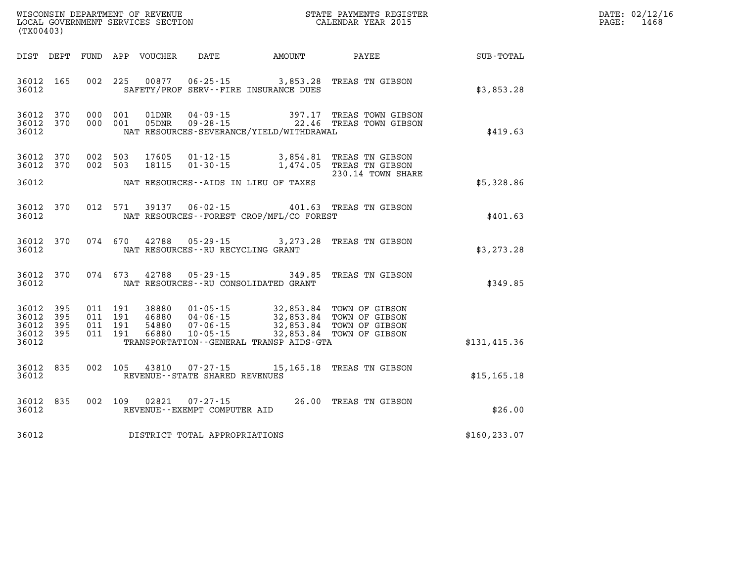WISCONSIN DEPARTMENT OF REVENUE
LOCAL GOVERNMENT SERVICES SECTION
(TX00403)

STATE PAYMENTS REGISTER
CALENDAR YEAR 2015

DATE: 02/12/16
PAGE: 1468

| DIST | DEPT | FUND | APP | VOUCHER | DATE | AMOUNT | PAYEE | SUB-TOTAL |
|---|---|---|---|---|---|---|---|---|
| 36012 | 165 | 002 | 225 | 00877 | 06-25-15 | 3,853.28 | TREAS TN GIBSON | |
| 36012 | | | | | SAFETY/PROF SERV--FIRE INSURANCE DUES | | | $3,853.28 |
| 36012 | 370 | 000 | 001 | 01DNR | 04-09-15 | 397.17 | TREAS TOWN GIBSON | |
| 36012 | 370 | 000 | 001 | 05DNR | 09-28-15 | 22.46 | TREAS TOWN GIBSON | |
| 36012 | | | | | NAT RESOURCES-SEVERANCE/YIELD/WITHDRAWAL | | | $419.63 |
| 36012 | 370 | 002 | 503 | 17605 | 01-12-15 | 3,854.81 | TREAS TN GIBSON | |
| 36012 | 370 | 002 | 503 | 18115 | 01-30-15 | 1,474.05 | TREAS TN GIBSON 230.14 TOWN SHARE | |
| 36012 | | | | | NAT RESOURCES--AIDS IN LIEU OF TAXES | | | $5,328.86 |
| 36012 | 370 | 012 | 571 | 39137 | 06-02-15 | 401.63 | TREAS TN GIBSON | |
| 36012 | | | | | NAT RESOURCES--FOREST CROP/MFL/CO FOREST | | | $401.63 |
| 36012 | 370 | 074 | 670 | 42788 | 05-29-15 | 3,273.28 | TREAS TN GIBSON | |
| 36012 | | | | | NAT RESOURCES--RU RECYCLING GRANT | | | $3,273.28 |
| 36012 | 370 | 074 | 673 | 42788 | 05-29-15 | 349.85 | TREAS TN GIBSON | |
| 36012 | | | | | NAT RESOURCES--RU CONSOLIDATED GRANT | | | $349.85 |
| 36012 | 395 | 011 | 191 | 38880 | 01-05-15 | 32,853.84 | TOWN OF GIBSON | |
| 36012 | 395 | 011 | 191 | 46880 | 04-06-15 | 32,853.84 | TOWN OF GIBSON | |
| 36012 | 395 | 011 | 191 | 54880 | 07-06-15 | 32,853.84 | TOWN OF GIBSON | |
| 36012 | 395 | 011 | 191 | 66880 | 10-05-15 | 32,853.84 | TOWN OF GIBSON | |
| 36012 | | | | | TRANSPORTATION--GENERAL TRANSP AIDS-GTA | | | $131,415.36 |
| 36012 | 835 | 002 | 105 | 43810 | 07-27-15 | 15,165.18 | TREAS TN GIBSON | |
| 36012 | | | | | REVENUE--STATE SHARED REVENUES | | | $15,165.18 |
| 36012 | 835 | 002 | 109 | 02821 | 07-27-15 | 26.00 | TREAS TN GIBSON | |
| 36012 | | | | | REVENUE--EXEMPT COMPUTER AID | | | $26.00 |
| 36012 | | | | | DISTRICT TOTAL APPROPRIATIONS | | | $160,233.07 |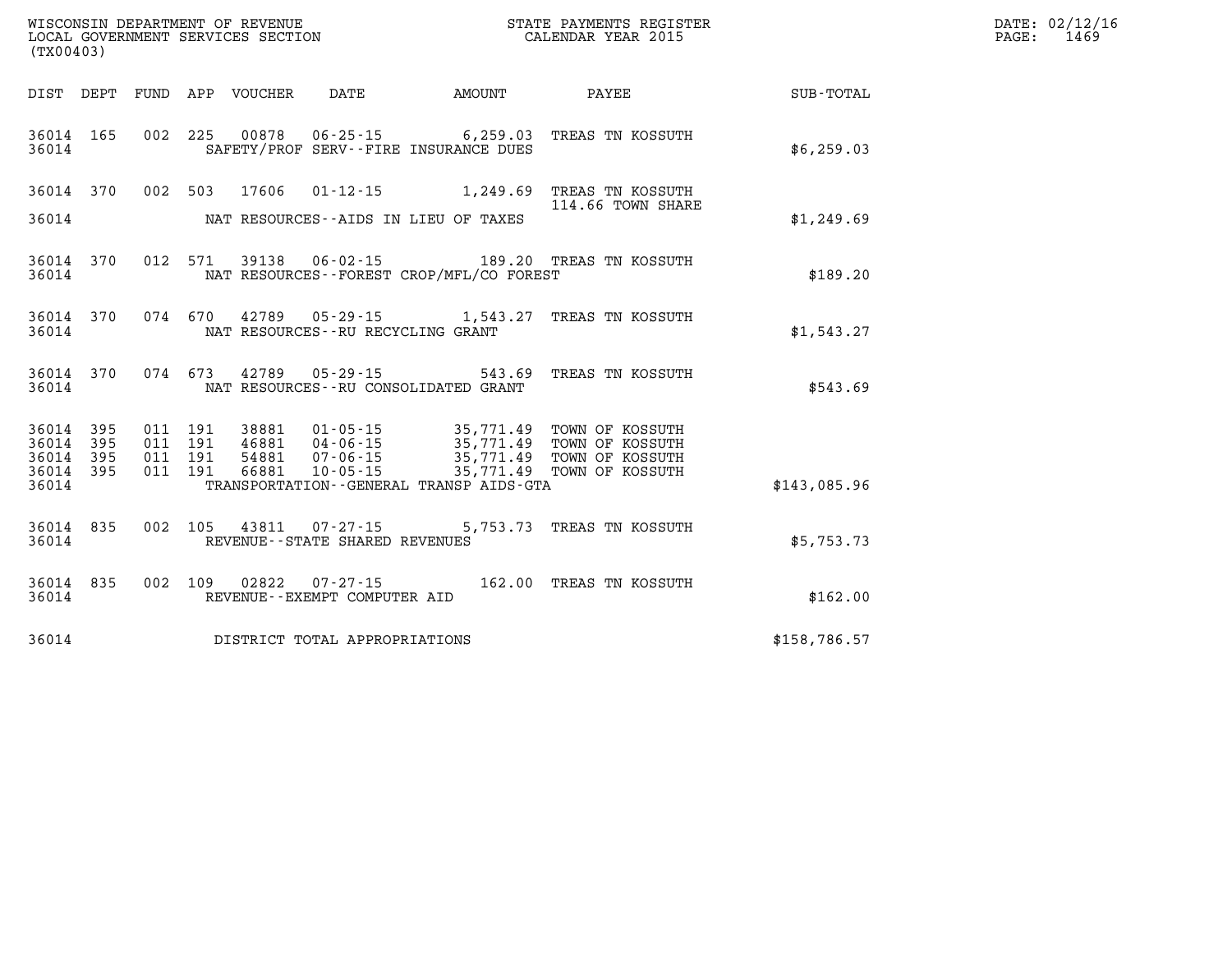WISCONSIN DEPARTMENT OF REVENUE
LOCAL GOVERNMENT SERVICES SECTION
(TX00403)

STATE PAYMENTS REGISTER
CALENDAR YEAR 2015

DATE: 02/12/16

| DIST | DEPT | FUND | APP | VOUCHER | DATE | AMOUNT | PAYEE | SUB-TOTAL |
|---|---|---|---|---|---|---|---|---|
| 36014 | 165 | 002 | 225 | 00878 | 06-25-15 | 6,259.03 | TREAS TN KOSSUTH | |
| 36014 | | | | | SAFETY/PROF SERV--FIRE INSURANCE DUES | | | $6,259.03 |
| 36014 | 370 | 002 | 503 | 17606 | 01-12-15 | 1,249.69 | TREAS TN KOSSUTH 114.66 TOWN SHARE | |
| 36014 | | | | | NAT RESOURCES--AIDS IN LIEU OF TAXES | | | $1,249.69 |
| 36014 | 370 | 012 | 571 | 39138 | 06-02-15 | 189.20 | TREAS TN KOSSUTH | |
| 36014 | | | | | NAT RESOURCES--FOREST CROP/MFL/CO FOREST | | | $189.20 |
| 36014 | 370 | 074 | 670 | 42789 | 05-29-15 | 1,543.27 | TREAS TN KOSSUTH | |
| 36014 | | | | | NAT RESOURCES--RU RECYCLING GRANT | | | $1,543.27 |
| 36014 | 370 | 074 | 673 | 42789 | 05-29-15 | 543.69 | TREAS TN KOSSUTH | |
| 36014 | | | | | NAT RESOURCES--RU CONSOLIDATED GRANT | | | $543.69 |
| 36014 | 395 | 011 | 191 | 38881 | 01-05-15 | 35,771.49 | TOWN OF KOSSUTH | |
| 36014 | 395 | 011 | 191 | 46881 | 04-06-15 | 35,771.49 | TOWN OF KOSSUTH | |
| 36014 | 395 | 011 | 191 | 54881 | 07-06-15 | 35,771.49 | TOWN OF KOSSUTH | |
| 36014 | 395 | 011 | 191 | 66881 | 10-05-15 | 35,771.49 | TOWN OF KOSSUTH | |
| 36014 | | | | | TRANSPORTATION--GENERAL TRANSP AIDS-GTA | | | $143,085.96 |
| 36014 | 835 | 002 | 105 | 43811 | 07-27-15 | 5,753.73 | TREAS TN KOSSUTH | |
| 36014 | | | | | REVENUE--STATE SHARED REVENUES | | | $5,753.73 |
| 36014 | 835 | 002 | 109 | 02822 | 07-27-15 | 162.00 | TREAS TN KOSSUTH | |
| 36014 | | | | | REVENUE--EXEMPT COMPUTER AID | | | $162.00 |
| 36014 | | | | | DISTRICT TOTAL APPROPRIATIONS | | | $158,786.57 |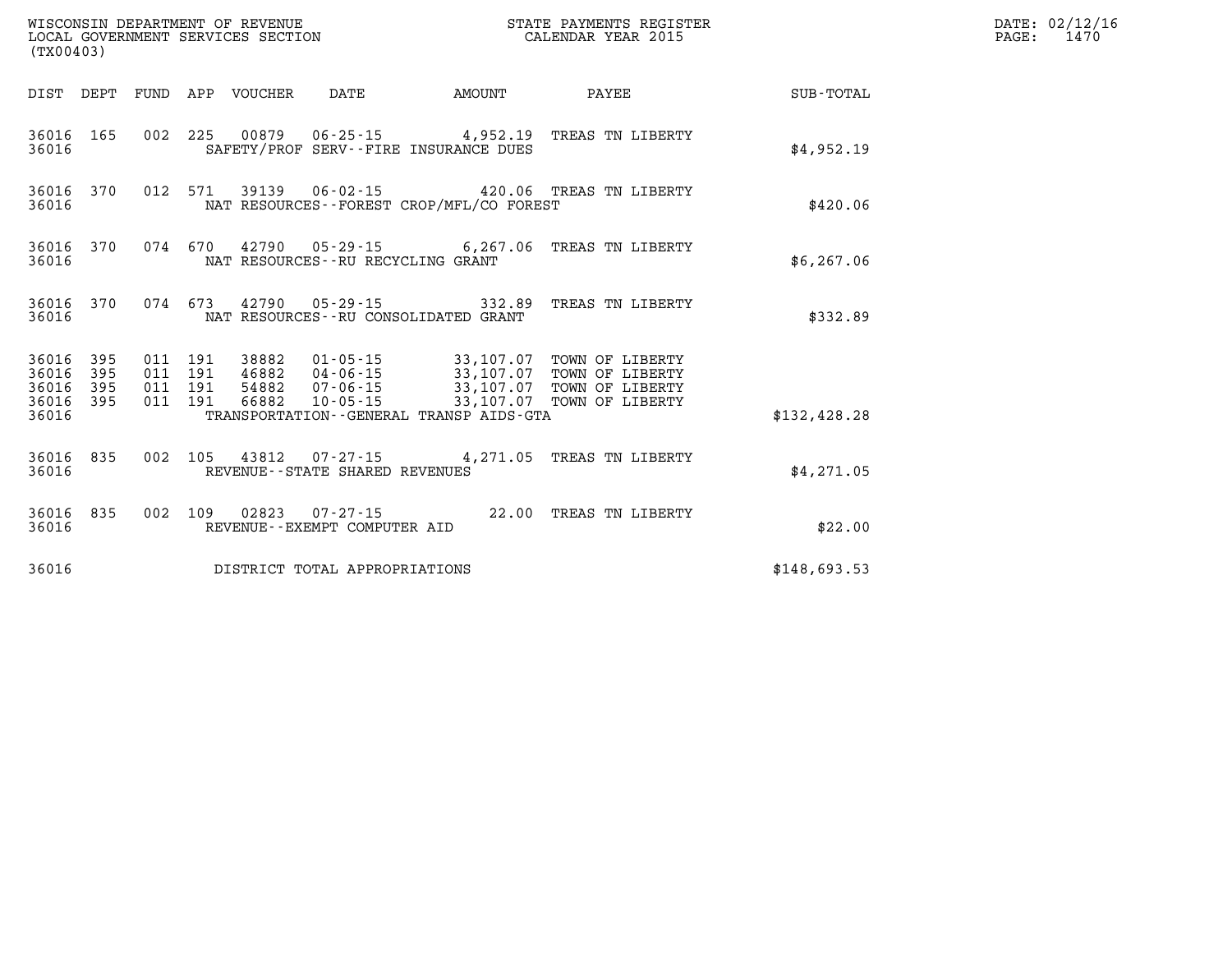| DIST | DEPT | FUND | APP | VOUCHER | DATE | AMOUNT | PAYEE | SUB-TOTAL |
|---|---|---|---|---|---|---|---|---|
| 36016 | 165 | 002 | 225 | 00879 | 06-25-15 | 4,952.19 | TREAS TN LIBERTY | |
| 36016 | | | | | SAFETY/PROF SERV--FIRE INSURANCE DUES | | | $4,952.19 |
| 36016 | 370 | 012 | 571 | 39139 | 06-02-15 | 420.06 | TREAS TN LIBERTY | |
| 36016 | | | | | NAT RESOURCES--FOREST CROP/MFL/CO FOREST | | | $420.06 |
| 36016 | 370 | 074 | 670 | 42790 | 05-29-15 | 6,267.06 | TREAS TN LIBERTY | |
| 36016 | | | | | NAT RESOURCES--RU RECYCLING GRANT | | | $6,267.06 |
| 36016 | 370 | 074 | 673 | 42790 | 05-29-15 | 332.89 | TREAS TN LIBERTY | |
| 36016 | | | | | NAT RESOURCES--RU CONSOLIDATED GRANT | | | $332.89 |
| 36016 | 395 | 011 | 191 | 38882 | 01-05-15 | 33,107.07 | TOWN OF LIBERTY | |
| 36016 | 395 | 011 | 191 | 46882 | 04-06-15 | 33,107.07 | TOWN OF LIBERTY | |
| 36016 | 395 | 011 | 191 | 54882 | 07-06-15 | 33,107.07 | TOWN OF LIBERTY | |
| 36016 | 395 | 011 | 191 | 66882 | 10-05-15 | 33,107.07 | TOWN OF LIBERTY | |
| 36016 | | | | | TRANSPORTATION--GENERAL TRANSP AIDS-GTA | | | $132,428.28 |
| 36016 | 835 | 002 | 105 | 43812 | 07-27-15 | 4,271.05 | TREAS TN LIBERTY | |
| 36016 | | | | | REVENUE--STATE SHARED REVENUES | | | $4,271.05 |
| 36016 | 835 | 002 | 109 | 02823 | 07-27-15 | 22.00 | TREAS TN LIBERTY | |
| 36016 | | | | | REVENUE--EXEMPT COMPUTER AID | | | $22.00 |
| 36016 | | | | | DISTRICT TOTAL APPROPRIATIONS | | | $148,693.53 |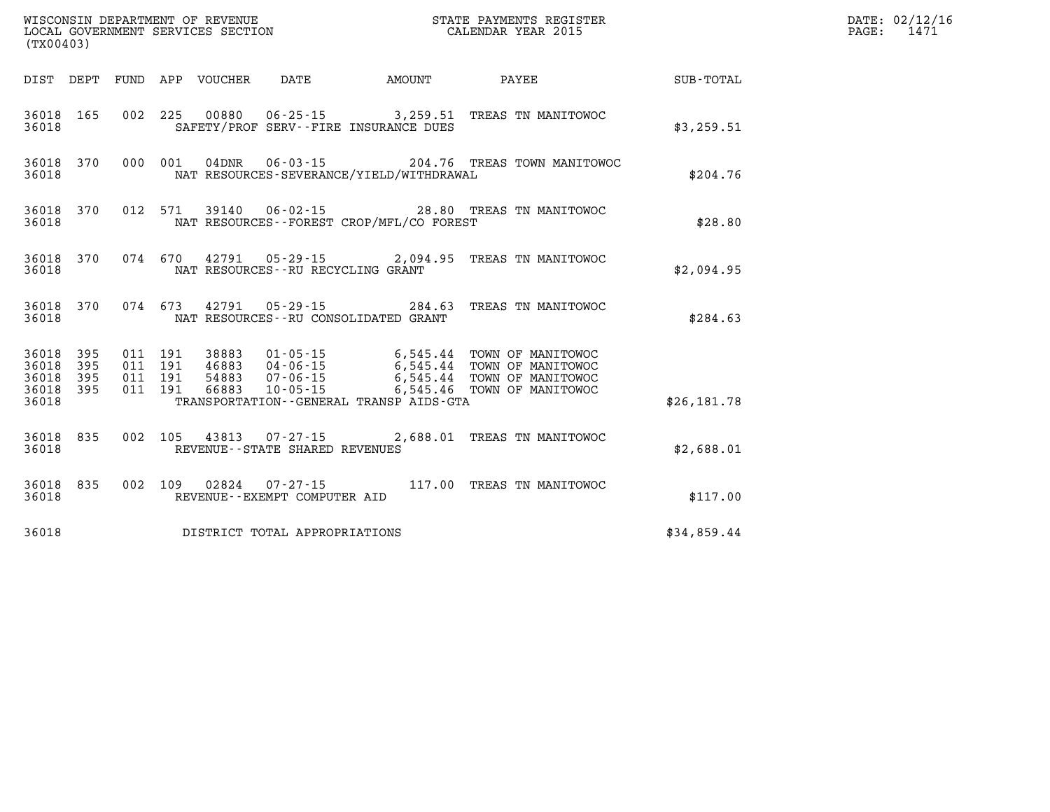WISCONSIN DEPARTMENT OF REVENUE
LOCAL GOVERNMENT SERVICES SECTION
(TX00403)

STATE PAYMENTS REGISTER
CALENDAR YEAR 2015

DATE: 02/12/16
PAGE: 1471

| DIST | DEPT | FUND | APP | VOUCHER | DATE | AMOUNT | PAYEE | SUB-TOTAL |
|---|---|---|---|---|---|---|---|---|
| 36018 | 165 | 002 | 225 | 00880 | 06-25-15 | 3,259.51 | TREAS TN MANITOWOC | |
| 36018 | | | | SAFETY/PROF SERV--FIRE INSURANCE DUES | | | | $3,259.51 |
| 36018 | 370 | 000 | 001 | 04DNR | 06-03-15 | 204.76 | TREAS TOWN MANITOWOC | |
| 36018 | | | | NAT RESOURCES-SEVERANCE/YIELD/WITHDRAWAL | | | | $204.76 |
| 36018 | 370 | 012 | 571 | 39140 | 06-02-15 | 28.80 | TREAS TN MANITOWOC | |
| 36018 | | | | NAT RESOURCES--FOREST CROP/MFL/CO FOREST | | | | $28.80 |
| 36018 | 370 | 074 | 670 | 42791 | 05-29-15 | 2,094.95 | TREAS TN MANITOWOC | |
| 36018 | | | | NAT RESOURCES--RU RECYCLING GRANT | | | | $2,094.95 |
| 36018 | 370 | 074 | 673 | 42791 | 05-29-15 | 284.63 | TREAS TN MANITOWOC | |
| 36018 | | | | NAT RESOURCES--RU CONSOLIDATED GRANT | | | | $284.63 |
| 36018 | 395 | 011 | 191 | 38883 | 01-05-15 | 6,545.44 | TOWN OF MANITOWOC | |
| 36018 | 395 | 011 | 191 | 46883 | 04-06-15 | 6,545.44 | TOWN OF MANITOWOC | |
| 36018 | 395 | 011 | 191 | 54883 | 07-06-15 | 6,545.44 | TOWN OF MANITOWOC | |
| 36018 | 395 | 011 | 191 | 66883 | 10-05-15 | 6,545.46 | TOWN OF MANITOWOC | |
| 36018 | | | | TRANSPORTATION--GENERAL TRANSP AIDS-GTA | | | | $26,181.78 |
| 36018 | 835 | 002 | 105 | 43813 | 07-27-15 | 2,688.01 | TREAS TN MANITOWOC | |
| 36018 | | | | REVENUE--STATE SHARED REVENUES | | | | $2,688.01 |
| 36018 | 835 | 002 | 109 | 02824 | 07-27-15 | 117.00 | TREAS TN MANITOWOC | |
| 36018 | | | | REVENUE--EXEMPT COMPUTER AID | | | | $117.00 |
| 36018 | | | | DISTRICT TOTAL APPROPRIATIONS | | | | $34,859.44 |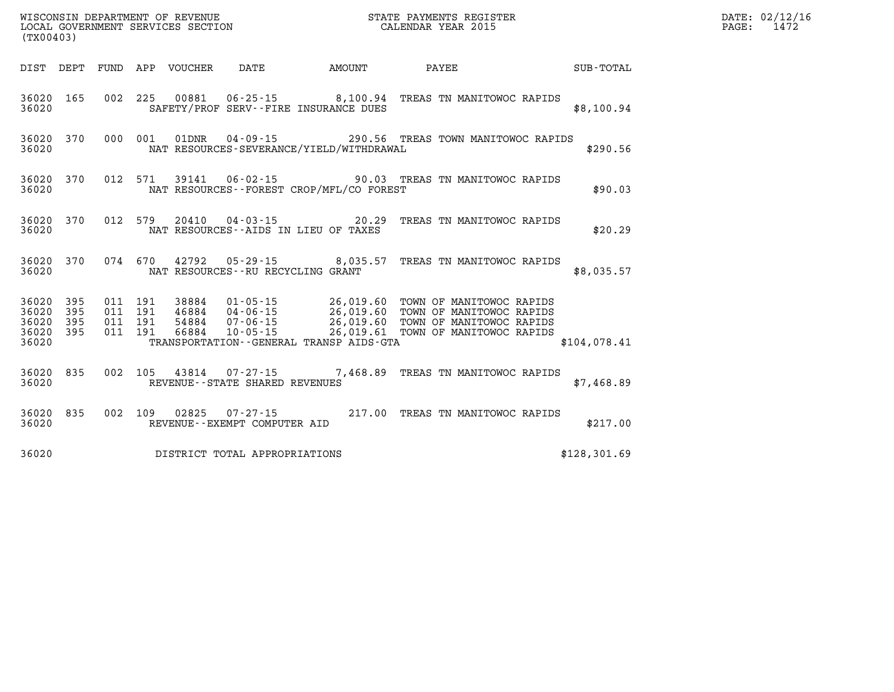WISCONSIN DEPARTMENT OF REVENUE
LOCAL GOVERNMENT SERVICES SECTION
(TX00403)

STATE PAYMENTS REGISTER
CALENDAR YEAR 2015

DATE: 02/12/16
PAGE: 1472

| DIST | DEPT | FUND | APP | VOUCHER | DATE | AMOUNT | PAYEE | SUB-TOTAL |
|---|---|---|---|---|---|---|---|---|
| 36020 | 165 | 002 | 225 | 00881 | 06-25-15 | 8,100.94 | TREAS TN MANITOWOC RAPIDS | |
| 36020 | | | | SAFETY/PROF SERV--FIRE INSURANCE DUES | | | | $8,100.94 |
| 36020 | 370 | 000 | 001 | 01DNR | 04-09-15 | 290.56 | TREAS TOWN MANITOWOC RAPIDS | |
| 36020 | | | | NAT RESOURCES-SEVERANCE/YIELD/WITHDRAWAL | | | | $290.56 |
| 36020 | 370 | 012 | 571 | 39141 | 06-02-15 | 90.03 | TREAS TN MANITOWOC RAPIDS | |
| 36020 | | | | NAT RESOURCES--FOREST CROP/MFL/CO FOREST | | | | $90.03 |
| 36020 | 370 | 012 | 579 | 20410 | 04-03-15 | 20.29 | TREAS TN MANITOWOC RAPIDS | |
| 36020 | | | | NAT RESOURCES--AIDS IN LIEU OF TAXES | | | | $20.29 |
| 36020 | 370 | 074 | 670 | 42792 | 05-29-15 | 8,035.57 | TREAS TN MANITOWOC RAPIDS | |
| 36020 | | | | NAT RESOURCES--RU RECYCLING GRANT | | | | $8,035.57 |
| 36020 | 395 | 011 | 191 | 38884 | 01-05-15 | 26,019.60 | TOWN OF MANITOWOC RAPIDS | |
| 36020 | 395 | 011 | 191 | 46884 | 04-06-15 | 26,019.60 | TOWN OF MANITOWOC RAPIDS | |
| 36020 | 395 | 011 | 191 | 54884 | 07-06-15 | 26,019.60 | TOWN OF MANITOWOC RAPIDS | |
| 36020 | 395 | 011 | 191 | 66884 | 10-05-15 | 26,019.61 | TOWN OF MANITOWOC RAPIDS | |
| 36020 | | | | TRANSPORTATION--GENERAL TRANSP AIDS-GTA | | | | $104,078.41 |
| 36020 | 835 | 002 | 105 | 43814 | 07-27-15 | 7,468.89 | TREAS TN MANITOWOC RAPIDS | |
| 36020 | | | | REVENUE--STATE SHARED REVENUES | | | | $7,468.89 |
| 36020 | 835 | 002 | 109 | 02825 | 07-27-15 | 217.00 | TREAS TN MANITOWOC RAPIDS | |
| 36020 | | | | REVENUE--EXEMPT COMPUTER AID | | | | $217.00 |
| 36020 | | | | DISTRICT TOTAL APPROPRIATIONS | | | | $128,301.69 |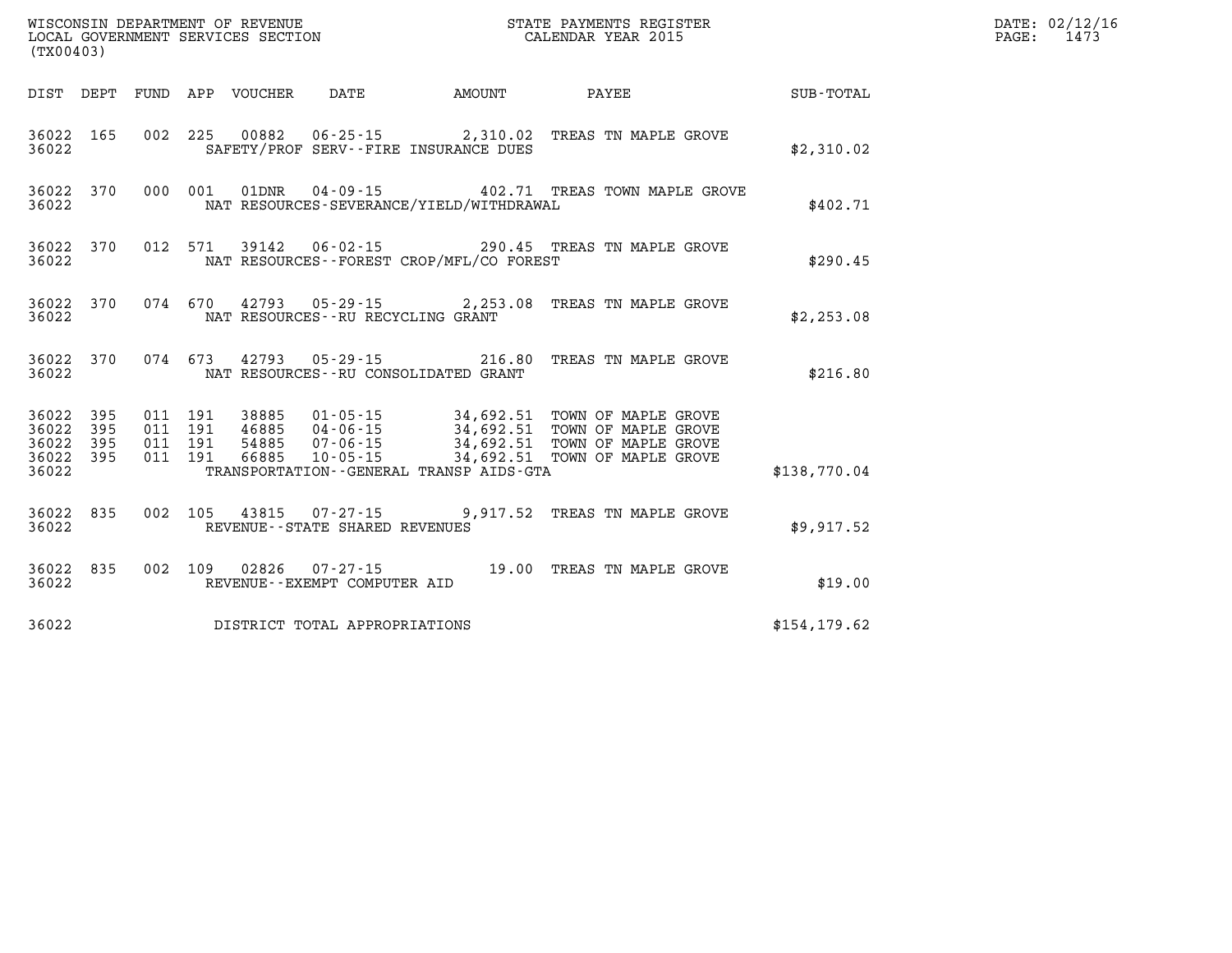WISCONSIN DEPARTMENT OF REVENUE
LOCAL GOVERNMENT SERVICES SECTION
(TX00403)

STATE PAYMENTS REGISTER
CALENDAR YEAR 2015

DATE: 02/12/16
PAGE: 1473

| DIST | DEPT | FUND | APP | VOUCHER | DATE | AMOUNT | PAYEE | SUB-TOTAL |
|---|---|---|---|---|---|---|---|---|
| 36022 | 165 | 002 | 225 | 00882 | 06-25-15 | 2,310.02 | TREAS TN MAPLE GROVE | |
| 36022 | | | | | SAFETY/PROF SERV--FIRE INSURANCE DUES | | | $2,310.02 |
| 36022 | 370 | 000 | 001 | 01DNR | 04-09-15 | 402.71 | TREAS TOWN MAPLE GROVE | |
| 36022 | | | | | NAT RESOURCES-SEVERANCE/YIELD/WITHDRAWAL | | | $402.71 |
| 36022 | 370 | 012 | 571 | 39142 | 06-02-15 | 290.45 | TREAS TN MAPLE GROVE | |
| 36022 | | | | | NAT RESOURCES--FOREST CROP/MFL/CO FOREST | | | $290.45 |
| 36022 | 370 | 074 | 670 | 42793 | 05-29-15 | 2,253.08 | TREAS TN MAPLE GROVE | |
| 36022 | | | | | NAT RESOURCES--RU RECYCLING GRANT | | | $2,253.08 |
| 36022 | 370 | 074 | 673 | 42793 | 05-29-15 | 216.80 | TREAS TN MAPLE GROVE | |
| 36022 | | | | | NAT RESOURCES--RU CONSOLIDATED GRANT | | | $216.80 |
| 36022 | 395 | 011 | 191 | 38885 | 01-05-15 | 34,692.51 | TOWN OF MAPLE GROVE | |
| 36022 | 395 | 011 | 191 | 46885 | 04-06-15 | 34,692.51 | TOWN OF MAPLE GROVE | |
| 36022 | 395 | 011 | 191 | 54885 | 07-06-15 | 34,692.51 | TOWN OF MAPLE GROVE | |
| 36022 | 395 | 011 | 191 | 66885 | 10-05-15 | 34,692.51 | TOWN OF MAPLE GROVE | |
| 36022 | | | | | TRANSPORTATION--GENERAL TRANSP AIDS-GTA | | | $138,770.04 |
| 36022 | 835 | 002 | 105 | 43815 | 07-27-15 | 9,917.52 | TREAS TN MAPLE GROVE | |
| 36022 | | | | | REVENUE--STATE SHARED REVENUES | | | $9,917.52 |
| 36022 | 835 | 002 | 109 | 02826 | 07-27-15 | 19.00 | TREAS TN MAPLE GROVE | |
| 36022 | | | | | REVENUE--EXEMPT COMPUTER AID | | | $19.00 |
| 36022 | | | | | DISTRICT TOTAL APPROPRIATIONS | | | $154,179.62 |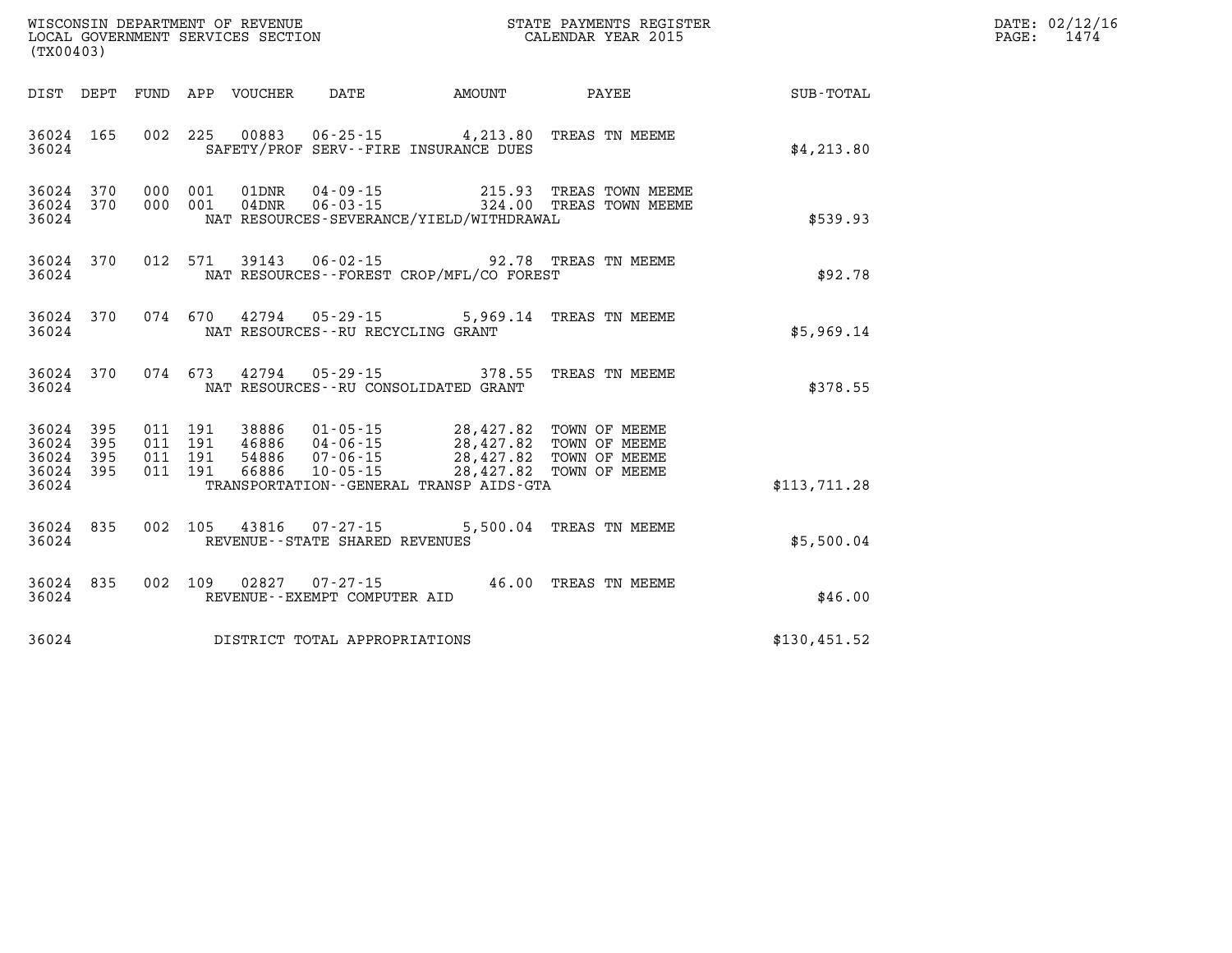WISCONSIN DEPARTMENT OF REVENUE
LOCAL GOVERNMENT SERVICES SECTION
(TX00403)

STATE PAYMENTS REGISTER
CALENDAR YEAR 2015

DATE: 02/12/16
PAGE: 1474

| DIST | DEPT | FUND | APP | VOUCHER | DATE | AMOUNT | PAYEE | SUB-TOTAL |
|---|---|---|---|---|---|---|---|---|
| 36024 | 165 | 002 | 225 | 00883 | 06-25-15 | 4,213.80 | TREAS TN MEEME | |
| 36024 | | | | SAFETY/PROF SERV--FIRE INSURANCE DUES | | | | $4,213.80 |
| 36024 | 370 | 000 | 001 | 01DNR | 04-09-15 | 215.93 | TREAS TOWN MEEME | |
| 36024 | 370 | 000 | 001 | 04DNR | 06-03-15 | 324.00 | TREAS TOWN MEEME | |
| 36024 | | | | NAT RESOURCES-SEVERANCE/YIELD/WITHDRAWAL | | | | $539.93 |
| 36024 | 370 | 012 | 571 | 39143 | 06-02-15 | 92.78 | TREAS TN MEEME | |
| 36024 | | | | NAT RESOURCES--FOREST CROP/MFL/CO FOREST | | | | $92.78 |
| 36024 | 370 | 074 | 670 | 42794 | 05-29-15 | 5,969.14 | TREAS TN MEEME | |
| 36024 | | | | NAT RESOURCES--RU RECYCLING GRANT | | | | $5,969.14 |
| 36024 | 370 | 074 | 673 | 42794 | 05-29-15 | 378.55 | TREAS TN MEEME | |
| 36024 | | | | NAT RESOURCES--RU CONSOLIDATED GRANT | | | | $378.55 |
| 36024 | 395 | 011 | 191 | 38886 | 01-05-15 | 28,427.82 | TOWN OF MEEME | |
| 36024 | 395 | 011 | 191 | 46886 | 04-06-15 | 28,427.82 | TOWN OF MEEME | |
| 36024 | 395 | 011 | 191 | 54886 | 07-06-15 | 28,427.82 | TOWN OF MEEME | |
| 36024 | 395 | 011 | 191 | 66886 | 10-05-15 | 28,427.82 | TOWN OF MEEME | |
| 36024 | | | | TRANSPORTATION--GENERAL TRANSP AIDS-GTA | | | | $113,711.28 |
| 36024 | 835 | 002 | 105 | 43816 | 07-27-15 | 5,500.04 | TREAS TN MEEME | |
| 36024 | | | | REVENUE--STATE SHARED REVENUES | | | | $5,500.04 |
| 36024 | 835 | 002 | 109 | 02827 | 07-27-15 | 46.00 | TREAS TN MEEME | |
| 36024 | | | | REVENUE--EXEMPT COMPUTER AID | | | | $46.00 |
| 36024 | | | | DISTRICT TOTAL APPROPRIATIONS | | | | $130,451.52 |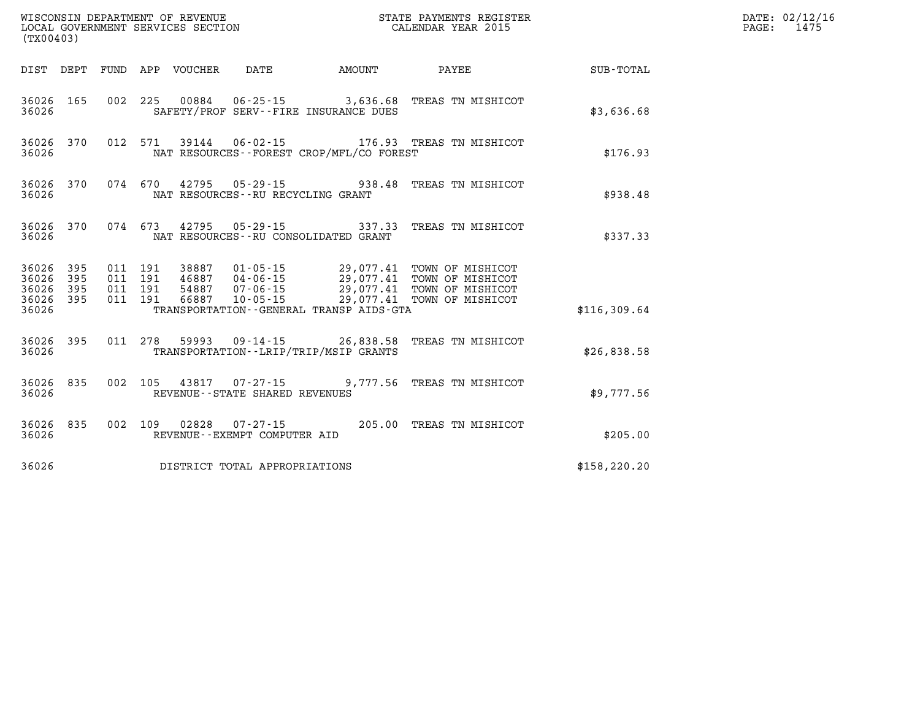WISCONSIN DEPARTMENT OF REVENUE
LOCAL GOVERNMENT SERVICES SECTION
(TX00403)

STATE PAYMENTS REGISTER
CALENDAR YEAR 2015

DATE: 02/12/16
PAGE: 1475

| DIST | DEPT | FUND | APP | VOUCHER | DATE | AMOUNT | PAYEE | SUB-TOTAL |
|---|---|---|---|---|---|---|---|---|
| 36026 | 165 | 002 | 225 | 00884 | 06-25-15 | 3,636.68 | TREAS TN MISHICOT | |
| 36026 | | | | SAFETY/PROF SERV--FIRE INSURANCE DUES | | | | $3,636.68 |
| 36026 | 370 | 012 | 571 | 39144 | 06-02-15 | 176.93 | TREAS TN MISHICOT | |
| 36026 | | | | NAT RESOURCES--FOREST CROP/MFL/CO FOREST | | | | $176.93 |
| 36026 | 370 | 074 | 670 | 42795 | 05-29-15 | 938.48 | TREAS TN MISHICOT | |
| 36026 | | | | NAT RESOURCES--RU RECYCLING GRANT | | | | $938.48 |
| 36026 | 370 | 074 | 673 | 42795 | 05-29-15 | 337.33 | TREAS TN MISHICOT | |
| 36026 | | | | NAT RESOURCES--RU CONSOLIDATED GRANT | | | | $337.33 |
| 36026 | 395 | 011 | 191 | 38887 | 01-05-15 | 29,077.41 | TOWN OF MISHICOT | |
| 36026 | 395 | 011 | 191 | 46887 | 04-06-15 | 29,077.41 | TOWN OF MISHICOT | |
| 36026 | 395 | 011 | 191 | 54887 | 07-06-15 | 29,077.41 | TOWN OF MISHICOT | |
| 36026 | 395 | 011 | 191 | 66887 | 10-05-15 | 29,077.41 | TOWN OF MISHICOT | |
| 36026 | | | | TRANSPORTATION--GENERAL TRANSP AIDS-GTA | | | | $116,309.64 |
| 36026 | 395 | 011 | 278 | 59993 | 09-14-15 | 26,838.58 | TREAS TN MISHICOT | |
| 36026 | | | | TRANSPORTATION--LRIP/TRIP/MSIP GRANTS | | | | $26,838.58 |
| 36026 | 835 | 002 | 105 | 43817 | 07-27-15 | 9,777.56 | TREAS TN MISHICOT | |
| 36026 | | | | REVENUE--STATE SHARED REVENUES | | | | $9,777.56 |
| 36026 | 835 | 002 | 109 | 02828 | 07-27-15 | 205.00 | TREAS TN MISHICOT | |
| 36026 | | | | REVENUE--EXEMPT COMPUTER AID | | | | $205.00 |
| 36026 | | | | DISTRICT TOTAL APPROPRIATIONS | | | | $158,220.20 |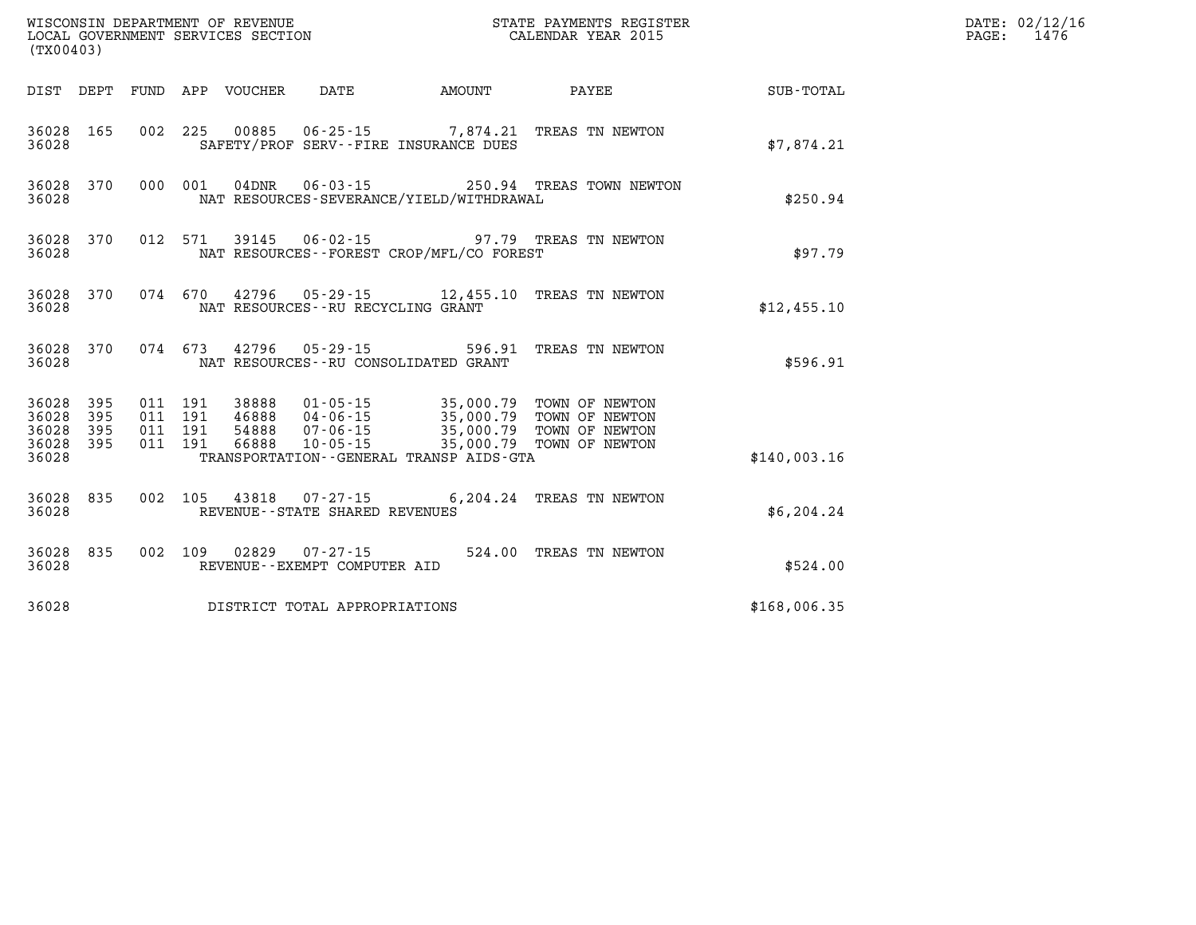WISCONSIN DEPARTMENT OF REVENUE
LOCAL GOVERNMENT SERVICES SECTION
(TX00403)

STATE PAYMENTS REGISTER
CALENDAR YEAR 2015

DATE: 02/12/16
PAGE: 1476

| DIST | DEPT | FUND | APP | VOUCHER | DATE | AMOUNT | PAYEE | SUB-TOTAL |
|---|---|---|---|---|---|---|---|---|
| 36028 | 165 | 002 | 225 | 00885 | 06-25-15 | 7,874.21 | TREAS TN NEWTON | |
| 36028 | | | | SAFETY/PROF SERV--FIRE INSURANCE DUES | | | | $7,874.21 |
| 36028 | 370 | 000 | 001 | 04DNR | 06-03-15 | 250.94 | TREAS TOWN NEWTON | |
| 36028 | | | | NAT RESOURCES-SEVERANCE/YIELD/WITHDRAWAL | | | | $250.94 |
| 36028 | 370 | 012 | 571 | 39145 | 06-02-15 | 97.79 | TREAS TN NEWTON | |
| 36028 | | | | NAT RESOURCES--FOREST CROP/MFL/CO FOREST | | | | $97.79 |
| 36028 | 370 | 074 | 670 | 42796 | 05-29-15 | 12,455.10 | TREAS TN NEWTON | |
| 36028 | | | | NAT RESOURCES--RU RECYCLING GRANT | | | | $12,455.10 |
| 36028 | 370 | 074 | 673 | 42796 | 05-29-15 | 596.91 | TREAS TN NEWTON | |
| 36028 | | | | NAT RESOURCES--RU CONSOLIDATED GRANT | | | | $596.91 |
| 36028 | 395 | 011 | 191 | 38888 | 01-05-15 | 35,000.79 | TOWN OF NEWTON | |
| 36028 | 395 | 011 | 191 | 46888 | 04-06-15 | 35,000.79 | TOWN OF NEWTON | |
| 36028 | 395 | 011 | 191 | 54888 | 07-06-15 | 35,000.79 | TOWN OF NEWTON | |
| 36028 | 395 | 011 | 191 | 66888 | 10-05-15 | 35,000.79 | TOWN OF NEWTON | |
| 36028 | | | | TRANSPORTATION--GENERAL TRANSP AIDS-GTA | | | | $140,003.16 |
| 36028 | 835 | 002 | 105 | 43818 | 07-27-15 | 6,204.24 | TREAS TN NEWTON | |
| 36028 | | | | REVENUE--STATE SHARED REVENUES | | | | $6,204.24 |
| 36028 | 835 | 002 | 109 | 02829 | 07-27-15 | 524.00 | TREAS TN NEWTON | |
| 36028 | | | | REVENUE--EXEMPT COMPUTER AID | | | | $524.00 |
| 36028 | | | | DISTRICT TOTAL APPROPRIATIONS | | | | $168,006.35 |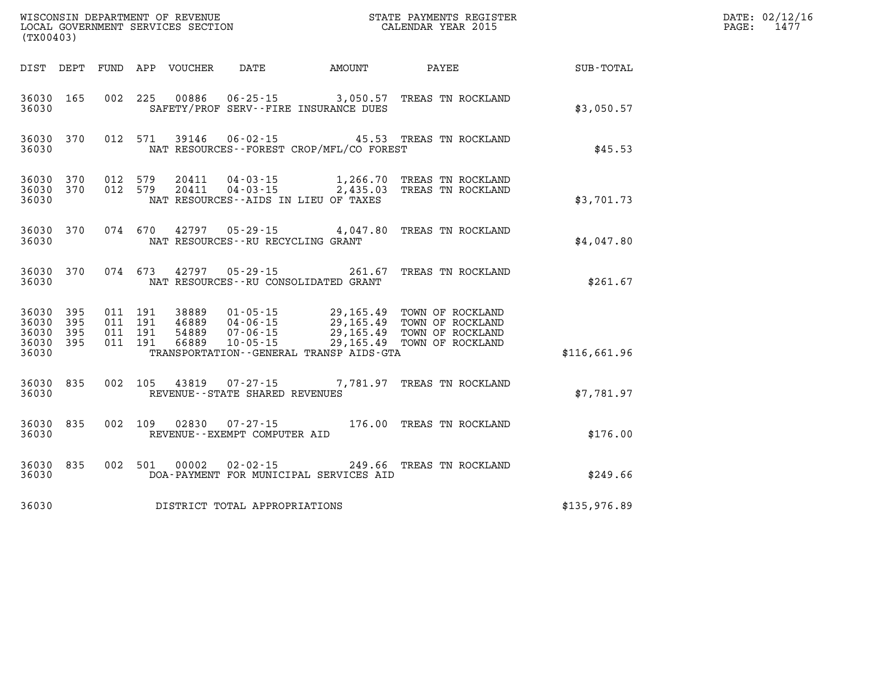WISCONSIN DEPARTMENT OF REVENUE
LOCAL GOVERNMENT SERVICES SECTION
(TX00403)

STATE PAYMENTS REGISTER
CALENDAR YEAR 2015

DATE: 02/12/16

| DIST | DEPT | FUND | APP | VOUCHER | DATE | AMOUNT | PAYEE | SUB-TOTAL |
|---|---|---|---|---|---|---|---|---|
| 36030 | 165 | 002 | 225 | 00886 | 06-25-15 | 3,050.57 | TREAS TN ROCKLAND | |
| 36030 | | | | | SAFETY/PROF SERV--FIRE INSURANCE DUES | | | $3,050.57 |
| 36030 | 370 | 012 | 571 | 39146 | 06-02-15 | 45.53 | TREAS TN ROCKLAND | |
| 36030 | | | | | NAT RESOURCES--FOREST CROP/MFL/CO FOREST | | | $45.53 |
| 36030 | 370 | 012 | 579 | 20411 | 04-03-15 | 1,266.70 | TREAS TN ROCKLAND | |
| 36030 | 370 | 012 | 579 | 20411 | 04-03-15 | 2,435.03 | TREAS TN ROCKLAND | |
| 36030 | | | | | NAT RESOURCES--AIDS IN LIEU OF TAXES | | | $3,701.73 |
| 36030 | 370 | 074 | 670 | 42797 | 05-29-15 | 4,047.80 | TREAS TN ROCKLAND | |
| 36030 | | | | | NAT RESOURCES--RU RECYCLING GRANT | | | $4,047.80 |
| 36030 | 370 | 074 | 673 | 42797 | 05-29-15 | 261.67 | TREAS TN ROCKLAND | |
| 36030 | | | | | NAT RESOURCES--RU CONSOLIDATED GRANT | | | $261.67 |
| 36030 | 395 | 011 | 191 | 38889 | 01-05-15 | 29,165.49 | TOWN OF ROCKLAND | |
| 36030 | 395 | 011 | 191 | 46889 | 04-06-15 | 29,165.49 | TOWN OF ROCKLAND | |
| 36030 | 395 | 011 | 191 | 54889 | 07-06-15 | 29,165.49 | TOWN OF ROCKLAND | |
| 36030 | 395 | 011 | 191 | 66889 | 10-05-15 | 29,165.49 | TOWN OF ROCKLAND | |
| 36030 | | | | | TRANSPORTATION--GENERAL TRANSP AIDS-GTA | | | $116,661.96 |
| 36030 | 835 | 002 | 105 | 43819 | 07-27-15 | 7,781.97 | TREAS TN ROCKLAND | |
| 36030 | | | | | REVENUE--STATE SHARED REVENUES | | | $7,781.97 |
| 36030 | 835 | 002 | 109 | 02830 | 07-27-15 | 176.00 | TREAS TN ROCKLAND | |
| 36030 | | | | | REVENUE--EXEMPT COMPUTER AID | | | $176.00 |
| 36030 | 835 | 002 | 501 | 00002 | 02-02-15 | 249.66 | TREAS TN ROCKLAND | |
| 36030 | | | | | DOA-PAYMENT FOR MUNICIPAL SERVICES AID | | | $249.66 |
| 36030 | | | | | DISTRICT TOTAL APPROPRIATIONS | | | $135,976.89 |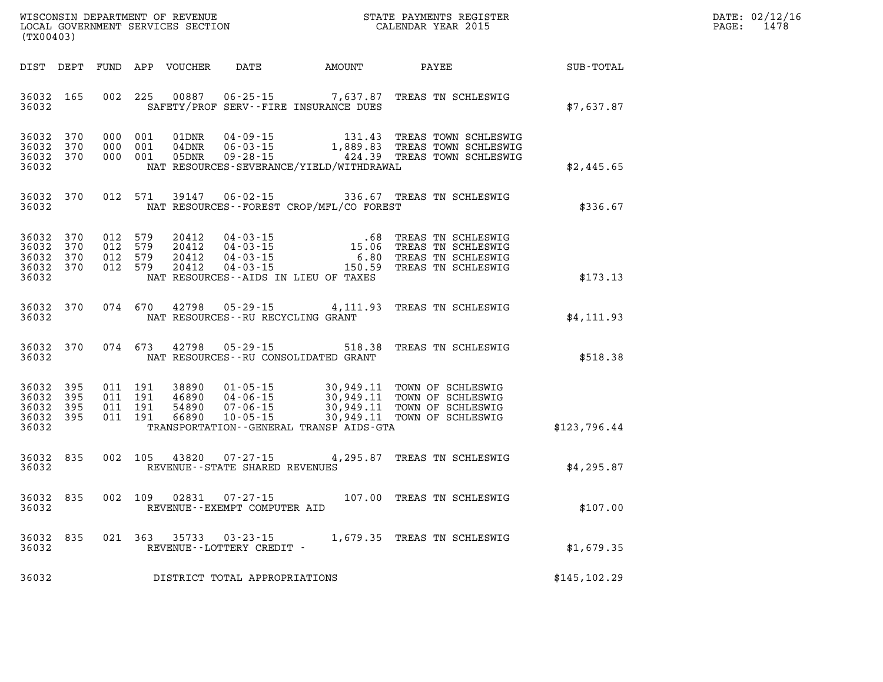WISCONSIN DEPARTMENT OF REVENUE
LOCAL GOVERNMENT SERVICES SECTION
(TX00403)

STATE PAYMENTS REGISTER
CALENDAR YEAR 2015

DATE: 02/12/16
PAGE: 1478

| DIST | DEPT | FUND | APP | VOUCHER | DATE | AMOUNT | PAYEE | SUB-TOTAL |
|---|---|---|---|---|---|---|---|---|
| 36032 | 165 | 002 | 225 | 00887 | 06-25-15 | 7,637.87 | TREAS TN SCHLESWIG | |
| 36032 | | | | SAFETY/PROF SERV--FIRE INSURANCE DUES | | | | $7,637.87 |
| 36032 | 370 | 000 | 001 | 01DNR | 04-09-15 | 131.43 | TREAS TOWN SCHLESWIG | |
| 36032 | 370 | 000 | 001 | 04DNR | 06-03-15 | 1,889.83 | TREAS TOWN SCHLESWIG | |
| 36032 | 370 | 000 | 001 | 05DNR | 09-28-15 | 424.39 | TREAS TOWN SCHLESWIG | |
| 36032 | | | | NAT RESOURCES-SEVERANCE/YIELD/WITHDRAWAL | | | | $2,445.65 |
| 36032 | 370 | 012 | 571 | 39147 | 06-02-15 | 336.67 | TREAS TN SCHLESWIG | |
| 36032 | | | | NAT RESOURCES--FOREST CROP/MFL/CO FOREST | | | | $336.67 |
| 36032 | 370 | 012 | 579 | 20412 | 04-03-15 | .68 | TREAS TN SCHLESWIG | |
| 36032 | 370 | 012 | 579 | 20412 | 04-03-15 | 15.06 | TREAS TN SCHLESWIG | |
| 36032 | 370 | 012 | 579 | 20412 | 04-03-15 | 6.80 | TREAS TN SCHLESWIG | |
| 36032 | 370 | 012 | 579 | 20412 | 04-03-15 | 150.59 | TREAS TN SCHLESWIG | |
| 36032 | | | | NAT RESOURCES--AIDS IN LIEU OF TAXES | | | | $173.13 |
| 36032 | 370 | 074 | 670 | 42798 | 05-29-15 | 4,111.93 | TREAS TN SCHLESWIG | |
| 36032 | | | | NAT RESOURCES--RU RECYCLING GRANT | | | | $4,111.93 |
| 36032 | 370 | 074 | 673 | 42798 | 05-29-15 | 518.38 | TREAS TN SCHLESWIG | |
| 36032 | | | | NAT RESOURCES--RU CONSOLIDATED GRANT | | | | $518.38 |
| 36032 | 395 | 011 | 191 | 38890 | 01-05-15 | 30,949.11 | TOWN OF SCHLESWIG | |
| 36032 | 395 | 011 | 191 | 46890 | 04-06-15 | 30,949.11 | TOWN OF SCHLESWIG | |
| 36032 | 395 | 011 | 191 | 54890 | 07-06-15 | 30,949.11 | TOWN OF SCHLESWIG | |
| 36032 | 395 | 011 | 191 | 66890 | 10-05-15 | 30,949.11 | TOWN OF SCHLESWIG | |
| 36032 | | | | TRANSPORTATION--GENERAL TRANSP AIDS-GTA | | | | $123,796.44 |
| 36032 | 835 | 002 | 105 | 43820 | 07-27-15 | 4,295.87 | TREAS TN SCHLESWIG | |
| 36032 | | | | REVENUE--STATE SHARED REVENUES | | | | $4,295.87 |
| 36032 | 835 | 002 | 109 | 02831 | 07-27-15 | 107.00 | TREAS TN SCHLESWIG | |
| 36032 | | | | REVENUE--EXEMPT COMPUTER AID | | | | $107.00 |
| 36032 | 835 | 021 | 363 | 35733 | 03-23-15 | 1,679.35 | TREAS TN SCHLESWIG | |
| 36032 | | | | REVENUE--LOTTERY CREDIT - | | | | $1,679.35 |
| 36032 | | | | DISTRICT TOTAL APPROPRIATIONS | | | | $145,102.29 |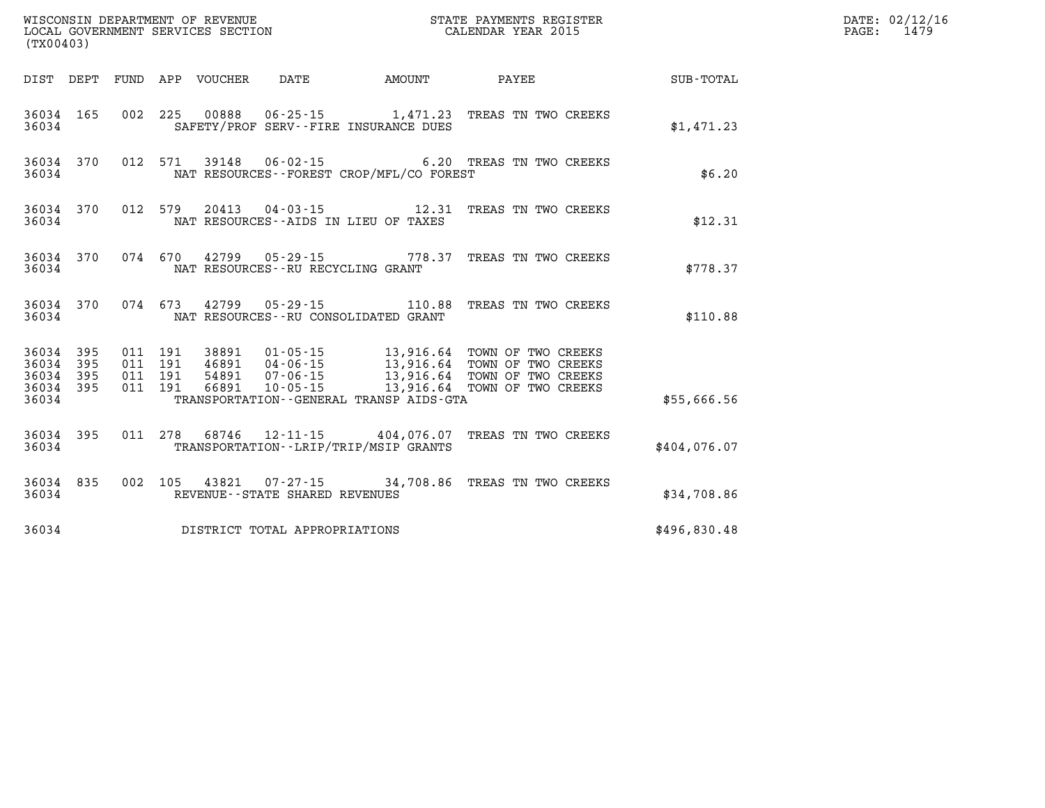WISCONSIN DEPARTMENT OF REVENUE
LOCAL GOVERNMENT SERVICES SECTION
(TX00403)

STATE PAYMENTS REGISTER
CALENDAR YEAR 2015

DATE: 02/12/16
PAGE: 1479

| DIST | DEPT | FUND | APP | VOUCHER | DATE | AMOUNT | PAYEE | SUB-TOTAL |
|---|---|---|---|---|---|---|---|---|
| 36034 | 165 | 002 | 225 | 00888 | 06-25-15 | 1,471.23 | TREAS TN TWO CREEKS | |
| 36034 | | | | SAFETY/PROF SERV--FIRE INSURANCE DUES | | | | $1,471.23 |
| 36034 | 370 | 012 | 571 | 39148 | 06-02-15 | 6.20 | TREAS TN TWO CREEKS | |
| 36034 | | | | NAT RESOURCES--FOREST CROP/MFL/CO FOREST | | | | $6.20 |
| 36034 | 370 | 012 | 579 | 20413 | 04-03-15 | 12.31 | TREAS TN TWO CREEKS | |
| 36034 | | | | NAT RESOURCES--AIDS IN LIEU OF TAXES | | | | $12.31 |
| 36034 | 370 | 074 | 670 | 42799 | 05-29-15 | 778.37 | TREAS TN TWO CREEKS | |
| 36034 | | | | NAT RESOURCES--RU RECYCLING GRANT | | | | $778.37 |
| 36034 | 370 | 074 | 673 | 42799 | 05-29-15 | 110.88 | TREAS TN TWO CREEKS | |
| 36034 | | | | NAT RESOURCES--RU CONSOLIDATED GRANT | | | | $110.88 |
| 36034 | 395 | 011 | 191 | 38891 | 01-05-15 | 13,916.64 | TOWN OF TWO CREEKS | |
| 36034 | 395 | 011 | 191 | 46891 | 04-06-15 | 13,916.64 | TOWN OF TWO CREEKS | |
| 36034 | 395 | 011 | 191 | 54891 | 07-06-15 | 13,916.64 | TOWN OF TWO CREEKS | |
| 36034 | 395 | 011 | 191 | 66891 | 10-05-15 | 13,916.64 | TOWN OF TWO CREEKS | |
| 36034 | | | | TRANSPORTATION--GENERAL TRANSP AIDS-GTA | | | | $55,666.56 |
| 36034 | 395 | 011 | 278 | 68746 | 12-11-15 | 404,076.07 | TREAS TN TWO CREEKS | |
| 36034 | | | | TRANSPORTATION--LRIP/TRIP/MSIP GRANTS | | | | $404,076.07 |
| 36034 | 835 | 002 | 105 | 43821 | 07-27-15 | 34,708.86 | TREAS TN TWO CREEKS | |
| 36034 | | | | REVENUE--STATE SHARED REVENUES | | | | $34,708.86 |
| 36034 | | | | DISTRICT TOTAL APPROPRIATIONS | | | | $496,830.48 |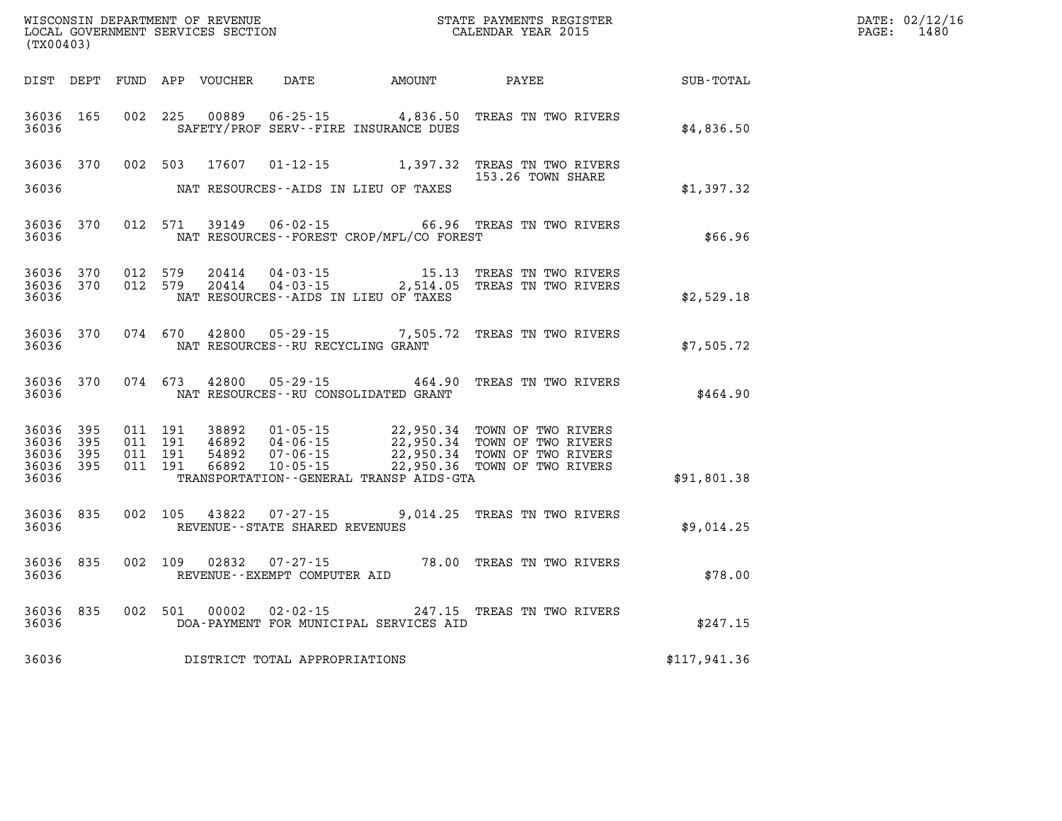WISCONSIN DEPARTMENT OF REVENUE
LOCAL GOVERNMENT SERVICES SECTION
(TX00403)

STATE PAYMENTS REGISTER
CALENDAR YEAR 2015

DATE: 02/12/16
PAGE: 1480

| DIST | DEPT | FUND | APP | VOUCHER | DATE | AMOUNT | PAYEE | SUB-TOTAL |
|---|---|---|---|---|---|---|---|---|
| 36036 | 165 | 002 | 225 | 00889 | 06-25-15 | 4,836.50 | TREAS TN TWO RIVERS | |
| 36036 | | | | | SAFETY/PROF SERV--FIRE INSURANCE DUES | | | $4,836.50 |
| 36036 | 370 | 002 | 503 | 17607 | 01-12-15 | 1,397.32 | TREAS TN TWO RIVERS 153.26 TOWN SHARE | |
| 36036 | | | | | NAT RESOURCES--AIDS IN LIEU OF TAXES | | | $1,397.32 |
| 36036 | 370 | 012 | 571 | 39149 | 06-02-15 | 66.96 | TREAS TN TWO RIVERS | |
| 36036 | | | | | NAT RESOURCES--FOREST CROP/MFL/CO FOREST | | | $66.96 |
| 36036 | 370 | 012 | 579 | 20414 | 04-03-15 | 15.13 | TREAS TN TWO RIVERS | |
| 36036 | 370 | 012 | 579 | 20414 | 04-03-15 | 2,514.05 | TREAS TN TWO RIVERS | |
| 36036 | | | | | NAT RESOURCES--AIDS IN LIEU OF TAXES | | | $2,529.18 |
| 36036 | 370 | 074 | 670 | 42800 | 05-29-15 | 7,505.72 | TREAS TN TWO RIVERS | |
| 36036 | | | | | NAT RESOURCES--RU RECYCLING GRANT | | | $7,505.72 |
| 36036 | 370 | 074 | 673 | 42800 | 05-29-15 | 464.90 | TREAS TN TWO RIVERS | |
| 36036 | | | | | NAT RESOURCES--RU CONSOLIDATED GRANT | | | $464.90 |
| 36036 | 395 | 011 | 191 | 38892 | 01-05-15 | 22,950.34 | TOWN OF TWO RIVERS | |
| 36036 | 395 | 011 | 191 | 46892 | 04-06-15 | 22,950.34 | TOWN OF TWO RIVERS | |
| 36036 | 395 | 011 | 191 | 54892 | 07-06-15 | 22,950.34 | TOWN OF TWO RIVERS | |
| 36036 | 395 | 011 | 191 | 66892 | 10-05-15 | 22,950.36 | TOWN OF TWO RIVERS | |
| 36036 | | | | | TRANSPORTATION--GENERAL TRANSP AIDS-GTA | | | $91,801.38 |
| 36036 | 835 | 002 | 105 | 43822 | 07-27-15 | 9,014.25 | TREAS TN TWO RIVERS | |
| 36036 | | | | | REVENUE--STATE SHARED REVENUES | | | $9,014.25 |
| 36036 | 835 | 002 | 109 | 02832 | 07-27-15 | 78.00 | TREAS TN TWO RIVERS | |
| 36036 | | | | | REVENUE--EXEMPT COMPUTER AID | | | $78.00 |
| 36036 | 835 | 002 | 501 | 00002 | 02-02-15 | 247.15 | TREAS TN TWO RIVERS | |
| 36036 | | | | | DOA-PAYMENT FOR MUNICIPAL SERVICES AID | | | $247.15 |
| 36036 | | | | | DISTRICT TOTAL APPROPRIATIONS | | | $117,941.36 |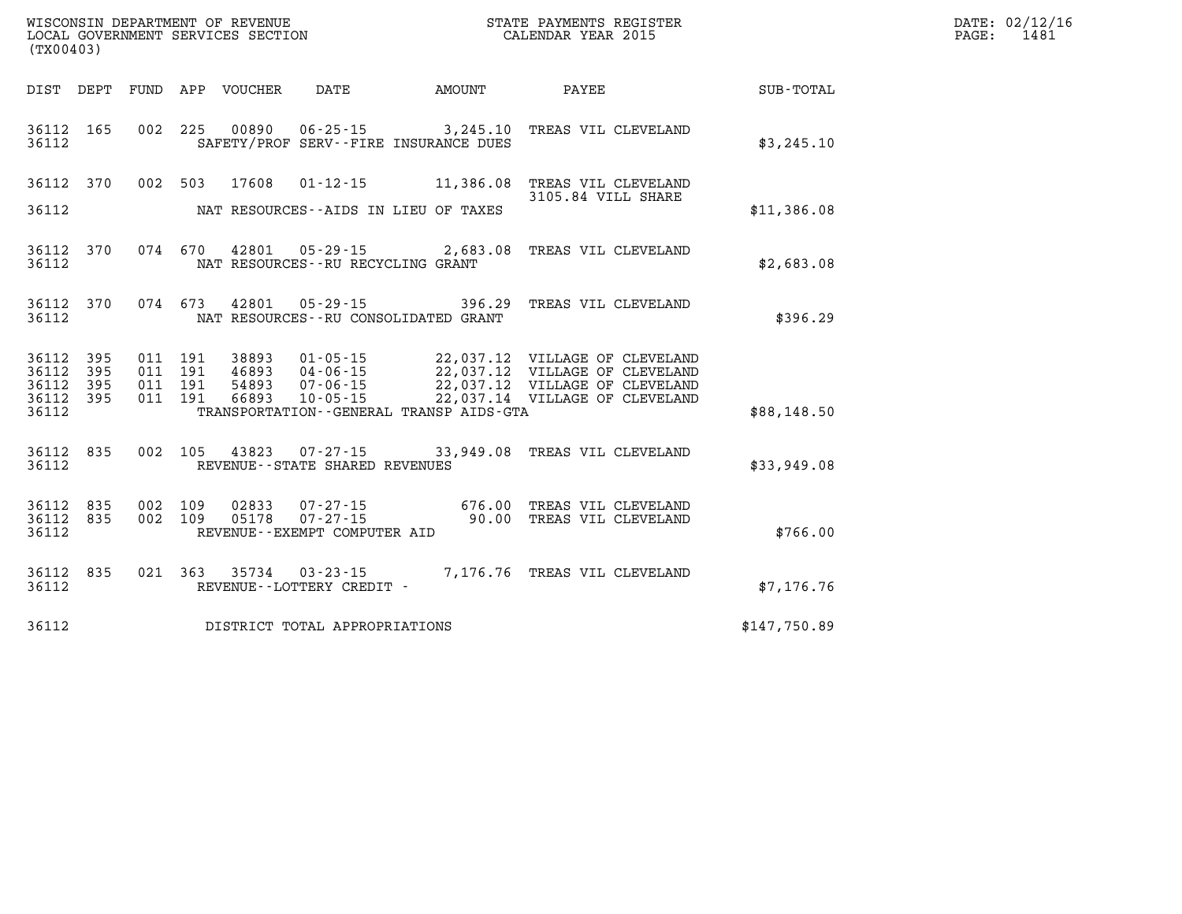WISCONSIN DEPARTMENT OF REVENUE
LOCAL GOVERNMENT SERVICES SECTION
(TX00403)

STATE PAYMENTS REGISTER
CALENDAR YEAR 2015

DATE: 02/12/16

| DIST | DEPT | FUND | APP | VOUCHER | DATE | AMOUNT | PAYEE | SUB-TOTAL |
|---|---|---|---|---|---|---|---|---|
| 36112 | 165 | 002 | 225 | 00890 | 06-25-15 | 3,245.10 | TREAS VIL CLEVELAND | |
| 36112 | | | | SAFETY/PROF SERV--FIRE INSURANCE DUES | | | | $3,245.10 |
| 36112 | 370 | 002 | 503 | 17608 | 01-12-15 | 11,386.08 | TREAS VIL CLEVELAND 3105.84 VILL SHARE | |
| 36112 | | | | NAT RESOURCES--AIDS IN LIEU OF TAXES | | | | $11,386.08 |
| 36112 | 370 | 074 | 670 | 42801 | 05-29-15 | 2,683.08 | TREAS VIL CLEVELAND | |
| 36112 | | | | NAT RESOURCES--RU RECYCLING GRANT | | | | $2,683.08 |
| 36112 | 370 | 074 | 673 | 42801 | 05-29-15 | 396.29 | TREAS VIL CLEVELAND | |
| 36112 | | | | NAT RESOURCES--RU CONSOLIDATED GRANT | | | | $396.29 |
| 36112 | 395 | 011 | 191 | 38893 | 01-05-15 | 22,037.12 | VILLAGE OF CLEVELAND | |
| 36112 | 395 | 011 | 191 | 46893 | 04-06-15 | 22,037.12 | VILLAGE OF CLEVELAND | |
| 36112 | 395 | 011 | 191 | 54893 | 07-06-15 | 22,037.12 | VILLAGE OF CLEVELAND | |
| 36112 | 395 | 011 | 191 | 66893 | 10-05-15 | 22,037.14 | VILLAGE OF CLEVELAND | |
| 36112 | | | | TRANSPORTATION--GENERAL TRANSP AIDS-GTA | | | | $88,148.50 |
| 36112 | 835 | 002 | 105 | 43823 | 07-27-15 | 33,949.08 | TREAS VIL CLEVELAND | |
| 36112 | | | | REVENUE--STATE SHARED REVENUES | | | | $33,949.08 |
| 36112 | 835 | 002 | 109 | 02833 | 07-27-15 | 676.00 | TREAS VIL CLEVELAND | |
| 36112 | 835 | 002 | 109 | 05178 | 07-27-15 | 90.00 | TREAS VIL CLEVELAND | |
| 36112 | | | | REVENUE--EXEMPT COMPUTER AID | | | | $766.00 |
| 36112 | 835 | 021 | 363 | 35734 | 03-23-15 | 7,176.76 | TREAS VIL CLEVELAND | |
| 36112 | | | | REVENUE--LOTTERY CREDIT - | | | | $7,176.76 |
| 36112 | | | | DISTRICT TOTAL APPROPRIATIONS | | | | $147,750.89 |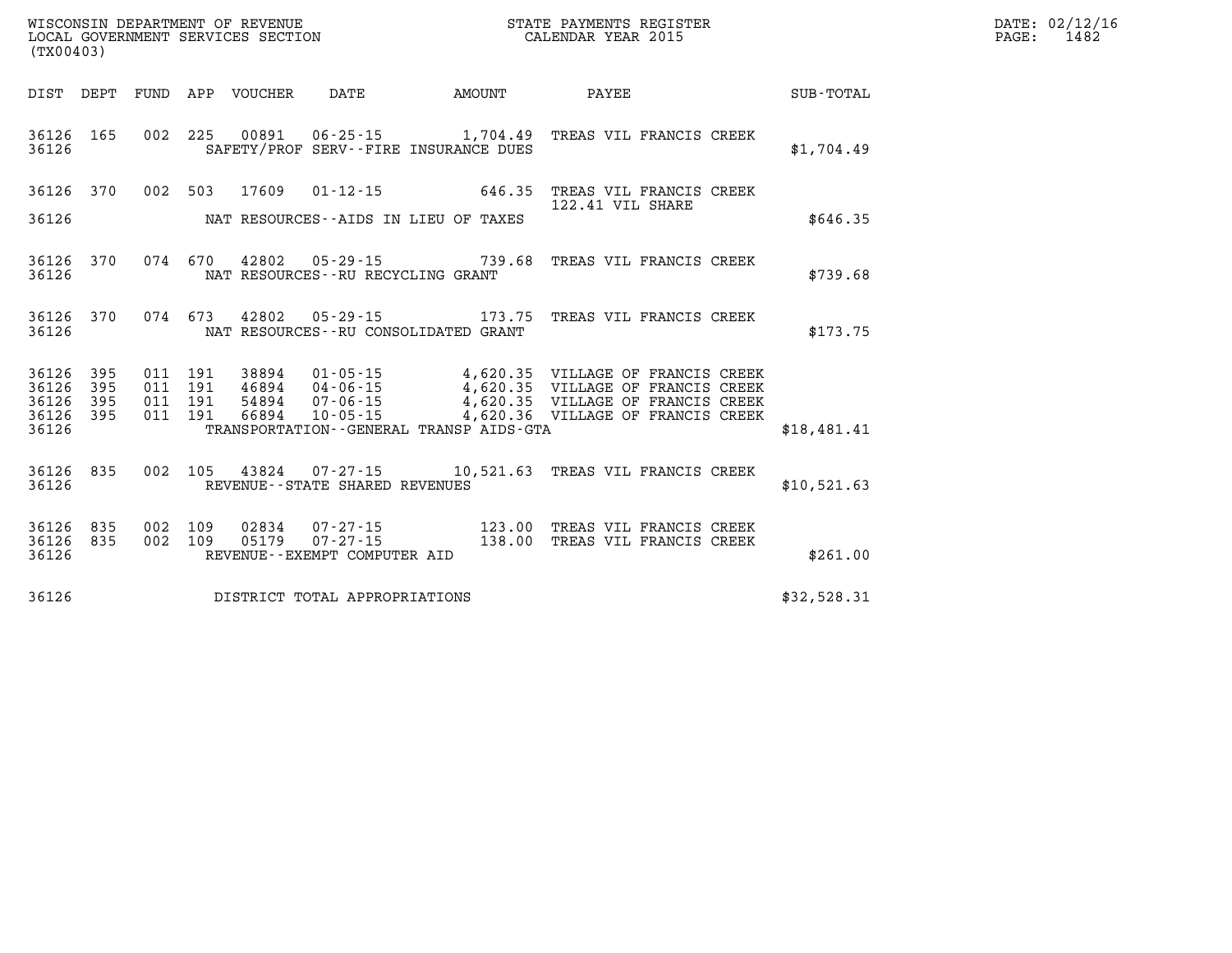WISCONSIN DEPARTMENT OF REVENUE
LOCAL GOVERNMENT SERVICES SECTION
(TX00403)

STATE PAYMENTS REGISTER
CALENDAR YEAR 2015

DATE: 02/12/16
PAGE: 1482

| DIST | DEPT | FUND | APP | VOUCHER | DATE | AMOUNT | PAYEE | SUB-TOTAL |
|---|---|---|---|---|---|---|---|---|
| 36126 | 165 | 002 | 225 | 00891 | 06-25-15 | 1,704.49 | TREAS VIL FRANCIS CREEK | |
| 36126 | | | | | SAFETY/PROF SERV--FIRE INSURANCE DUES | | | $1,704.49 |
| 36126 | 370 | 002 | 503 | 17609 | 01-12-15 | 646.35 | TREAS VIL FRANCIS CREEK 122.41 VIL SHARE | |
| 36126 | | | | | NAT RESOURCES--AIDS IN LIEU OF TAXES | | | $646.35 |
| 36126 | 370 | 074 | 670 | 42802 | 05-29-15 | 739.68 | TREAS VIL FRANCIS CREEK | |
| 36126 | | | | | NAT RESOURCES--RU RECYCLING GRANT | | | $739.68 |
| 36126 | 370 | 074 | 673 | 42802 | 05-29-15 | 173.75 | TREAS VIL FRANCIS CREEK | |
| 36126 | | | | | NAT RESOURCES--RU CONSOLIDATED GRANT | | | $173.75 |
| 36126 | 395 | 011 | 191 | 38894 | 01-05-15 | 4,620.35 | VILLAGE OF FRANCIS CREEK | |
| 36126 | 395 | 011 | 191 | 46894 | 04-06-15 | 4,620.35 | VILLAGE OF FRANCIS CREEK | |
| 36126 | 395 | 011 | 191 | 54894 | 07-06-15 | 4,620.35 | VILLAGE OF FRANCIS CREEK | |
| 36126 | 395 | 011 | 191 | 66894 | 10-05-15 | 4,620.36 | VILLAGE OF FRANCIS CREEK | |
| 36126 | | | | | TRANSPORTATION--GENERAL TRANSP AIDS-GTA | | | $18,481.41 |
| 36126 | 835 | 002 | 105 | 43824 | 07-27-15 | 10,521.63 | TREAS VIL FRANCIS CREEK | |
| 36126 | | | | | REVENUE--STATE SHARED REVENUES | | | $10,521.63 |
| 36126 | 835 | 002 | 109 | 02834 | 07-27-15 | 123.00 | TREAS VIL FRANCIS CREEK | |
| 36126 | 835 | 002 | 109 | 05179 | 07-27-15 | 138.00 | TREAS VIL FRANCIS CREEK | |
| 36126 | | | | | REVENUE--EXEMPT COMPUTER AID | | | $261.00 |
| 36126 | | | | | DISTRICT TOTAL APPROPRIATIONS | | | $32,528.31 |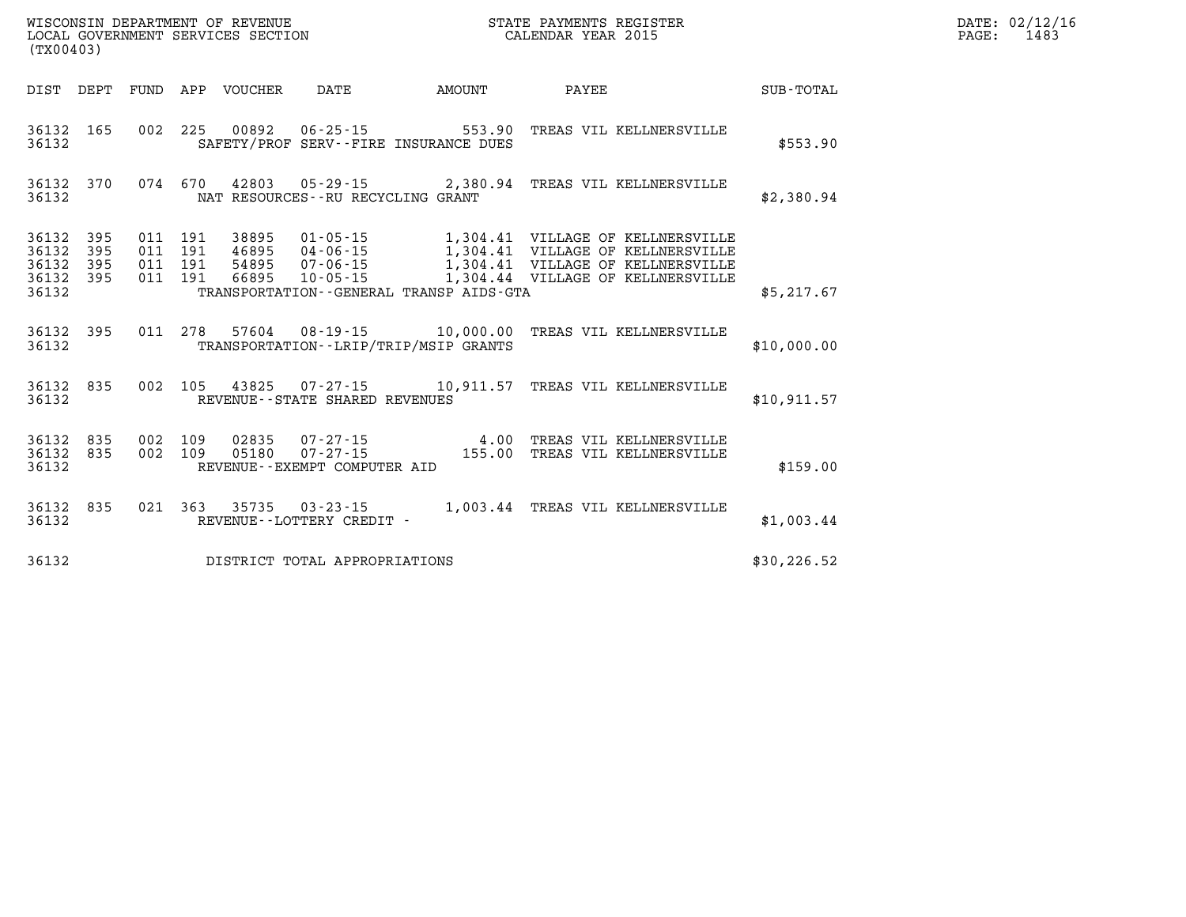WISCONSIN DEPARTMENT OF REVENUE
LOCAL GOVERNMENT SERVICES SECTION
(TX00403)

STATE PAYMENTS REGISTER
CALENDAR YEAR 2015

DATE: 02/12/16
PAGE: 1483

| DIST | DEPT | FUND | APP | VOUCHER | DATE | AMOUNT | PAYEE | SUB-TOTAL |
|---|---|---|---|---|---|---|---|---|
| 36132 | 165 | 002 | 225 | 00892 | 06-25-15 | 553.90 | TREAS VIL KELLNERSVILLE | |
| 36132 | | | | SAFETY/PROF SERV--FIRE INSURANCE DUES | | | | $553.90 |
| 36132 | 370 | 074 | 670 | 42803 | 05-29-15 | 2,380.94 | TREAS VIL KELLNERSVILLE | |
| 36132 | | | | NAT RESOURCES--RU RECYCLING GRANT | | | | $2,380.94 |
| 36132 | 395 | 011 | 191 | 38895 | 01-05-15 | 1,304.41 | VILLAGE OF KELLNERSVILLE | |
| 36132 | 395 | 011 | 191 | 46895 | 04-06-15 | 1,304.41 | VILLAGE OF KELLNERSVILLE | |
| 36132 | 395 | 011 | 191 | 54895 | 07-06-15 | 1,304.41 | VILLAGE OF KELLNERSVILLE | |
| 36132 | 395 | 011 | 191 | 66895 | 10-05-15 | 1,304.44 | VILLAGE OF KELLNERSVILLE | |
| 36132 | | | | TRANSPORTATION--GENERAL TRANSP AIDS-GTA | | | | $5,217.67 |
| 36132 | 395 | 011 | 278 | 57604 | 08-19-15 | 10,000.00 | TREAS VIL KELLNERSVILLE | |
| 36132 | | | | TRANSPORTATION--LRIP/TRIP/MSIP GRANTS | | | | $10,000.00 |
| 36132 | 835 | 002 | 105 | 43825 | 07-27-15 | 10,911.57 | TREAS VIL KELLNERSVILLE | |
| 36132 | | | | REVENUE--STATE SHARED REVENUES | | | | $10,911.57 |
| 36132 | 835 | 002 | 109 | 02835 | 07-27-15 | 4.00 | TREAS VIL KELLNERSVILLE | |
| 36132 | 835 | 002 | 109 | 05180 | 07-27-15 | 155.00 | TREAS VIL KELLNERSVILLE | |
| 36132 | | | | REVENUE--EXEMPT COMPUTER AID | | | | $159.00 |
| 36132 | 835 | 021 | 363 | 35735 | 03-23-15 | 1,003.44 | TREAS VIL KELLNERSVILLE | |
| 36132 | | | | REVENUE--LOTTERY CREDIT - | | | | $1,003.44 |
| 36132 | | | | DISTRICT TOTAL APPROPRIATIONS | | | | $30,226.52 |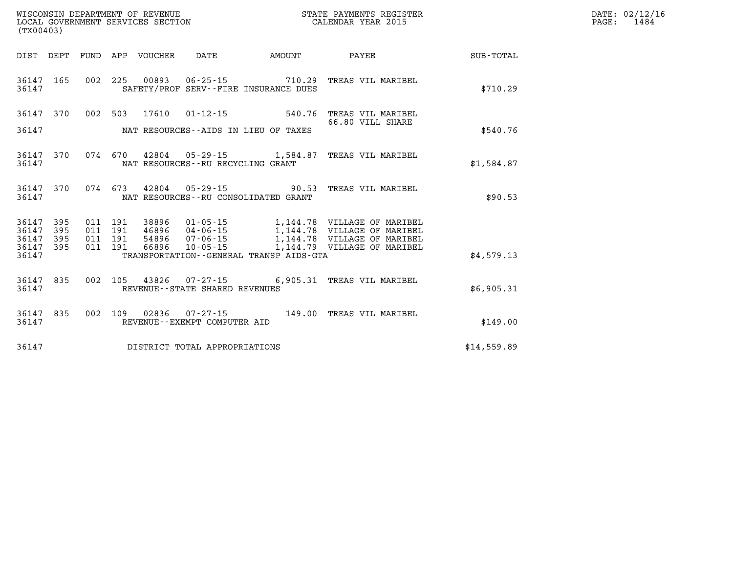WISCONSIN DEPARTMENT OF REVENUE
LOCAL GOVERNMENT SERVICES SECTION
(TX00403)

STATE PAYMENTS REGISTER
CALENDAR YEAR 2015

| DIST | DEPT | FUND | APP | VOUCHER | DATE | AMOUNT | PAYEE | SUB-TOTAL |
|---|---|---|---|---|---|---|---|---|
| 36147 | 165 | 002 | 225 | 00893 | 06-25-15 | 710.29 | TREAS VIL MARIBEL | |
| 36147 | | | | | SAFETY/PROF SERV--FIRE INSURANCE DUES | | | $710.29 |
| 36147 | 370 | 002 | 503 | 17610 | 01-12-15 | 540.76 | TREAS VIL MARIBEL 66.80 VILL SHARE | |
| 36147 | | | | | NAT RESOURCES--AIDS IN LIEU OF TAXES | | | $540.76 |
| 36147 | 370 | 074 | 670 | 42804 | 05-29-15 | 1,584.87 | TREAS VIL MARIBEL | |
| 36147 | | | | | NAT RESOURCES--RU RECYCLING GRANT | | | $1,584.87 |
| 36147 | 370 | 074 | 673 | 42804 | 05-29-15 | 90.53 | TREAS VIL MARIBEL | |
| 36147 | | | | | NAT RESOURCES--RU CONSOLIDATED GRANT | | | $90.53 |
| 36147 | 395 | 011 | 191 | 38896 | 01-05-15 | 1,144.78 | VILLAGE OF MARIBEL | |
| 36147 | 395 | 011 | 191 | 46896 | 04-06-15 | 1,144.78 | VILLAGE OF MARIBEL | |
| 36147 | 395 | 011 | 191 | 54896 | 07-06-15 | 1,144.78 | VILLAGE OF MARIBEL | |
| 36147 | 395 | 011 | 191 | 66896 | 10-05-15 | 1,144.79 | VILLAGE OF MARIBEL | |
| 36147 | | | | | TRANSPORTATION--GENERAL TRANSP AIDS-GTA | | | $4,579.13 |
| 36147 | 835 | 002 | 105 | 43826 | 07-27-15 | 6,905.31 | TREAS VIL MARIBEL | |
| 36147 | | | | | REVENUE--STATE SHARED REVENUES | | | $6,905.31 |
| 36147 | 835 | 002 | 109 | 02836 | 07-27-15 | 149.00 | TREAS VIL MARIBEL | |
| 36147 | | | | | REVENUE--EXEMPT COMPUTER AID | | | $149.00 |
| 36147 | | | | | DISTRICT TOTAL APPROPRIATIONS | | | $14,559.89 |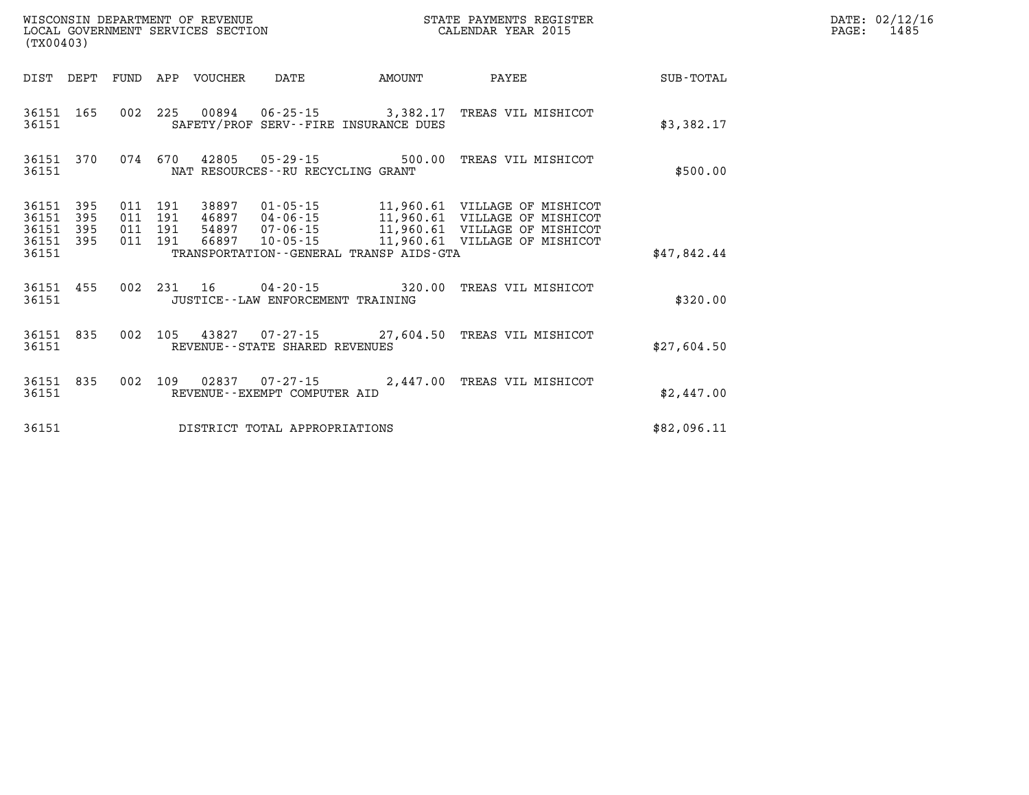WISCONSIN DEPARTMENT OF REVENUE
LOCAL GOVERNMENT SERVICES SECTION
(TX00403)

STATE PAYMENTS REGISTER
CALENDAR YEAR 2015

DATE: 02/12/16
PAGE: 1485

| DIST | DEPT | FUND | APP | VOUCHER | DATE | AMOUNT | PAYEE | SUB-TOTAL |
|---|---|---|---|---|---|---|---|---|
| 36151 | 165 | 002 | 225 | 00894 | 06-25-15 | 3,382.17 | TREAS VIL MISHICOT | |
| 36151 | | | | SAFETY/PROF SERV--FIRE INSURANCE DUES | | | | $3,382.17 |
| 36151 | 370 | 074 | 670 | 42805 | 05-29-15 | 500.00 | TREAS VIL MISHICOT | |
| 36151 | | | | NAT RESOURCES--RU RECYCLING GRANT | | | | $500.00 |
| 36151 | 395 | 011 | 191 | 38897 | 01-05-15 | 11,960.61 | VILLAGE OF MISHICOT | |
| 36151 | 395 | 011 | 191 | 46897 | 04-06-15 | 11,960.61 | VILLAGE OF MISHICOT | |
| 36151 | 395 | 011 | 191 | 54897 | 07-06-15 | 11,960.61 | VILLAGE OF MISHICOT | |
| 36151 | 395 | 011 | 191 | 66897 | 10-05-15 | 11,960.61 | VILLAGE OF MISHICOT | |
| 36151 | | | | TRANSPORTATION--GENERAL TRANSP AIDS-GTA | | | | $47,842.44 |
| 36151 | 455 | 002 | 231 | 16 | 04-20-15 | 320.00 | TREAS VIL MISHICOT | |
| 36151 | | | | JUSTICE--LAW ENFORCEMENT TRAINING | | | | $320.00 |
| 36151 | 835 | 002 | 105 | 43827 | 07-27-15 | 27,604.50 | TREAS VIL MISHICOT | |
| 36151 | | | | REVENUE--STATE SHARED REVENUES | | | | $27,604.50 |
| 36151 | 835 | 002 | 109 | 02837 | 07-27-15 | 2,447.00 | TREAS VIL MISHICOT | |
| 36151 | | | | REVENUE--EXEMPT COMPUTER AID | | | | $2,447.00 |
| 36151 | | | | DISTRICT TOTAL APPROPRIATIONS | | | | $82,096.11 |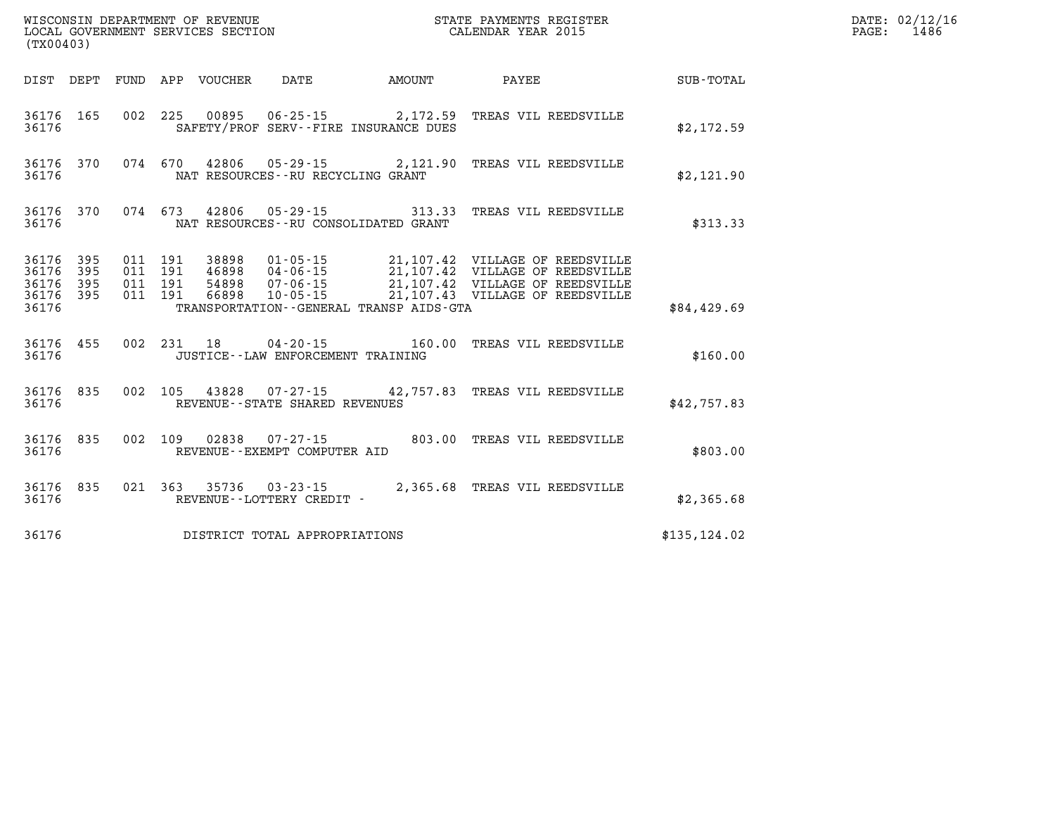WISCONSIN DEPARTMENT OF REVENUE
LOCAL GOVERNMENT SERVICES SECTION
(TX00403)

STATE PAYMENTS REGISTER
CALENDAR YEAR 2015

DATE: 02/12/16
PAGE: 1486

| DIST | DEPT | FUND | APP | VOUCHER | DATE | AMOUNT | PAYEE | SUB-TOTAL |
|---|---|---|---|---|---|---|---|---|
| 36176 | 165 | 002 | 225 | 00895 | 06-25-15 | 2,172.59 | TREAS VIL REEDSVILLE | |
| 36176 | | | | SAFETY/PROF SERV--FIRE INSURANCE DUES | | | | $2,172.59 |
| 36176 | 370 | 074 | 670 | 42806 | 05-29-15 | 2,121.90 | TREAS VIL REEDSVILLE | |
| 36176 | | | | NAT RESOURCES--RU RECYCLING GRANT | | | | $2,121.90 |
| 36176 | 370 | 074 | 673 | 42806 | 05-29-15 | 313.33 | TREAS VIL REEDSVILLE | |
| 36176 | | | | NAT RESOURCES--RU CONSOLIDATED GRANT | | | | $313.33 |
| 36176 | 395 | 011 | 191 | 38898 | 01-05-15 | 21,107.42 | VILLAGE OF REEDSVILLE | |
| 36176 | 395 | 011 | 191 | 46898 | 04-06-15 | 21,107.42 | VILLAGE OF REEDSVILLE | |
| 36176 | 395 | 011 | 191 | 54898 | 07-06-15 | 21,107.42 | VILLAGE OF REEDSVILLE | |
| 36176 | 395 | 011 | 191 | 66898 | 10-05-15 | 21,107.43 | VILLAGE OF REEDSVILLE | |
| 36176 | | | | TRANSPORTATION--GENERAL TRANSP AIDS-GTA | | | | $84,429.69 |
| 36176 | 455 | 002 | 231 | 18 | 04-20-15 | 160.00 | TREAS VIL REEDSVILLE | |
| 36176 | | | | JUSTICE--LAW ENFORCEMENT TRAINING | | | | $160.00 |
| 36176 | 835 | 002 | 105 | 43828 | 07-27-15 | 42,757.83 | TREAS VIL REEDSVILLE | |
| 36176 | | | | REVENUE--STATE SHARED REVENUES | | | | $42,757.83 |
| 36176 | 835 | 002 | 109 | 02838 | 07-27-15 | 803.00 | TREAS VIL REEDSVILLE | |
| 36176 | | | | REVENUE--EXEMPT COMPUTER AID | | | | $803.00 |
| 36176 | 835 | 021 | 363 | 35736 | 03-23-15 | 2,365.68 | TREAS VIL REEDSVILLE | |
| 36176 | | | | REVENUE--LOTTERY CREDIT - | | | | $2,365.68 |
| 36176 | | | | DISTRICT TOTAL APPROPRIATIONS | | | | $135,124.02 |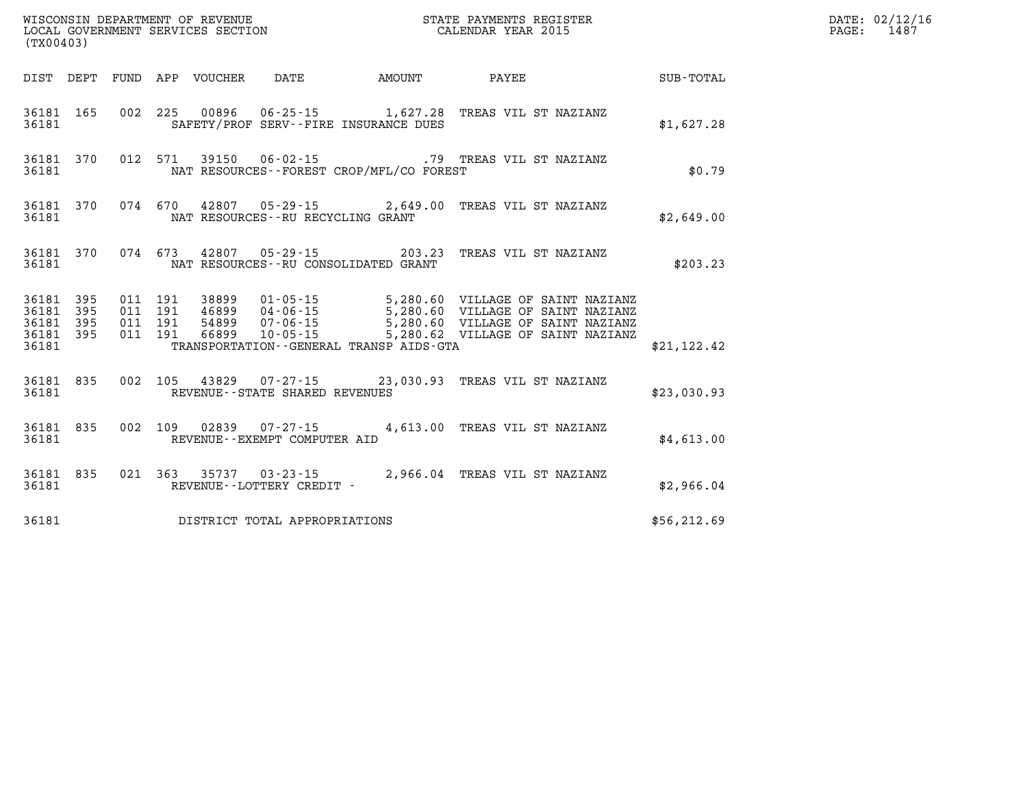WISCONSIN DEPARTMENT OF REVENUE
LOCAL GOVERNMENT SERVICES SECTION
(TX00403)

STATE PAYMENTS REGISTER
CALENDAR YEAR 2015

DATE: 02/12/16
PAGE: 1487

| DIST | DEPT | FUND | APP | VOUCHER | DATE | AMOUNT | PAYEE | SUB-TOTAL |
|---|---|---|---|---|---|---|---|---|
| 36181 | 165 | 002 | 225 | 00896 | 06-25-15 | 1,627.28 | TREAS VIL ST NAZIANZ | |
| 36181 | | | | | SAFETY/PROF SERV--FIRE INSURANCE DUES | | | $1,627.28 |
| 36181 | 370 | 012 | 571 | 39150 | 06-02-15 | .79 | TREAS VIL ST NAZIANZ | |
| 36181 | | | | | NAT RESOURCES--FOREST CROP/MFL/CO FOREST | | | $0.79 |
| 36181 | 370 | 074 | 670 | 42807 | 05-29-15 | 2,649.00 | TREAS VIL ST NAZIANZ | |
| 36181 | | | | | NAT RESOURCES--RU RECYCLING GRANT | | | $2,649.00 |
| 36181 | 370 | 074 | 673 | 42807 | 05-29-15 | 203.23 | TREAS VIL ST NAZIANZ | |
| 36181 | | | | | NAT RESOURCES--RU CONSOLIDATED GRANT | | | $203.23 |
| 36181 | 395 | 011 | 191 | 38899 | 01-05-15 | 5,280.60 | VILLAGE OF SAINT NAZIANZ | |
| 36181 | 395 | 011 | 191 | 46899 | 04-06-15 | 5,280.60 | VILLAGE OF SAINT NAZIANZ | |
| 36181 | 395 | 011 | 191 | 54899 | 07-06-15 | 5,280.60 | VILLAGE OF SAINT NAZIANZ | |
| 36181 | 395 | 011 | 191 | 66899 | 10-05-15 | 5,280.62 | VILLAGE OF SAINT NAZIANZ | |
| 36181 | | | | | TRANSPORTATION--GENERAL TRANSP AIDS-GTA | | | $21,122.42 |
| 36181 | 835 | 002 | 105 | 43829 | 07-27-15 | 23,030.93 | TREAS VIL ST NAZIANZ | |
| 36181 | | | | | REVENUE--STATE SHARED REVENUES | | | $23,030.93 |
| 36181 | 835 | 002 | 109 | 02839 | 07-27-15 | 4,613.00 | TREAS VIL ST NAZIANZ | |
| 36181 | | | | | REVENUE--EXEMPT COMPUTER AID | | | $4,613.00 |
| 36181 | 835 | 021 | 363 | 35737 | 03-23-15 | 2,966.04 | TREAS VIL ST NAZIANZ | |
| 36181 | | | | | REVENUE--LOTTERY CREDIT - | | | $2,966.04 |
| 36181 | | | | | DISTRICT TOTAL APPROPRIATIONS | | | $56,212.69 |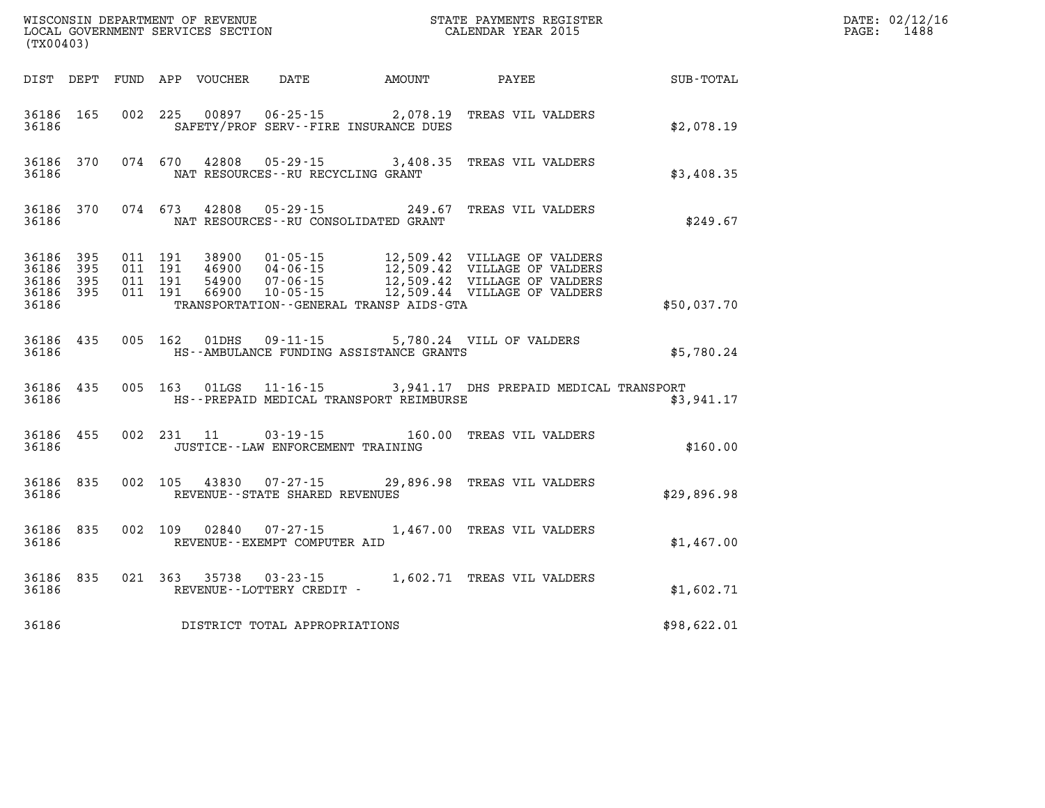WISCONSIN DEPARTMENT OF REVENUE
LOCAL GOVERNMENT SERVICES SECTION
(TX00403)

STATE PAYMENTS REGISTER
CALENDAR YEAR 2015

DATE: 02/12/16
PAGE: 1488

| DIST | DEPT | FUND | APP | VOUCHER | DATE | AMOUNT | PAYEE | SUB-TOTAL |
|---|---|---|---|---|---|---|---|---|
| 36186 | 165 | 002 | 225 | 00897 | 06-25-15 | 2,078.19 | TREAS VIL VALDERS | |
| 36186 | | | | | SAFETY/PROF SERV--FIRE INSURANCE DUES | | | $2,078.19 |
| 36186 | 370 | 074 | 670 | 42808 | 05-29-15 | 3,408.35 | TREAS VIL VALDERS | |
| 36186 | | | | | NAT RESOURCES--RU RECYCLING GRANT | | | $3,408.35 |
| 36186 | 370 | 074 | 673 | 42808 | 05-29-15 | 249.67 | TREAS VIL VALDERS | |
| 36186 | | | | | NAT RESOURCES--RU CONSOLIDATED GRANT | | | $249.67 |
| 36186 | 395 | 011 | 191 | 38900 | 01-05-15 | 12,509.42 | VILLAGE OF VALDERS | |
| 36186 | 395 | 011 | 191 | 46900 | 04-06-15 | 12,509.42 | VILLAGE OF VALDERS | |
| 36186 | 395 | 011 | 191 | 54900 | 07-06-15 | 12,509.42 | VILLAGE OF VALDERS | |
| 36186 | 395 | 011 | 191 | 66900 | 10-05-15 | 12,509.44 | VILLAGE OF VALDERS | |
| 36186 | | | | | TRANSPORTATION--GENERAL TRANSP AIDS-GTA | | | $50,037.70 |
| 36186 | 435 | 005 | 162 | 01DHS | 09-11-15 | 5,780.24 | VILL OF VALDERS | |
| 36186 | | | | | HS--AMBULANCE FUNDING ASSISTANCE GRANTS | | | $5,780.24 |
| 36186 | 435 | 005 | 163 | 01LGS | 11-16-15 | 3,941.17 | DHS PREPAID MEDICAL TRANSPORT | |
| 36186 | | | | | HS--PREPAID MEDICAL TRANSPORT REIMBURSE | | | $3,941.17 |
| 36186 | 455 | 002 | 231 | 11 | 03-19-15 | 160.00 | TREAS VIL VALDERS | |
| 36186 | | | | | JUSTICE--LAW ENFORCEMENT TRAINING | | | $160.00 |
| 36186 | 835 | 002 | 105 | 43830 | 07-27-15 | 29,896.98 | TREAS VIL VALDERS | |
| 36186 | | | | | REVENUE--STATE SHARED REVENUES | | | $29,896.98 |
| 36186 | 835 | 002 | 109 | 02840 | 07-27-15 | 1,467.00 | TREAS VIL VALDERS | |
| 36186 | | | | | REVENUE--EXEMPT COMPUTER AID | | | $1,467.00 |
| 36186 | 835 | 021 | 363 | 35738 | 03-23-15 | 1,602.71 | TREAS VIL VALDERS | |
| 36186 | | | | | REVENUE--LOTTERY CREDIT - | | | $1,602.71 |
| 36186 | | | | | DISTRICT TOTAL APPROPRIATIONS | | | $98,622.01 |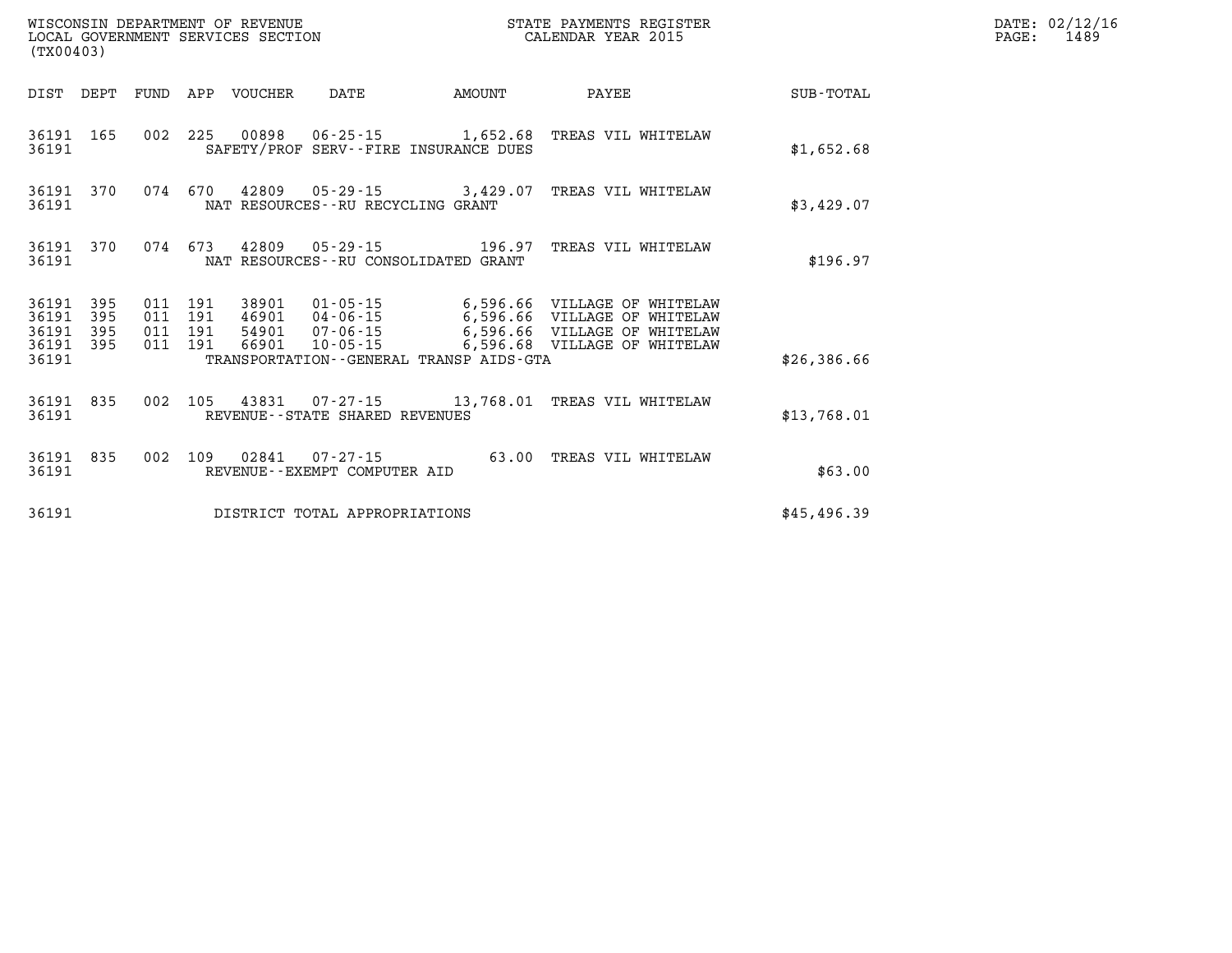WISCONSIN DEPARTMENT OF REVENUE
LOCAL GOVERNMENT SERVICES SECTION
(TX00403)

STATE PAYMENTS REGISTER
CALENDAR YEAR 2015

DATE: 02/12/16

| DIST | DEPT | FUND | APP | VOUCHER | DATE | AMOUNT | PAYEE | SUB-TOTAL |
|---|---|---|---|---|---|---|---|---|
| 36191 | 165 | 002 | 225 | 00898 | 06-25-15 | 1,652.68 | TREAS VIL WHITELAW | |
| 36191 | | | | SAFETY/PROF SERV--FIRE INSURANCE DUES | | | | $1,652.68 |
| 36191 | 370 | 074 | 670 | 42809 | 05-29-15 | 3,429.07 | TREAS VIL WHITELAW | |
| 36191 | | | | NAT RESOURCES--RU RECYCLING GRANT | | | | $3,429.07 |
| 36191 | 370 | 074 | 673 | 42809 | 05-29-15 | 196.97 | TREAS VIL WHITELAW | |
| 36191 | | | | NAT RESOURCES--RU CONSOLIDATED GRANT | | | | $196.97 |
| 36191 | 395 | 011 | 191 | 38901 | 01-05-15 | 6,596.66 | VILLAGE OF WHITELAW | |
| 36191 | 395 | 011 | 191 | 46901 | 04-06-15 | 6,596.66 | VILLAGE OF WHITELAW | |
| 36191 | 395 | 011 | 191 | 54901 | 07-06-15 | 6,596.66 | VILLAGE OF WHITELAW | |
| 36191 | 395 | 011 | 191 | 66901 | 10-05-15 | 6,596.68 | VILLAGE OF WHITELAW | |
| 36191 | | | | TRANSPORTATION--GENERAL TRANSP AIDS-GTA | | | | $26,386.66 |
| 36191 | 835 | 002 | 105 | 43831 | 07-27-15 | 13,768.01 | TREAS VIL WHITELAW | |
| 36191 | | | | REVENUE--STATE SHARED REVENUES | | | | $13,768.01 |
| 36191 | 835 | 002 | 109 | 02841 | 07-27-15 | 63.00 | TREAS VIL WHITELAW | |
| 36191 | | | | REVENUE--EXEMPT COMPUTER AID | | | | $63.00 |
| 36191 | | | | DISTRICT TOTAL APPROPRIATIONS | | | | $45,496.39 |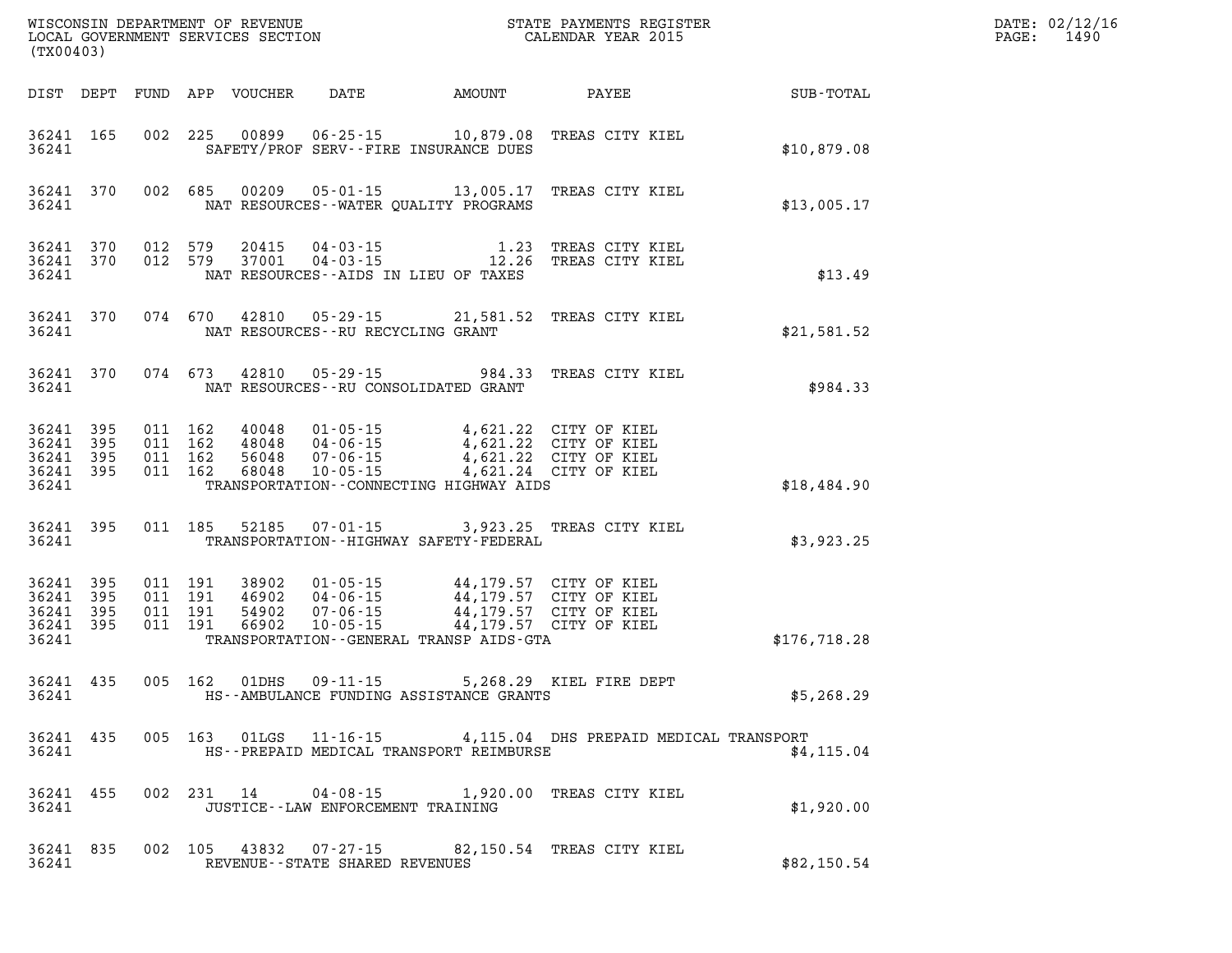WISCONSIN DEPARTMENT OF REVENUE
LOCAL GOVERNMENT SERVICES SECTION
(TX00403)

STATE PAYMENTS REGISTER
CALENDAR YEAR 2015

DATE: 02/12/16
PAGE: 1490

| DIST | DEPT | FUND | APP | VOUCHER | DATE | AMOUNT | PAYEE | SUB-TOTAL |
|---|---|---|---|---|---|---|---|---|
| 36241 | 165 | 002 | 225 | 00899 | 06-25-15 | 10,879.08 | TREAS CITY KIEL | |
| 36241 | | | | | SAFETY/PROF SERV--FIRE INSURANCE DUES | | | $10,879.08 |
| 36241 | 370 | 002 | 685 | 00209 | 05-01-15 | 13,005.17 | TREAS CITY KIEL | |
| 36241 | | | | | NAT RESOURCES--WATER QUALITY PROGRAMS | | | $13,005.17 |
| 36241 | 370 | 012 | 579 | 20415 | 04-03-15 | 1.23 | TREAS CITY KIEL | |
| 36241 | 370 | 012 | 579 | 37001 | 04-03-15 | 12.26 | TREAS CITY KIEL | |
| 36241 | | | | | NAT RESOURCES--AIDS IN LIEU OF TAXES | | | $13.49 |
| 36241 | 370 | 074 | 670 | 42810 | 05-29-15 | 21,581.52 | TREAS CITY KIEL | |
| 36241 | | | | | NAT RESOURCES--RU RECYCLING GRANT | | | $21,581.52 |
| 36241 | 370 | 074 | 673 | 42810 | 05-29-15 | 984.33 | TREAS CITY KIEL | |
| 36241 | | | | | NAT RESOURCES--RU CONSOLIDATED GRANT | | | $984.33 |
| 36241 | 395 | 011 | 162 | 40048 | 01-05-15 | 4,621.22 | CITY OF KIEL | |
| 36241 | 395 | 011 | 162 | 48048 | 04-06-15 | 4,621.22 | CITY OF KIEL | |
| 36241 | 395 | 011 | 162 | 56048 | 07-06-15 | 4,621.22 | CITY OF KIEL | |
| 36241 | 395 | 011 | 162 | 68048 | 10-05-15 | 4,621.24 | CITY OF KIEL | |
| 36241 | | | | | TRANSPORTATION--CONNECTING HIGHWAY AIDS | | | $18,484.90 |
| 36241 | 395 | 011 | 185 | 52185 | 07-01-15 | 3,923.25 | TREAS CITY KIEL | |
| 36241 | | | | | TRANSPORTATION--HIGHWAY SAFETY-FEDERAL | | | $3,923.25 |
| 36241 | 395 | 011 | 191 | 38902 | 01-05-15 | 44,179.57 | CITY OF KIEL | |
| 36241 | 395 | 011 | 191 | 46902 | 04-06-15 | 44,179.57 | CITY OF KIEL | |
| 36241 | 395 | 011 | 191 | 54902 | 07-06-15 | 44,179.57 | CITY OF KIEL | |
| 36241 | 395 | 011 | 191 | 66902 | 10-05-15 | 44,179.57 | CITY OF KIEL | |
| 36241 | | | | | TRANSPORTATION--GENERAL TRANSP AIDS-GTA | | | $176,718.28 |
| 36241 | 435 | 005 | 162 | 01DHS | 09-11-15 | 5,268.29 | KIEL FIRE DEPT | |
| 36241 | | | | | HS--AMBULANCE FUNDING ASSISTANCE GRANTS | | | $5,268.29 |
| 36241 | 435 | 005 | 163 | 01LGS | 11-16-15 | 4,115.04 | DHS PREPAID MEDICAL TRANSPORT | |
| 36241 | | | | | HS--PREPAID MEDICAL TRANSPORT REIMBURSE | | | $4,115.04 |
| 36241 | 455 | 002 | 231 | 14 | 04-08-15 | 1,920.00 | TREAS CITY KIEL | |
| 36241 | | | | | JUSTICE--LAW ENFORCEMENT TRAINING | | | $1,920.00 |
| 36241 | 835 | 002 | 105 | 43832 | 07-27-15 | 82,150.54 | TREAS CITY KIEL | |
| 36241 | | | | | REVENUE--STATE SHARED REVENUES | | | $82,150.54 |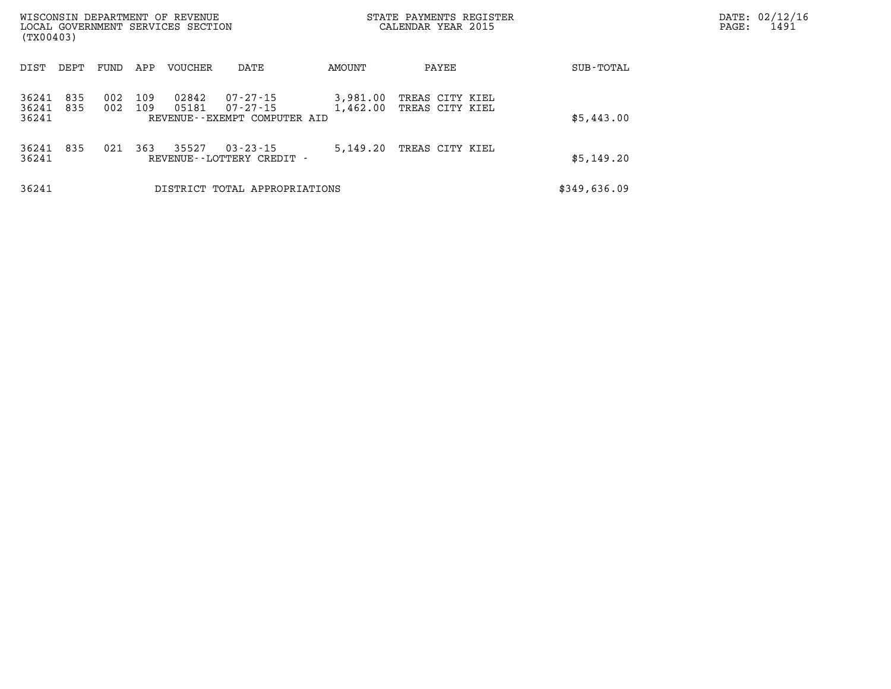| DIST | DEPT | FUND | APP | VOUCHER | DATE | AMOUNT | PAYEE | SUB-TOTAL |
|---|---|---|---|---|---|---|---|---|
| 36241 | 835 | 002 | 109 | 02842 | 07-27-15 | 3,981.00 | TREAS CITY KIEL | |
| 36241 | 835 | 002 | 109 | 05181 | 07-27-15 | 1,462.00 | TREAS CITY KIEL | |
| 36241 | | | | REVENUE--EXEMPT COMPUTER AID | | | | $5,443.00 |
| 36241 | 835 | 021 | 363 | 35527 | 03-23-15 | 5,149.20 | TREAS CITY KIEL | |
| 36241 | | | | REVENUE--LOTTERY CREDIT - | | | | $5,149.20 |
| 36241 | | | | DISTRICT TOTAL APPROPRIATIONS | | | | $349,636.09 |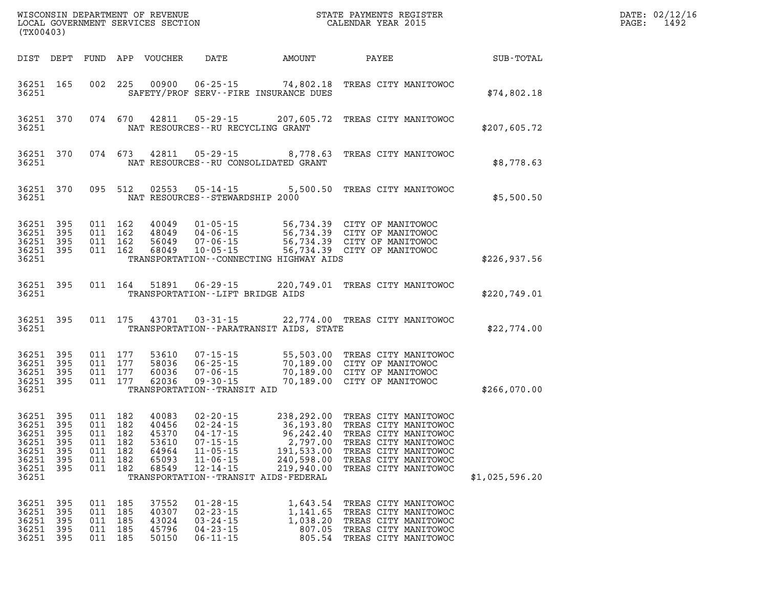WISCONSIN DEPARTMENT OF REVENUE
LOCAL GOVERNMENT SERVICES SECTION
(TX00403)

STATE PAYMENTS REGISTER
CALENDAR YEAR 2015

DATE: 02/12/16
PAGE: 1492

| DIST | DEPT | FUND | APP | VOUCHER | DATE | AMOUNT | PAYEE | SUB-TOTAL |
|---|---|---|---|---|---|---|---|---|
| 36251 | 165 | 002 | 225 | 00900 | 06-25-15 | 74,802.18 | TREAS CITY MANITOWOC | |
| 36251 | | | | | SAFETY/PROF SERV--FIRE INSURANCE DUES | | | $74,802.18 |
| 36251 | 370 | 074 | 670 | 42811 | 05-29-15 | 207,605.72 | TREAS CITY MANITOWOC | |
| 36251 | | | | | NAT RESOURCES--RU RECYCLING GRANT | | | $207,605.72 |
| 36251 | 370 | 074 | 673 | 42811 | 05-29-15 | 8,778.63 | TREAS CITY MANITOWOC | |
| 36251 | | | | | NAT RESOURCES--RU CONSOLIDATED GRANT | | | $8,778.63 |
| 36251 | 370 | 095 | 512 | 02553 | 05-14-15 | 5,500.50 | TREAS CITY MANITOWOC | |
| 36251 | | | | | NAT RESOURCES--STEWARDSHIP 2000 | | | $5,500.50 |
| 36251 | 395 | 011 | 162 | 40049 | 01-05-15 | 56,734.39 | CITY OF MANITOWOC | |
| 36251 | 395 | 011 | 162 | 48049 | 04-06-15 | 56,734.39 | CITY OF MANITOWOC | |
| 36251 | 395 | 011 | 162 | 56049 | 07-06-15 | 56,734.39 | CITY OF MANITOWOC | |
| 36251 | 395 | 011 | 162 | 68049 | 10-05-15 | 56,734.39 | CITY OF MANITOWOC | |
| 36251 | | | | | TRANSPORTATION--CONNECTING HIGHWAY AIDS | | | $226,937.56 |
| 36251 | 395 | 011 | 164 | 51891 | 06-29-15 | 220,749.01 | TREAS CITY MANITOWOC | |
| 36251 | | | | | TRANSPORTATION--LIFT BRIDGE AIDS | | | $220,749.01 |
| 36251 | 395 | 011 | 175 | 43701 | 03-31-15 | 22,774.00 | TREAS CITY MANITOWOC | |
| 36251 | | | | | TRANSPORTATION--PARATRANSIT AIDS, STATE | | | $22,774.00 |
| 36251 | 395 | 011 | 177 | 53610 | 07-15-15 | 55,503.00 | TREAS CITY MANITOWOC | |
| 36251 | 395 | 011 | 177 | 58036 | 06-25-15 | 70,189.00 | CITY OF MANITOWOC | |
| 36251 | 395 | 011 | 177 | 60036 | 07-06-15 | 70,189.00 | CITY OF MANITOWOC | |
| 36251 | 395 | 011 | 177 | 62036 | 09-30-15 | 70,189.00 | CITY OF MANITOWOC | |
| 36251 | | | | | TRANSPORTATION--TRANSIT AID | | | $266,070.00 |
| 36251 | 395 | 011 | 182 | 40083 | 02-20-15 | 238,292.00 | TREAS CITY MANITOWOC | |
| 36251 | 395 | 011 | 182 | 40456 | 02-24-15 | 36,193.80 | TREAS CITY MANITOWOC | |
| 36251 | 395 | 011 | 182 | 45370 | 04-17-15 | 96,242.40 | TREAS CITY MANITOWOC | |
| 36251 | 395 | 011 | 182 | 53610 | 07-15-15 | 2,797.00 | TREAS CITY MANITOWOC | |
| 36251 | 395 | 011 | 182 | 64964 | 11-05-15 | 191,533.00 | TREAS CITY MANITOWOC | |
| 36251 | 395 | 011 | 182 | 65093 | 11-06-15 | 240,598.00 | TREAS CITY MANITOWOC | |
| 36251 | 395 | 011 | 182 | 68549 | 12-14-15 | 219,940.00 | TREAS CITY MANITOWOC | |
| 36251 | | | | | TRANSPORTATION--TRANSIT AIDS-FEDERAL | | | $1,025,596.20 |
| 36251 | 395 | 011 | 185 | 37552 | 01-28-15 | 1,643.54 | TREAS CITY MANITOWOC | |
| 36251 | 395 | 011 | 185 | 40307 | 02-23-15 | 1,141.65 | TREAS CITY MANITOWOC | |
| 36251 | 395 | 011 | 185 | 43024 | 03-24-15 | 1,038.20 | TREAS CITY MANITOWOC | |
| 36251 | 395 | 011 | 185 | 45796 | 04-23-15 | 807.05 | TREAS CITY MANITOWOC | |
| 36251 | 395 | 011 | 185 | 50150 | 06-11-15 | 805.54 | TREAS CITY MANITOWOC | |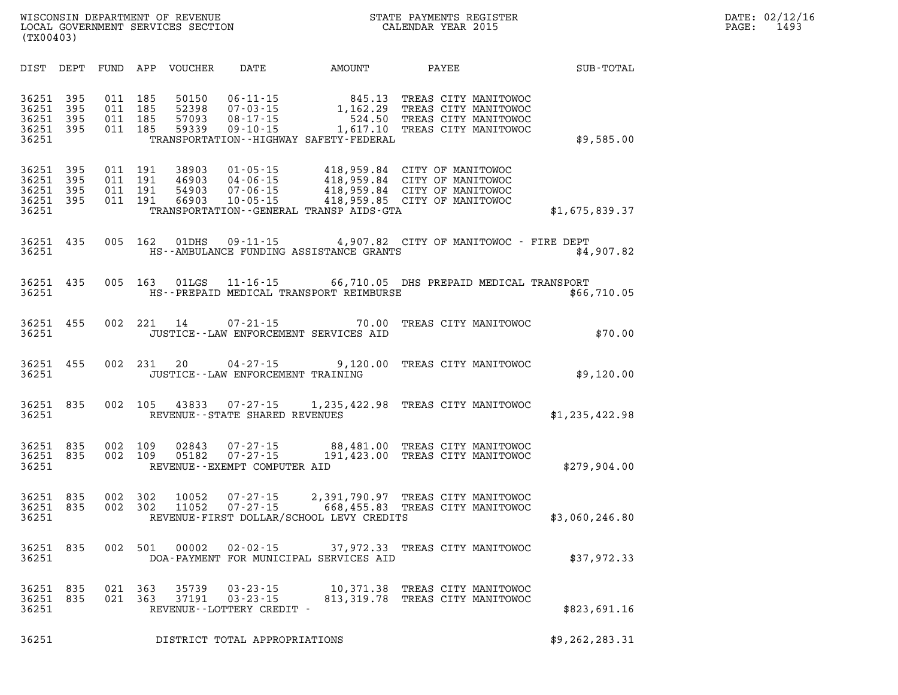WISCONSIN DEPARTMENT OF REVENUE
LOCAL GOVERNMENT SERVICES SECTION
(TX00403)

STATE PAYMENTS REGISTER
CALENDAR YEAR 2015

DATE: 02/12/16

| DIST | DEPT | FUND | APP | VOUCHER | DATE | AMOUNT | PAYEE | SUB-TOTAL |
|---|---|---|---|---|---|---|---|---|
| 36251 | 395 | 011 | 185 | 50150 | 06-11-15 | 845.13 | TREAS CITY MANITOWOC | |
| 36251 | 395 | 011 | 185 | 52398 | 07-03-15 | 1,162.29 | TREAS CITY MANITOWOC | |
| 36251 | 395 | 011 | 185 | 57093 | 08-17-15 | 524.50 | TREAS CITY MANITOWOC | |
| 36251 | 395 | 011 | 185 | 59339 | 09-10-15 | 1,617.10 | TREAS CITY MANITOWOC | |
| 36251 | | | | | TRANSPORTATION--HIGHWAY SAFETY-FEDERAL | | | $9,585.00 |
| 36251 | 395 | 011 | 191 | 38903 | 01-05-15 | 418,959.84 | CITY OF MANITOWOC | |
| 36251 | 395 | 011 | 191 | 46903 | 04-06-15 | 418,959.84 | CITY OF MANITOWOC | |
| 36251 | 395 | 011 | 191 | 54903 | 07-06-15 | 418,959.84 | CITY OF MANITOWOC | |
| 36251 | 395 | 011 | 191 | 66903 | 10-05-15 | 418,959.85 | CITY OF MANITOWOC | |
| 36251 | | | | | TRANSPORTATION--GENERAL TRANSP AIDS-GTA | | | $1,675,839.37 |
| 36251 | 435 | 005 | 162 | 01DHS | 09-11-15 | 4,907.82 | CITY OF MANITOWOC - FIRE DEPT | |
| 36251 | | | | | HS--AMBULANCE FUNDING ASSISTANCE GRANTS | | | $4,907.82 |
| 36251 | 435 | 005 | 163 | 01LGS | 11-16-15 | 66,710.05 | DHS PREPAID MEDICAL TRANSPORT | |
| 36251 | | | | | HS--PREPAID MEDICAL TRANSPORT REIMBURSE | | | $66,710.05 |
| 36251 | 455 | 002 | 221 | 14 | 07-21-15 | 70.00 | TREAS CITY MANITOWOC | |
| 36251 | | | | | JUSTICE--LAW ENFORCEMENT SERVICES AID | | | $70.00 |
| 36251 | 455 | 002 | 231 | 20 | 04-27-15 | 9,120.00 | TREAS CITY MANITOWOC | |
| 36251 | | | | | JUSTICE--LAW ENFORCEMENT TRAINING | | | $9,120.00 |
| 36251 | 835 | 002 | 105 | 43833 | 07-27-15 | 1,235,422.98 | TREAS CITY MANITOWOC | |
| 36251 | | | | | REVENUE--STATE SHARED REVENUES | | | $1,235,422.98 |
| 36251 | 835 | 002 | 109 | 02843 | 07-27-15 | 88,481.00 | TREAS CITY MANITOWOC | |
| 36251 | 835 | 002 | 109 | 05182 | 07-27-15 | 191,423.00 | TREAS CITY MANITOWOC | |
| 36251 | | | | | REVENUE--EXEMPT COMPUTER AID | | | $279,904.00 |
| 36251 | 835 | 002 | 302 | 10052 | 07-27-15 | 2,391,790.97 | TREAS CITY MANITOWOC | |
| 36251 | 835 | 002 | 302 | 11052 | 07-27-15 | 668,455.83 | TREAS CITY MANITOWOC | |
| 36251 | | | | | REVENUE-FIRST DOLLAR/SCHOOL LEVY CREDITS | | | $3,060,246.80 |
| 36251 | 835 | 002 | 501 | 00002 | 02-02-15 | 37,972.33 | TREAS CITY MANITOWOC | |
| 36251 | | | | | DOA-PAYMENT FOR MUNICIPAL SERVICES AID | | | $37,972.33 |
| 36251 | 835 | 021 | 363 | 35739 | 03-23-15 | 10,371.38 | TREAS CITY MANITOWOC | |
| 36251 | 835 | 021 | 363 | 37191 | 03-23-15 | 813,319.78 | TREAS CITY MANITOWOC | |
| 36251 | | | | | REVENUE--LOTTERY CREDIT - | | | $823,691.16 |
| 36251 | | | | | DISTRICT TOTAL APPROPRIATIONS | | | $9,262,283.31 |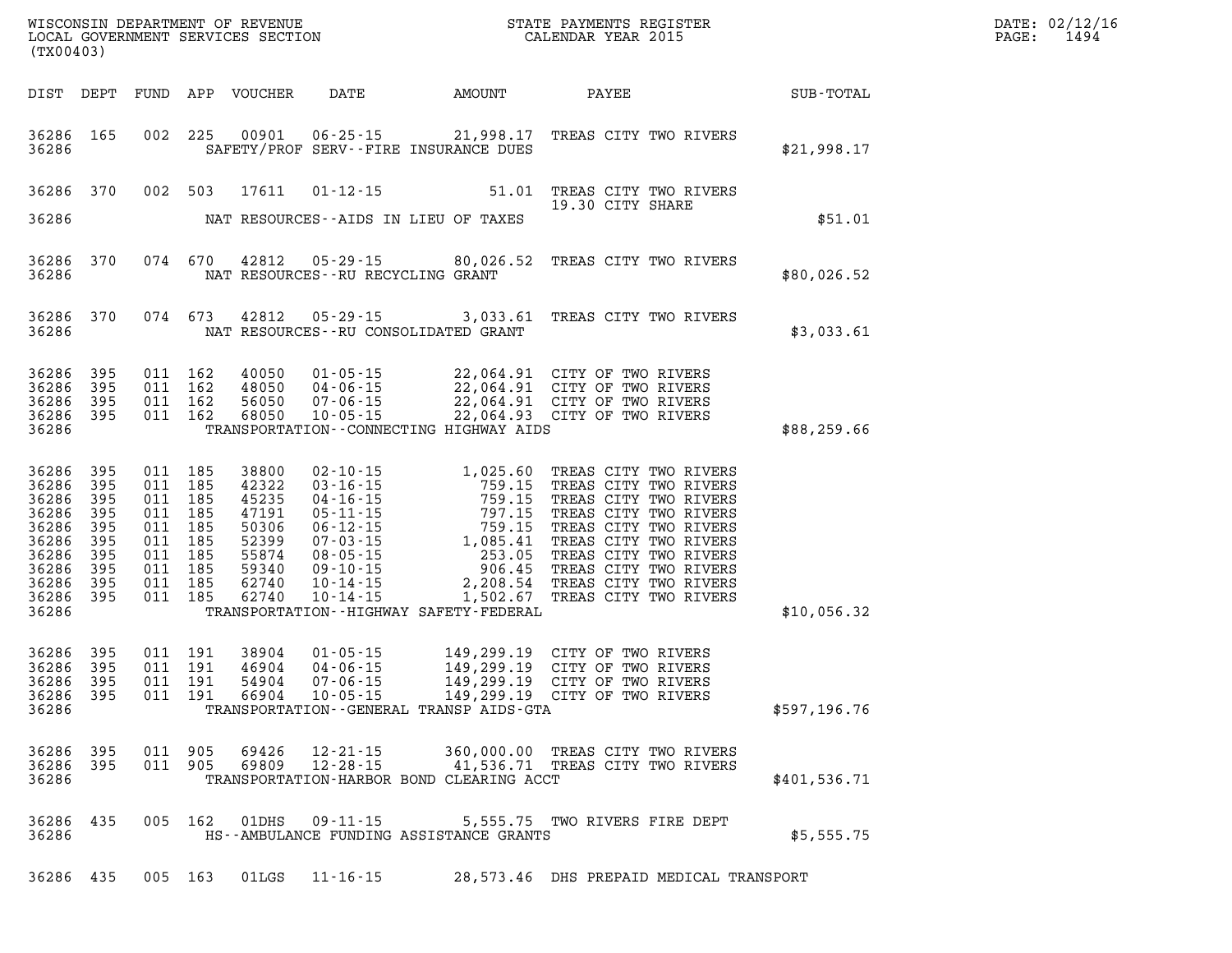| DIST | DEPT | FUND | APP | VOUCHER | DATE | AMOUNT | PAYEE | SUB-TOTAL |
|---|---|---|---|---|---|---|---|---|
| 36286 | 165 | 002 | 225 | 00901 | 06-25-15 | 21,998.17 | TREAS CITY TWO RIVERS | |
| 36286 | | | | | SAFETY/PROF SERV--FIRE INSURANCE DUES | | | $21,998.17 |
| 36286 | 370 | 002 | 503 | 17611 | 01-12-15 | 51.01 | TREAS CITY TWO RIVERS 19.30 CITY SHARE | |
| 36286 | | | | | NAT RESOURCES--AIDS IN LIEU OF TAXES | | | $51.01 |
| 36286 | 370 | 074 | 670 | 42812 | 05-29-15 | 80,026.52 | TREAS CITY TWO RIVERS | |
| 36286 | | | | | NAT RESOURCES--RU RECYCLING GRANT | | | $80,026.52 |
| 36286 | 370 | 074 | 673 | 42812 | 05-29-15 | 3,033.61 | TREAS CITY TWO RIVERS | |
| 36286 | | | | | NAT RESOURCES--RU CONSOLIDATED GRANT | | | $3,033.61 |
| 36286 | 395 | 011 | 162 | 40050 | 01-05-15 | 22,064.91 | CITY OF TWO RIVERS | |
| 36286 | 395 | 011 | 162 | 48050 | 04-06-15 | 22,064.91 | CITY OF TWO RIVERS | |
| 36286 | 395 | 011 | 162 | 56050 | 07-06-15 | 22,064.91 | CITY OF TWO RIVERS | |
| 36286 | 395 | 011 | 162 | 68050 | 10-05-15 | 22,064.93 | CITY OF TWO RIVERS | |
| 36286 | | | | | TRANSPORTATION--CONNECTING HIGHWAY AIDS | | | $88,259.66 |
| 36286 | 395 | 011 | 185 | 38800 | 02-10-15 | 1,025.60 | TREAS CITY TWO RIVERS | |
| 36286 | 395 | 011 | 185 | 42322 | 03-16-15 | 759.15 | TREAS CITY TWO RIVERS | |
| 36286 | 395 | 011 | 185 | 45235 | 04-16-15 | 759.15 | TREAS CITY TWO RIVERS | |
| 36286 | 395 | 011 | 185 | 47191 | 05-11-15 | 797.15 | TREAS CITY TWO RIVERS | |
| 36286 | 395 | 011 | 185 | 50306 | 06-12-15 | 759.15 | TREAS CITY TWO RIVERS | |
| 36286 | 395 | 011 | 185 | 52399 | 07-03-15 | 1,085.41 | TREAS CITY TWO RIVERS | |
| 36286 | 395 | 011 | 185 | 55874 | 08-05-15 | 253.05 | TREAS CITY TWO RIVERS | |
| 36286 | 395 | 011 | 185 | 59340 | 09-10-15 | 906.45 | TREAS CITY TWO RIVERS | |
| 36286 | 395 | 011 | 185 | 62740 | 10-14-15 | 2,208.54 | TREAS CITY TWO RIVERS | |
| 36286 | 395 | 011 | 185 | 62740 | 10-14-15 | 1,502.67 | TREAS CITY TWO RIVERS | |
| 36286 | | | | | TRANSPORTATION--HIGHWAY SAFETY-FEDERAL | | | $10,056.32 |
| 36286 | 395 | 011 | 191 | 38904 | 01-05-15 | 149,299.19 | CITY OF TWO RIVERS | |
| 36286 | 395 | 011 | 191 | 46904 | 04-06-15 | 149,299.19 | CITY OF TWO RIVERS | |
| 36286 | 395 | 011 | 191 | 54904 | 07-06-15 | 149,299.19 | CITY OF TWO RIVERS | |
| 36286 | 395 | 011 | 191 | 66904 | 10-05-15 | 149,299.19 | CITY OF TWO RIVERS | |
| 36286 | | | | | TRANSPORTATION--GENERAL TRANSP AIDS-GTA | | | $597,196.76 |
| 36286 | 395 | 011 | 905 | 69426 | 12-21-15 | 360,000.00 | TREAS CITY TWO RIVERS | |
| 36286 | 395 | 011 | 905 | 69809 | 12-28-15 | 41,536.71 | TREAS CITY TWO RIVERS | |
| 36286 | | | | | TRANSPORTATION-HARBOR BOND CLEARING ACCT | | | $401,536.71 |
| 36286 | 435 | 005 | 162 | 01DHS | 09-11-15 | 5,555.75 | TWO RIVERS FIRE DEPT | |
| 36286 | | | | | HS--AMBULANCE FUNDING ASSISTANCE GRANTS | | | $5,555.75 |
| 36286 | 435 | 005 | 163 | 01LGS | 11-16-15 | 28,573.46 | DHS PREPAID MEDICAL TRANSPORT | |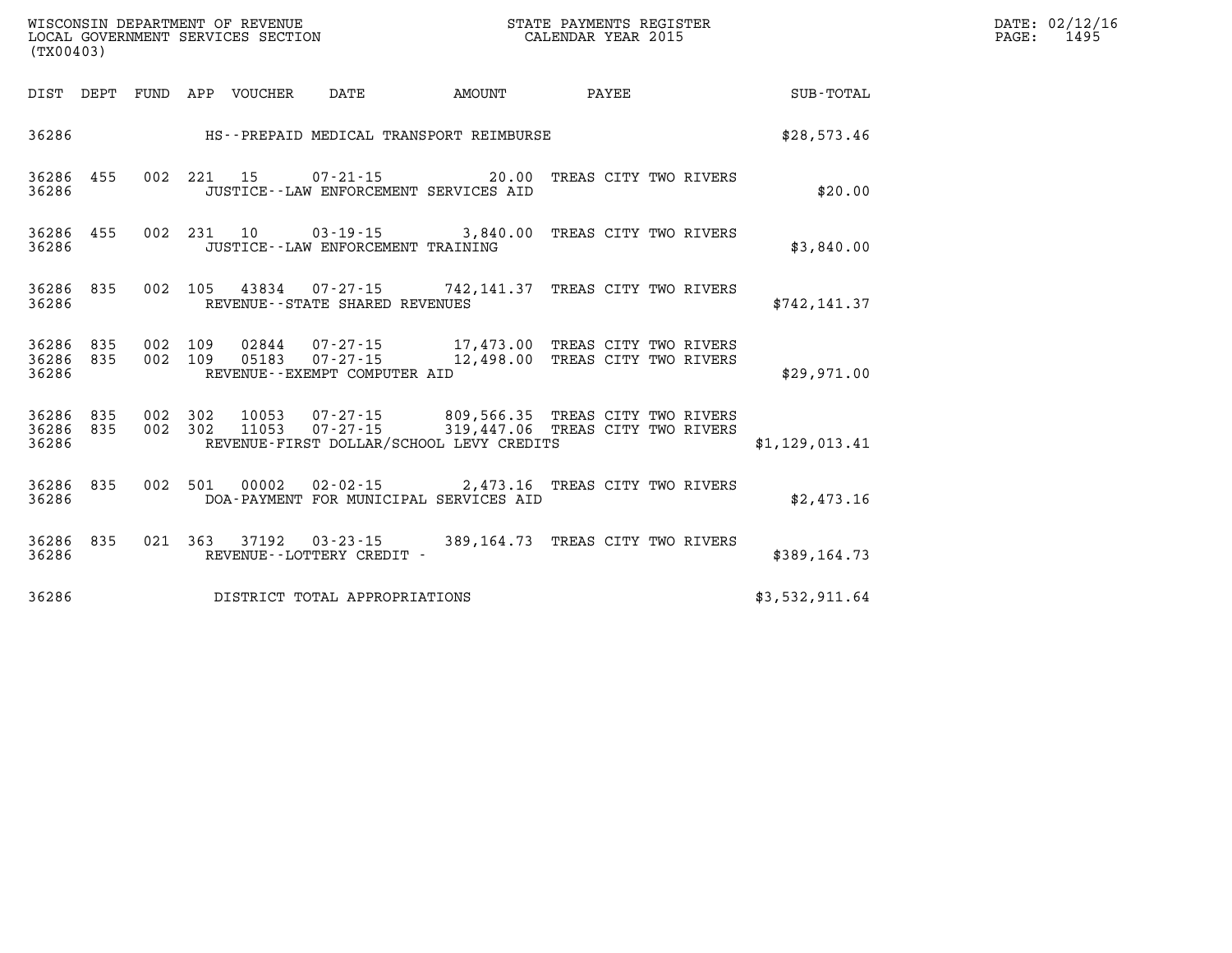| DIST | DEPT | FUND | APP | VOUCHER | DATE | AMOUNT | PAYEE | SUB-TOTAL |
|---|---|---|---|---|---|---|---|---|
| 36286 | | | | | HS--PREPAID MEDICAL TRANSPORT REIMBURSE | | | $28,573.46 |
| 36286 | 455 | 002 | 221 | 15 | 07-21-15 | 20.00 | TREAS CITY TWO RIVERS | |
| 36286 | | | | | JUSTICE--LAW ENFORCEMENT SERVICES AID | | | $20.00 |
| 36286 | 455 | 002 | 231 | 10 | 03-19-15 | 3,840.00 | TREAS CITY TWO RIVERS | |
| 36286 | | | | | JUSTICE--LAW ENFORCEMENT TRAINING | | | $3,840.00 |
| 36286 | 835 | 002 | 105 | 43834 | 07-27-15 | 742,141.37 | TREAS CITY TWO RIVERS | |
| 36286 | | | | | REVENUE--STATE SHARED REVENUES | | | $742,141.37 |
| 36286 | 835 | 002 | 109 | 02844 | 07-27-15 | 17,473.00 | TREAS CITY TWO RIVERS | |
| 36286 | 835 | 002 | 109 | 05183 | 07-27-15 | 12,498.00 | TREAS CITY TWO RIVERS | |
| 36286 | | | | | REVENUE--EXEMPT COMPUTER AID | | | $29,971.00 |
| 36286 | 835 | 002 | 302 | 10053 | 07-27-15 | 809,566.35 | TREAS CITY TWO RIVERS | |
| 36286 | 835 | 002 | 302 | 11053 | 07-27-15 | 319,447.06 | TREAS CITY TWO RIVERS | |
| 36286 | | | | | REVENUE-FIRST DOLLAR/SCHOOL LEVY CREDITS | | | $1,129,013.41 |
| 36286 | 835 | 002 | 501 | 00002 | 02-02-15 | 2,473.16 | TREAS CITY TWO RIVERS | |
| 36286 | | | | | DOA-PAYMENT FOR MUNICIPAL SERVICES AID | | | $2,473.16 |
| 36286 | 835 | 021 | 363 | 37192 | 03-23-15 | 389,164.73 | TREAS CITY TWO RIVERS | |
| 36286 | | | | | REVENUE--LOTTERY CREDIT - | | | $389,164.73 |
| 36286 | | | | | DISTRICT TOTAL APPROPRIATIONS | | | $3,532,911.64 |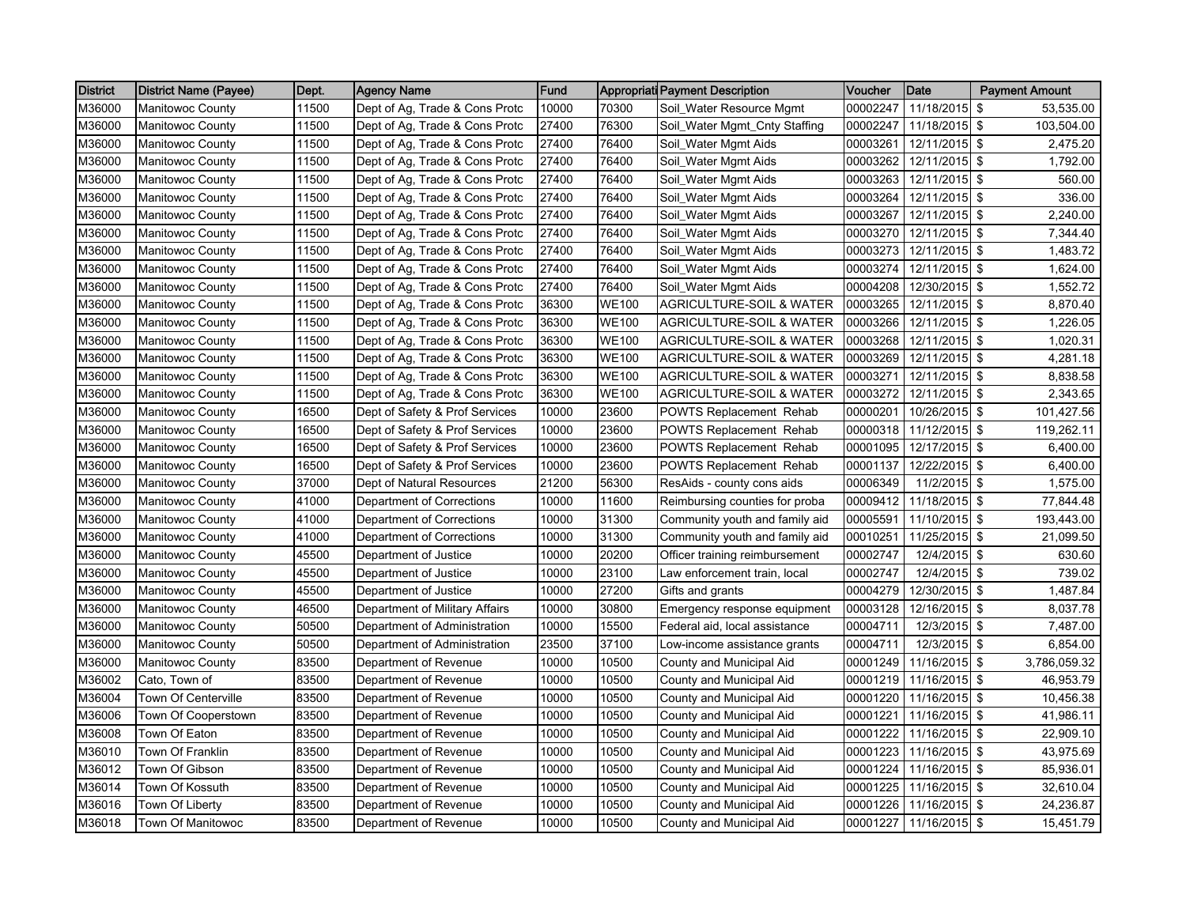| District | District Name (Payee) | Dept. | Agency Name | Fund | Appropriati | Payment Description | Voucher | Date | Payment Amount |
|---|---|---|---|---|---|---|---|---|---|
| M36000 | Manitowoc County | 11500 | Dept of Ag, Trade & Cons Protc | 10000 | 70300 | Soil_Water Resource Mgmt | 00002247 | 11/18/2015 | $ 53,535.00 |
| M36000 | Manitowoc County | 11500 | Dept of Ag, Trade & Cons Protc | 27400 | 76300 | Soil_Water Mgmt_Cnty Staffing | 00002247 | 11/18/2015 | $ 103,504.00 |
| M36000 | Manitowoc County | 11500 | Dept of Ag, Trade & Cons Protc | 27400 | 76400 | Soil_Water Mgmt Aids | 00003261 | 12/11/2015 | $ 2,475.20 |
| M36000 | Manitowoc County | 11500 | Dept of Ag, Trade & Cons Protc | 27400 | 76400 | Soil_Water Mgmt Aids | 00003262 | 12/11/2015 | $ 1,792.00 |
| M36000 | Manitowoc County | 11500 | Dept of Ag, Trade & Cons Protc | 27400 | 76400 | Soil_Water Mgmt Aids | 00003263 | 12/11/2015 | $ 560.00 |
| M36000 | Manitowoc County | 11500 | Dept of Ag, Trade & Cons Protc | 27400 | 76400 | Soil_Water Mgmt Aids | 00003264 | 12/11/2015 | $ 336.00 |
| M36000 | Manitowoc County | 11500 | Dept of Ag, Trade & Cons Protc | 27400 | 76400 | Soil_Water Mgmt Aids | 00003267 | 12/11/2015 | $ 2,240.00 |
| M36000 | Manitowoc County | 11500 | Dept of Ag, Trade & Cons Protc | 27400 | 76400 | Soil_Water Mgmt Aids | 00003270 | 12/11/2015 | $ 7,344.40 |
| M36000 | Manitowoc County | 11500 | Dept of Ag, Trade & Cons Protc | 27400 | 76400 | Soil_Water Mgmt Aids | 00003273 | 12/11/2015 | $ 1,483.72 |
| M36000 | Manitowoc County | 11500 | Dept of Ag, Trade & Cons Protc | 27400 | 76400 | Soil_Water Mgmt Aids | 00003274 | 12/11/2015 | $ 1,624.00 |
| M36000 | Manitowoc County | 11500 | Dept of Ag, Trade & Cons Protc | 27400 | 76400 | Soil_Water Mgmt Aids | 00004208 | 12/30/2015 | $ 1,552.72 |
| M36000 | Manitowoc County | 11500 | Dept of Ag, Trade & Cons Protc | 36300 | WE100 | AGRICULTURE-SOIL & WATER | 00003265 | 12/11/2015 | $ 8,870.40 |
| M36000 | Manitowoc County | 11500 | Dept of Ag, Trade & Cons Protc | 36300 | WE100 | AGRICULTURE-SOIL & WATER | 00003266 | 12/11/2015 | $ 1,226.05 |
| M36000 | Manitowoc County | 11500 | Dept of Ag, Trade & Cons Protc | 36300 | WE100 | AGRICULTURE-SOIL & WATER | 00003268 | 12/11/2015 | $ 1,020.31 |
| M36000 | Manitowoc County | 11500 | Dept of Ag, Trade & Cons Protc | 36300 | WE100 | AGRICULTURE-SOIL & WATER | 00003269 | 12/11/2015 | $ 4,281.18 |
| M36000 | Manitowoc County | 11500 | Dept of Ag, Trade & Cons Protc | 36300 | WE100 | AGRICULTURE-SOIL & WATER | 00003271 | 12/11/2015 | $ 8,838.58 |
| M36000 | Manitowoc County | 11500 | Dept of Ag, Trade & Cons Protc | 36300 | WE100 | AGRICULTURE-SOIL & WATER | 00003272 | 12/11/2015 | $ 2,343.65 |
| M36000 | Manitowoc County | 16500 | Dept of Safety & Prof Services | 10000 | 23600 | POWTS Replacement Rehab | 00000201 | 10/26/2015 | $ 101,427.56 |
| M36000 | Manitowoc County | 16500 | Dept of Safety & Prof Services | 10000 | 23600 | POWTS Replacement Rehab | 00000318 | 11/12/2015 | $ 119,262.11 |
| M36000 | Manitowoc County | 16500 | Dept of Safety & Prof Services | 10000 | 23600 | POWTS Replacement Rehab | 00001095 | 12/17/2015 | $ 6,400.00 |
| M36000 | Manitowoc County | 16500 | Dept of Safety & Prof Services | 10000 | 23600 | POWTS Replacement Rehab | 00001137 | 12/22/2015 | $ 6,400.00 |
| M36000 | Manitowoc County | 37000 | Dept of Natural Resources | 21200 | 56300 | ResAids - county cons aids | 00006349 | 11/2/2015 | $ 1,575.00 |
| M36000 | Manitowoc County | 41000 | Department of Corrections | 10000 | 11600 | Reimbursing counties for proba | 00009412 | 11/18/2015 | $ 77,844.48 |
| M36000 | Manitowoc County | 41000 | Department of Corrections | 10000 | 31300 | Community youth and family aid | 00005591 | 11/10/2015 | $ 193,443.00 |
| M36000 | Manitowoc County | 41000 | Department of Corrections | 10000 | 31300 | Community youth and family aid | 00010251 | 11/25/2015 | $ 21,099.50 |
| M36000 | Manitowoc County | 45500 | Department of Justice | 10000 | 20200 | Officer training reimbursement | 00002747 | 12/4/2015 | $ 630.60 |
| M36000 | Manitowoc County | 45500 | Department of Justice | 10000 | 23100 | Law enforcement train, local | 00002747 | 12/4/2015 | $ 739.02 |
| M36000 | Manitowoc County | 45500 | Department of Justice | 10000 | 27200 | Gifts and grants | 00004279 | 12/30/2015 | $ 1,487.84 |
| M36000 | Manitowoc County | 46500 | Department of Military Affairs | 10000 | 30800 | Emergency response equipment | 00003128 | 12/16/2015 | $ 8,037.78 |
| M36000 | Manitowoc County | 50500 | Department of Administration | 10000 | 15500 | Federal aid, local assistance | 00004711 | 12/3/2015 | $ 7,487.00 |
| M36000 | Manitowoc County | 50500 | Department of Administration | 23500 | 37100 | Low-income assistance grants | 00004711 | 12/3/2015 | $ 6,854.00 |
| M36000 | Manitowoc County | 83500 | Department of Revenue | 10000 | 10500 | County and Municipal Aid | 00001249 | 11/16/2015 | $ 3,786,059.32 |
| M36002 | Cato, Town of | 83500 | Department of Revenue | 10000 | 10500 | County and Municipal Aid | 00001219 | 11/16/2015 | $ 46,953.79 |
| M36004 | Town Of Centerville | 83500 | Department of Revenue | 10000 | 10500 | County and Municipal Aid | 00001220 | 11/16/2015 | $ 10,456.38 |
| M36006 | Town Of Cooperstown | 83500 | Department of Revenue | 10000 | 10500 | County and Municipal Aid | 00001221 | 11/16/2015 | $ 41,986.11 |
| M36008 | Town Of Eaton | 83500 | Department of Revenue | 10000 | 10500 | County and Municipal Aid | 00001222 | 11/16/2015 | $ 22,909.10 |
| M36010 | Town Of Franklin | 83500 | Department of Revenue | 10000 | 10500 | County and Municipal Aid | 00001223 | 11/16/2015 | $ 43,975.69 |
| M36012 | Town Of Gibson | 83500 | Department of Revenue | 10000 | 10500 | County and Municipal Aid | 00001224 | 11/16/2015 | $ 85,936.01 |
| M36014 | Town Of Kossuth | 83500 | Department of Revenue | 10000 | 10500 | County and Municipal Aid | 00001225 | 11/16/2015 | $ 32,610.04 |
| M36016 | Town Of Liberty | 83500 | Department of Revenue | 10000 | 10500 | County and Municipal Aid | 00001226 | 11/16/2015 | $ 24,236.87 |
| M36018 | Town Of Manitowoc | 83500 | Department of Revenue | 10000 | 10500 | County and Municipal Aid | 00001227 | 11/16/2015 | $ 15,451.79 |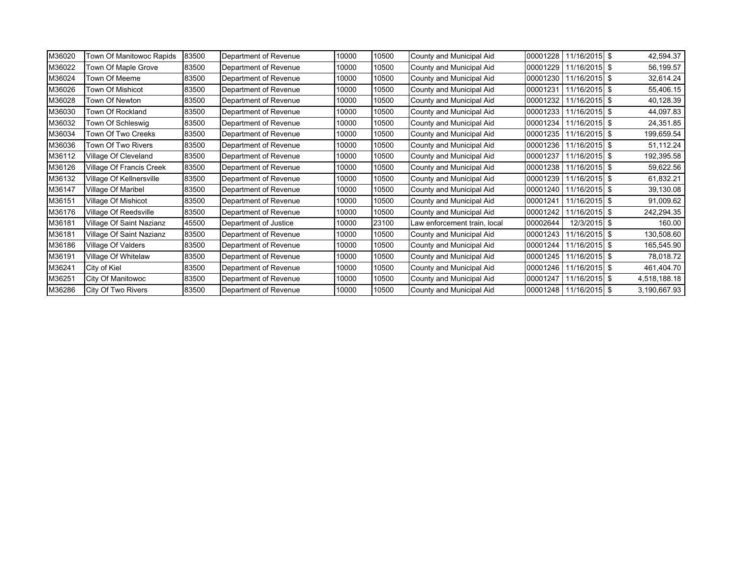| | | | | | | | | | | |
|---|---|---|---|---|---|---|---|---|---|---|
| M36020 | Town Of Manitowoc Rapids | 83500 | Department of Revenue | 10000 | 10500 | County and Municipal Aid | 00001228 | 11/16/2015 | $ | 42,594.37 |
| M36022 | Town Of Maple Grove | 83500 | Department of Revenue | 10000 | 10500 | County and Municipal Aid | 00001229 | 11/16/2015 | $ | 56,199.57 |
| M36024 | Town Of Meeme | 83500 | Department of Revenue | 10000 | 10500 | County and Municipal Aid | 00001230 | 11/16/2015 | $ | 32,614.24 |
| M36026 | Town Of Mishicot | 83500 | Department of Revenue | 10000 | 10500 | County and Municipal Aid | 00001231 | 11/16/2015 | $ | 55,406.15 |
| M36028 | Town Of Newton | 83500 | Department of Revenue | 10000 | 10500 | County and Municipal Aid | 00001232 | 11/16/2015 | $ | 40,128.39 |
| M36030 | Town Of Rockland | 83500 | Department of Revenue | 10000 | 10500 | County and Municipal Aid | 00001233 | 11/16/2015 | $ | 44,097.83 |
| M36032 | Town Of Schleswig | 83500 | Department of Revenue | 10000 | 10500 | County and Municipal Aid | 00001234 | 11/16/2015 | $ | 24,351.85 |
| M36034 | Town Of Two Creeks | 83500 | Department of Revenue | 10000 | 10500 | County and Municipal Aid | 00001235 | 11/16/2015 | $ | 199,659.54 |
| M36036 | Town Of Two Rivers | 83500 | Department of Revenue | 10000 | 10500 | County and Municipal Aid | 00001236 | 11/16/2015 | $ | 51,112.24 |
| M36112 | Village Of Cleveland | 83500 | Department of Revenue | 10000 | 10500 | County and Municipal Aid | 00001237 | 11/16/2015 | $ | 192,395.58 |
| M36126 | Village Of Francis Creek | 83500 | Department of Revenue | 10000 | 10500 | County and Municipal Aid | 00001238 | 11/16/2015 | $ | 59,622.56 |
| M36132 | Village Of Kellnersville | 83500 | Department of Revenue | 10000 | 10500 | County and Municipal Aid | 00001239 | 11/16/2015 | $ | 61,832.21 |
| M36147 | Village Of Maribel | 83500 | Department of Revenue | 10000 | 10500 | County and Municipal Aid | 00001240 | 11/16/2015 | $ | 39,130.08 |
| M36151 | Village Of Mishicot | 83500 | Department of Revenue | 10000 | 10500 | County and Municipal Aid | 00001241 | 11/16/2015 | $ | 91,009.62 |
| M36176 | Village Of Reedsville | 83500 | Department of Revenue | 10000 | 10500 | County and Municipal Aid | 00001242 | 11/16/2015 | $ | 242,294.35 |
| M36181 | Village Of Saint Nazianz | 45500 | Department of Justice | 10000 | 23100 | Law enforcement train, local | 00002644 | 12/3/2015 | $ | 160.00 |
| M36181 | Village Of Saint Nazianz | 83500 | Department of Revenue | 10000 | 10500 | County and Municipal Aid | 00001243 | 11/16/2015 | $ | 130,508.60 |
| M36186 | Village Of Valders | 83500 | Department of Revenue | 10000 | 10500 | County and Municipal Aid | 00001244 | 11/16/2015 | $ | 165,545.90 |
| M36191 | Village Of Whitelaw | 83500 | Department of Revenue | 10000 | 10500 | County and Municipal Aid | 00001245 | 11/16/2015 | $ | 78,018.72 |
| M36241 | City of Kiel | 83500 | Department of Revenue | 10000 | 10500 | County and Municipal Aid | 00001246 | 11/16/2015 | $ | 461,404.70 |
| M36251 | City Of Manitowoc | 83500 | Department of Revenue | 10000 | 10500 | County and Municipal Aid | 00001247 | 11/16/2015 | $ | 4,518,188.18 |
| M36286 | City Of Two Rivers | 83500 | Department of Revenue | 10000 | 10500 | County and Municipal Aid | 00001248 | 11/16/2015 | $ | 3,190,667.93 |